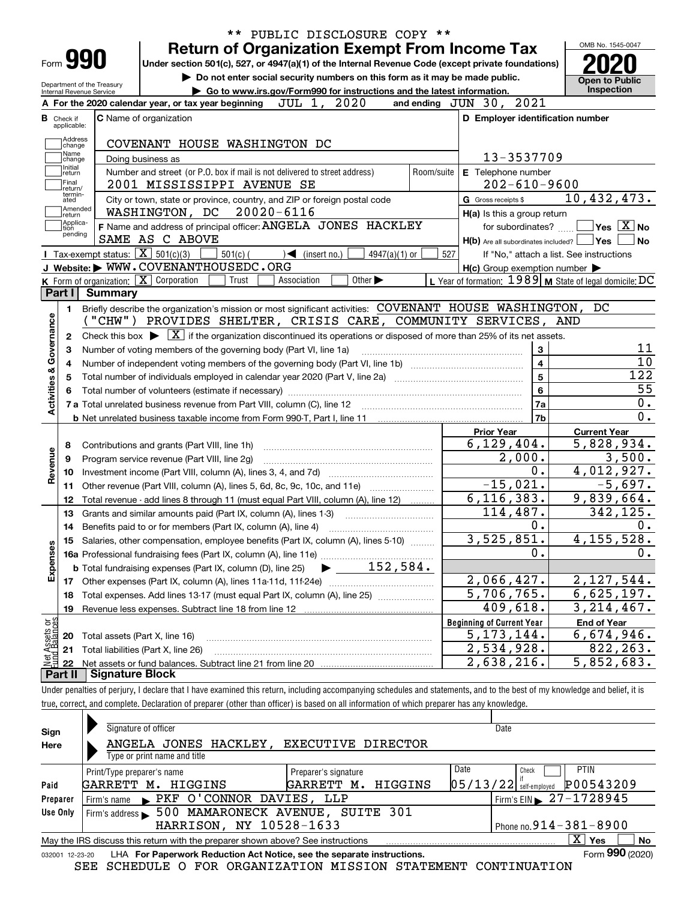** PUBLIC DISCLOSURE COPY **

# Form 990 — Return of Organization Exempt From Income Tax

Under section 501(c), 527, or 4947(a)(1) of the Internal Revenue Code (except private foundations)

▶ Do not enter social security numbers on this form as it may be made public.

▶ Go to www.irs.gov/Form990 for instructions and the latest information.

Department of the Treasury
Internal Revenue Service

OMB No. 1545-0047

**2020**

**Open to Public Inspection**

**A** For the 2020 calendar year, or tax year beginning JUL 1, 2020 and ending JUN 30, 2021

**B** Check if applicable: Address change, Name change, Initial return, Final return/terminated, Amended return, Application pending

**C** Name of organization: COVENANT HOUSE WASHINGTON DC

Doing business as

Number and street (or P.O. box if mail is not delivered to street address): 2001 MISSISSIPPI AVENUE SE — Room/suite

City or town, state or province, country, and ZIP or foreign postal code: WASHINGTON, DC 20020-6116

**D** Employer identification number: 13-3537709

**E** Telephone number: 202-610-9600

**G** Gross receipts $ 10,432,473.

**F** Name and address of principal officer: ANGELA JONES HACKLEY, SAME AS C ABOVE

**H(a)** Is this a group return for subordinates? ☐ Yes ☒ No

**H(b)** Are all subordinates included? ☐ Yes ☐ No — If "No," attach a list. See instructions

**H(c)** Group exemption number ▶

**I** Tax-exempt status: ☒ 501(c)(3) ☐ 501(c) ( ) ◀ (insert no.) ☐ 4947(a)(1) or ☐ 527

**J** Website: ▶ WWW.COVENANTHOUSEDC.ORG

**K** Form of organization: ☒ Corporation ☐ Trust ☐ Association ☐ Other ▶

**L** Year of formation: 1989 **M** State of legal domicile: DC

## Part I Summary

**Activities & Governance**

1 Briefly describe the organization's mission or most significant activities: COVENANT HOUSE WASHINGTON, DC ("CHW") PROVIDES SHELTER, CRISIS CARE, COMMUNITY SERVICES, AND

2 Check this box ▶ ☒ if the organization discontinued its operations or disposed of more than 25% of its net assets.

| | | | |
|---|---|---|---|
| 3 | Number of voting members of the governing body (Part VI, line 1a) | 3 | 11 |
| 4 | Number of independent voting members of the governing body (Part VI, line 1b) | 4 | 10 |
| 5 | Total number of individuals employed in calendar year 2020 (Part V, line 2a) | 5 | 122 |
| 6 | Total number of volunteers (estimate if necessary) | 6 | 55 |
| 7a | Total unrelated business revenue from Part VIII, column (C), line 12 | 7a | 0. |
| b | Net unrelated business taxable income from Form 990-T, Part I, line 11 | 7b | 0. |

| | | Prior Year | Current Year |
|---|---|---|---|
| **Revenue** | | | |
| 8 | Contributions and grants (Part VIII, line 1h) | 6,129,404. | 5,828,934. |
| 9 | Program service revenue (Part VIII, line 2g) | 2,000. | 3,500. |
| 10 | Investment income (Part VIII, column (A), lines 3, 4, and 7d) | 0. | 4,012,927. |
| 11 | Other revenue (Part VIII, column (A), lines 5, 6d, 8c, 9c, 10c, and 11e) | -15,021. | -5,697. |
| 12 | Total revenue - add lines 8 through 11 (must equal Part VIII, column (A), line 12) | 6,116,383. | 9,839,664. |
| **Expenses** | | | |
| 13 | Grants and similar amounts paid (Part IX, column (A), lines 1-3) | 114,487. | 342,125. |
| 14 | Benefits paid to or for members (Part IX, column (A), line 4) | 0. | 0. |
| 15 | Salaries, other compensation, employee benefits (Part IX, column (A), lines 5-10) | 3,525,851. | 4,155,528. |
| 16a | Professional fundraising fees (Part IX, column (A), line 11e) | 0. | 0. |
| b | Total fundraising expenses (Part IX, column (D), line 25) ▶ 152,584. | | |
| 17 | Other expenses (Part IX, column (A), lines 11a-11d, 11f-24e) | 2,066,427. | 2,127,544. |
| 18 | Total expenses. Add lines 13-17 (must equal Part IX, column (A), line 25) | 5,706,765. | 6,625,197. |
| 19 | Revenue less expenses. Subtract line 18 from line 12 | 409,618. | 3,214,467. |

| **Net Assets or Fund Balances** | | Beginning of Current Year | End of Year |
|---|---|---|---|
| 20 | Total assets (Part X, line 16) | 5,173,144. | 6,674,946. |
| 21 | Total liabilities (Part X, line 26) | 2,534,928. | 822,263. |
| 22 | Net assets or fund balances. Subtract line 21 from line 20 | 2,638,216. | 5,852,683. |

## Part II Signature Block

Under penalties of perjury, I declare that I have examined this return, including accompanying schedules and statements, and to the best of my knowledge and belief, it is true, correct, and complete. Declaration of preparer (other than officer) is based on all information of which preparer has any knowledge.

**Sign Here**

Signature of officer — Date

ANGELA JONES HACKLEY, EXECUTIVE DIRECTOR
Type or print name and title

**Paid Preparer Use Only**

| Print/Type preparer's name | Preparer's signature | Date | Check ☐ if self-employed | PTIN |
|---|---|---|---|---|
| GARRETT M. HIGGINS | GARRETT M. HIGGINS | 05/13/22 | | P00543209 |

Firm's name ▶ PKF O'CONNOR DAVIES, LLP — Firm's EIN ▶ 27-1728945

Firm's address ▶ 500 MAMARONECK AVENUE, SUITE 301, HARRISON, NY 10528-1633 — Phone no. 914-381-8900

May the IRS discuss this return with the preparer shown above? See instructions ☒ Yes ☐ No

032001 12-23-20 LHA For Paperwork Reduction Act Notice, see the separate instructions. Form **990** (2020)

SEE SCHEDULE O FOR ORGANIZATION MISSION STATEMENT CONTINUATION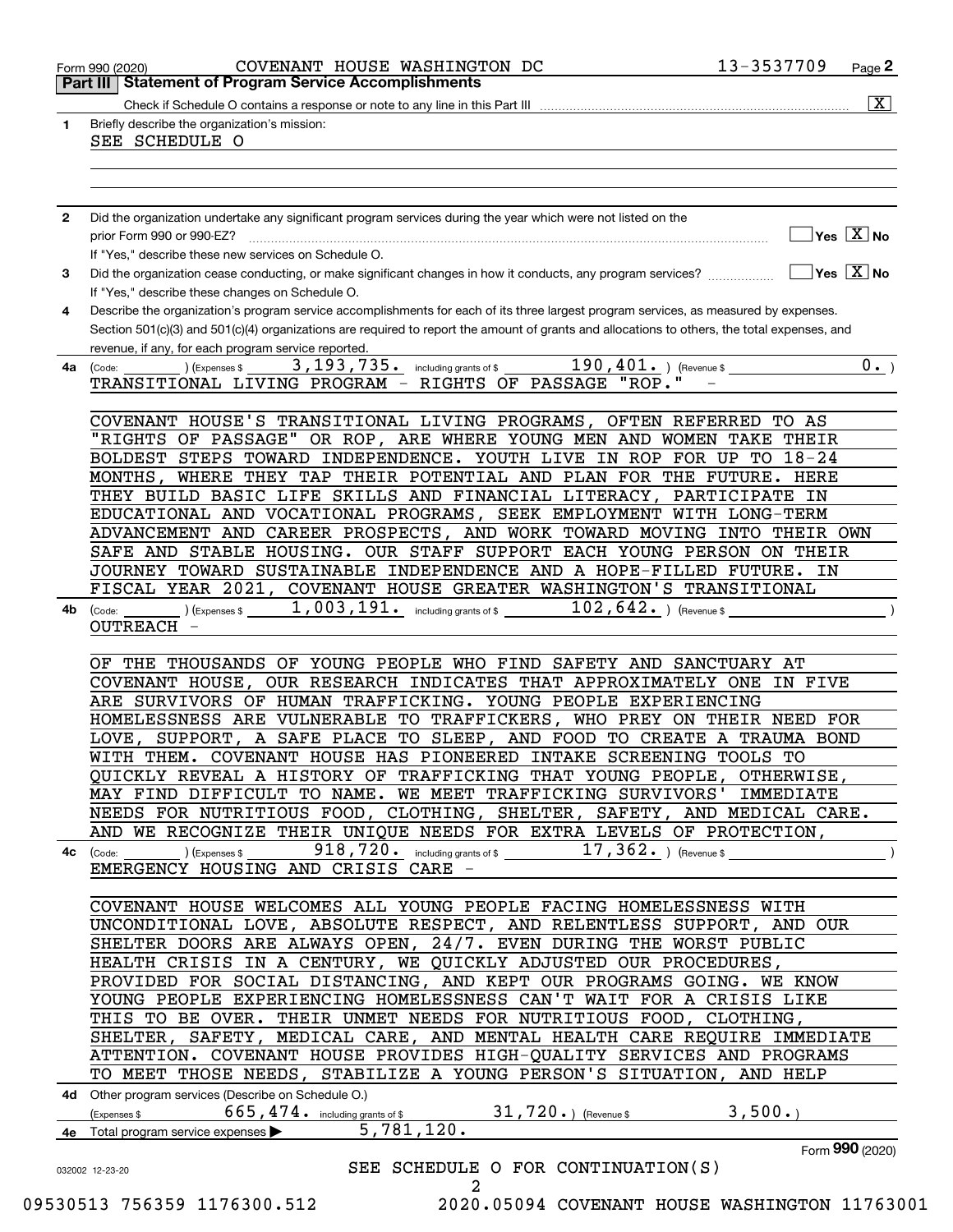Form 990 (2020) COVENANT HOUSE WASHINGTON DC 13-3537709 Page 2

**Part III | Statement of Program Service Accomplishments**

Check if Schedule O contains a response or note to any line in this Part III .......... [X]

**1** Briefly describe the organization's mission:

SEE SCHEDULE O

**2** Did the organization undertake any significant program services during the year which were not listed on the prior Form 990 or 990-EZ? .......... [ ] Yes [X] No

If "Yes," describe these new services on Schedule O.

**3** Did the organization cease conducting, or make significant changes in how it conducts, any program services? .......... [ ] Yes [X] No

If "Yes," describe these changes on Schedule O.

**4** Describe the organization's program service accomplishments for each of its three largest program services, as measured by expenses. Section 501(c)(3) and 501(c)(4) organizations are required to report the amount of grants and allocations to others, the total expenses, and revenue, if any, for each program service reported.

**4a** (Code: ) (Expenses $ 3,193,735. including grants of $ 190,401. ) (Revenue $ 0. )

TRANSITIONAL LIVING PROGRAM - RIGHTS OF PASSAGE "ROP." -

COVENANT HOUSE'S TRANSITIONAL LIVING PROGRAMS, OFTEN REFERRED TO AS "RIGHTS OF PASSAGE" OR ROP, ARE WHERE YOUNG MEN AND WOMEN TAKE THEIR BOLDEST STEPS TOWARD INDEPENDENCE. YOUTH LIVE IN ROP FOR UP TO 18-24 MONTHS, WHERE THEY TAP THEIR POTENTIAL AND PLAN FOR THE FUTURE. HERE THEY BUILD BASIC LIFE SKILLS AND FINANCIAL LITERACY, PARTICIPATE IN EDUCATIONAL AND VOCATIONAL PROGRAMS, SEEK EMPLOYMENT WITH LONG-TERM ADVANCEMENT AND CAREER PROSPECTS, AND WORK TOWARD MOVING INTO THEIR OWN SAFE AND STABLE HOUSING. OUR STAFF SUPPORT EACH YOUNG PERSON ON THEIR JOURNEY TOWARD SUSTAINABLE INDEPENDENCE AND A HOPE-FILLED FUTURE. IN FISCAL YEAR 2021, COVENANT HOUSE GREATER WASHINGTON'S TRANSITIONAL

**4b** (Code: ) (Expenses $ 1,003,191. including grants of $ 102,642. ) (Revenue $ )

OUTREACH -

OF THE THOUSANDS OF YOUNG PEOPLE WHO FIND SAFETY AND SANCTUARY AT COVENANT HOUSE, OUR RESEARCH INDICATES THAT APPROXIMATELY ONE IN FIVE ARE SURVIVORS OF HUMAN TRAFFICKING. YOUNG PEOPLE EXPERIENCING HOMELESSNESS ARE VULNERABLE TO TRAFFICKERS, WHO PREY ON THEIR NEED FOR LOVE, SUPPORT, A SAFE PLACE TO SLEEP, AND FOOD TO CREATE A TRAUMA BOND WITH THEM. COVENANT HOUSE HAS PIONEERED INTAKE SCREENING TOOLS TO QUICKLY REVEAL A HISTORY OF TRAFFICKING THAT YOUNG PEOPLE, OTHERWISE, MAY FIND DIFFICULT TO NAME. WE MEET TRAFFICKING SURVIVORS' IMMEDIATE NEEDS FOR NUTRITIOUS FOOD, CLOTHING, SHELTER, SAFETY, AND MEDICAL CARE. AND WE RECOGNIZE THEIR UNIQUE NEEDS FOR EXTRA LEVELS OF PROTECTION,

**4c** (Code: ) (Expenses $ 918,720. including grants of $ 17,362. ) (Revenue $ )

EMERGENCY HOUSING AND CRISIS CARE -

COVENANT HOUSE WELCOMES ALL YOUNG PEOPLE FACING HOMELESSNESS WITH UNCONDITIONAL LOVE, ABSOLUTE RESPECT, AND RELENTLESS SUPPORT, AND OUR SHELTER DOORS ARE ALWAYS OPEN, 24/7. EVEN DURING THE WORST PUBLIC HEALTH CRISIS IN A CENTURY, WE QUICKLY ADJUSTED OUR PROCEDURES, PROVIDED FOR SOCIAL DISTANCING, AND KEPT OUR PROGRAMS GOING. WE KNOW YOUNG PEOPLE EXPERIENCING HOMELESSNESS CAN'T WAIT FOR A CRISIS LIKE THIS TO BE OVER. THEIR UNMET NEEDS FOR NUTRITIOUS FOOD, CLOTHING, SHELTER, SAFETY, MEDICAL CARE, AND MENTAL HEALTH CARE REQUIRE IMMEDIATE ATTENTION. COVENANT HOUSE PROVIDES HIGH-QUALITY SERVICES AND PROGRAMS TO MEET THOSE NEEDS, STABILIZE A YOUNG PERSON'S SITUATION, AND HELP

**4d** Other program services (Describe on Schedule O.)

(Expenses $ 665,474. including grants of $ 31,720. ) (Revenue $ 3,500. )

**4e** Total program service expenses ▶ 5,781,120.

Form **990** (2020)

SEE SCHEDULE O FOR CONTINUATION(S)

032002 12-23-20

09530513 756359 1176300.512 2020.05094 COVENANT HOUSE WASHINGTON 11763001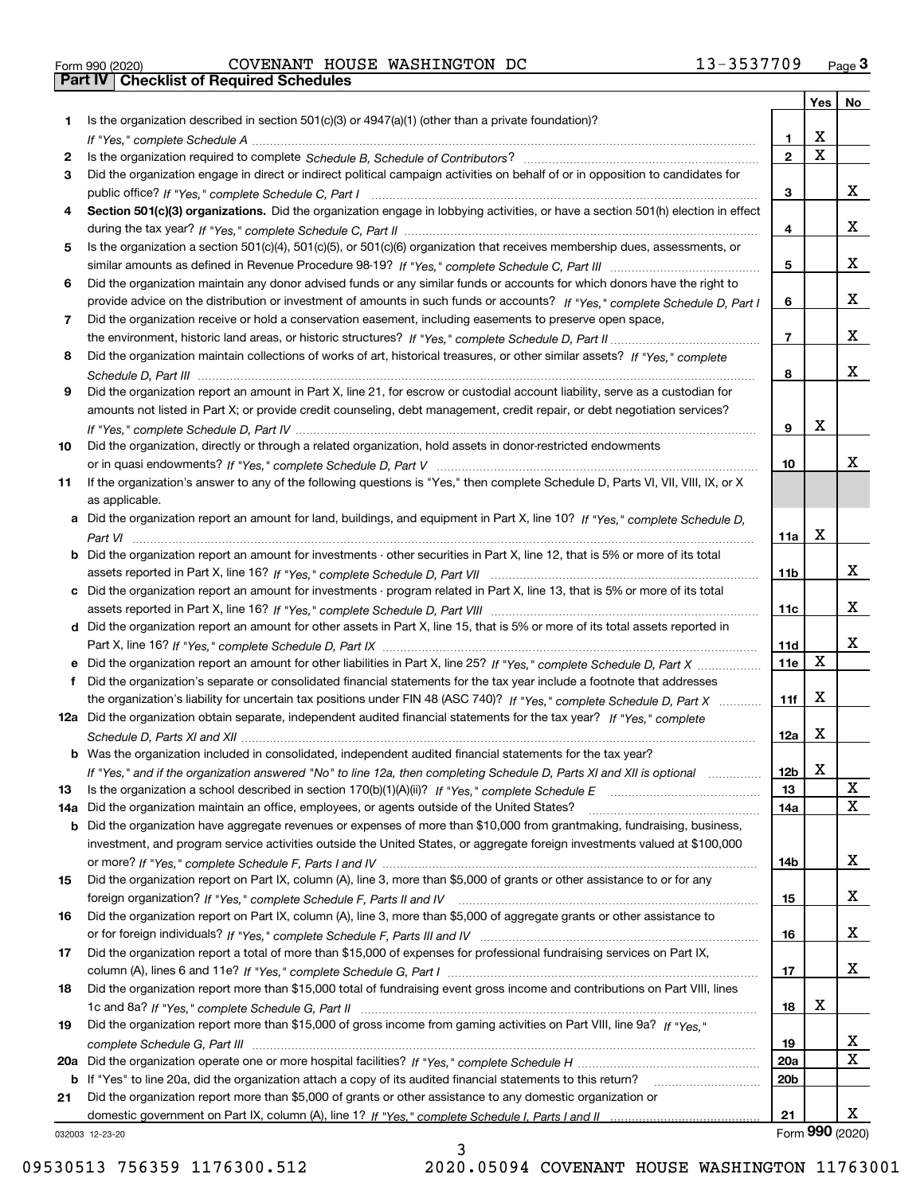Form 990 (2020) COVENANT HOUSE WASHINGTON DC 13-3537709 Page **3**

## Part IV Checklist of Required Schedules

| | | | Yes | No |
|---|---|---|---|---|
| **1** | Is the organization described in section 501(c)(3) or 4947(a)(1) (other than a private foundation)? *If "Yes," complete Schedule A* | **1** | X | |
| **2** | Is the organization required to complete *Schedule B, Schedule of Contributors*? | **2** | X | |
| **3** | Did the organization engage in direct or indirect political campaign activities on behalf of or in opposition to candidates for public office? *If "Yes," complete Schedule C, Part I* | **3** | | X |
| **4** | **Section 501(c)(3) organizations.** Did the organization engage in lobbying activities, or have a section 501(h) election in effect during the tax year? *If "Yes," complete Schedule C, Part II* | **4** | | X |
| **5** | Is the organization a section 501(c)(4), 501(c)(5), or 501(c)(6) organization that receives membership dues, assessments, or similar amounts as defined in Revenue Procedure 98-19? *If "Yes," complete Schedule C, Part III* | **5** | | X |
| **6** | Did the organization maintain any donor advised funds or any similar funds or accounts for which donors have the right to provide advice on the distribution or investment of amounts in such funds or accounts? *If "Yes," complete Schedule D, Part I* | **6** | | X |
| **7** | Did the organization receive or hold a conservation easement, including easements to preserve open space, the environment, historic land areas, or historic structures? *If "Yes," complete Schedule D, Part II* | **7** | | X |
| **8** | Did the organization maintain collections of works of art, historical treasures, or other similar assets? *If "Yes," complete Schedule D, Part III* | **8** | | X |
| **9** | Did the organization report an amount in Part X, line 21, for escrow or custodial account liability, serve as a custodian for amounts not listed in Part X; or provide credit counseling, debt management, credit repair, or debt negotiation services? *If "Yes," complete Schedule D, Part IV* | **9** | X | |
| **10** | Did the organization, directly or through a related organization, hold assets in donor-restricted endowments or in quasi endowments? *If "Yes," complete Schedule D, Part V* | **10** | | X |
| **11** | If the organization's answer to any of the following questions is "Yes," then complete Schedule D, Parts VI, VII, VIII, IX, or X as applicable. | | | |
| **a** | Did the organization report an amount for land, buildings, and equipment in Part X, line 10? *If "Yes," complete Schedule D, Part VI* | **11a** | X | |
| **b** | Did the organization report an amount for investments - other securities in Part X, line 12, that is 5% or more of its total assets reported in Part X, line 16? *If "Yes," complete Schedule D, Part VII* | **11b** | | X |
| **c** | Did the organization report an amount for investments - program related in Part X, line 13, that is 5% or more of its total assets reported in Part X, line 16? *If "Yes," complete Schedule D, Part VIII* | **11c** | | X |
| **d** | Did the organization report an amount for other assets in Part X, line 15, that is 5% or more of its total assets reported in Part X, line 16? *If "Yes," complete Schedule D, Part IX* | **11d** | | X |
| **e** | Did the organization report an amount for other liabilities in Part X, line 25? *If "Yes," complete Schedule D, Part X* | **11e** | X | |
| **f** | Did the organization's separate or consolidated financial statements for the tax year include a footnote that addresses the organization's liability for uncertain tax positions under FIN 48 (ASC 740)? *If "Yes," complete Schedule D, Part X* | **11f** | X | |
| **12a** | Did the organization obtain separate, independent audited financial statements for the tax year? *If "Yes," complete Schedule D, Parts XI and XII* | **12a** | X | |
| **b** | Was the organization included in consolidated, independent audited financial statements for the tax year? *If "Yes," and if the organization answered "No" to line 12a, then completing Schedule D, Parts XI and XII is optional* | **12b** | X | |
| **13** | Is the organization a school described in section 170(b)(1)(A)(ii)? *If "Yes," complete Schedule E* | **13** | | X |
| **14a** | Did the organization maintain an office, employees, or agents outside of the United States? | **14a** | | X |
| **b** | Did the organization have aggregate revenues or expenses of more than $10,000 from grantmaking, fundraising, business, investment, and program service activities outside the United States, or aggregate foreign investments valued at $100,000 or more? *If "Yes," complete Schedule F, Parts I and IV* | **14b** | | X |
| **15** | Did the organization report on Part IX, column (A), line 3, more than $5,000 of grants or other assistance to or for any foreign organization? *If "Yes," complete Schedule F, Parts II and IV* | **15** | | X |
| **16** | Did the organization report on Part IX, column (A), line 3, more than $5,000 of aggregate grants or other assistance to or for foreign individuals? *If "Yes," complete Schedule F, Parts III and IV* | **16** | | X |
| **17** | Did the organization report a total of more than $15,000 of expenses for professional fundraising services on Part IX, column (A), lines 6 and 11e? *If "Yes," complete Schedule G, Part I* | **17** | | X |
| **18** | Did the organization report more than $15,000 total of fundraising event gross income and contributions on Part VIII, lines 1c and 8a? *If "Yes," complete Schedule G, Part II* | **18** | X | |
| **19** | Did the organization report more than $15,000 of gross income from gaming activities on Part VIII, line 9a? *If "Yes," complete Schedule G, Part III* | **19** | | X |
| **20a** | Did the organization operate one or more hospital facilities? *If "Yes," complete Schedule H* | **20a** | | X |
| **b** | If "Yes" to line 20a, did the organization attach a copy of its audited financial statements to this return? | **20b** | | |
| **21** | Did the organization report more than $5,000 of grants or other assistance to any domestic organization or domestic government on Part IX, column (A), line 1? *If "Yes," complete Schedule I, Parts I and II* | **21** | | X |

032003 12-23-20

Form **990** (2020)

09530513 756359 1176300.512 2020.05094 COVENANT HOUSE WASHINGTON 11763001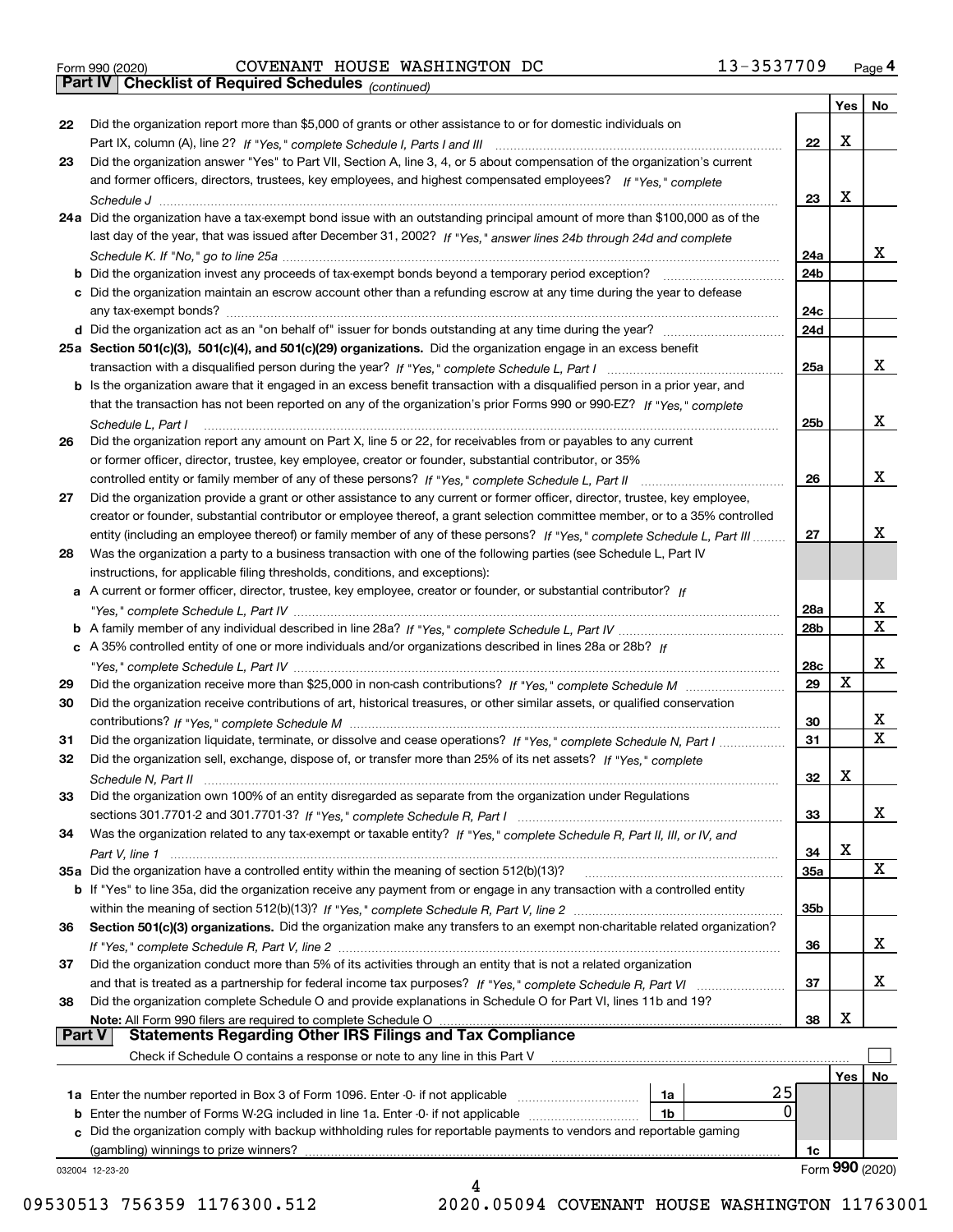Form 990 (2020) COVENANT HOUSE WASHINGTON DC 13-3537709 Page 4

**Part IV Checklist of Required Schedules** *(continued)*

| | | | Yes | No |
|---|---|---|---|---|
| 22 | Did the organization report more than $5,000 of grants or other assistance to or for domestic individuals on Part IX, column (A), line 2? *If "Yes," complete Schedule I, Parts I and III* | 22 | X | |
| 23 | Did the organization answer "Yes" to Part VII, Section A, line 3, 4, or 5 about compensation of the organization's current and former officers, directors, trustees, key employees, and highest compensated employees? *If "Yes," complete Schedule J* | 23 | X | |
| 24a | Did the organization have a tax-exempt bond issue with an outstanding principal amount of more than $100,000 as of the last day of the year, that was issued after December 31, 2002? *If "Yes," answer lines 24b through 24d and complete Schedule K. If "No," go to line 25a* | 24a | | X |
| b | Did the organization invest any proceeds of tax-exempt bonds beyond a temporary period exception? | 24b | | |
| c | Did the organization maintain an escrow account other than a refunding escrow at any time during the year to defease any tax-exempt bonds? | 24c | | |
| d | Did the organization act as an "on behalf of" issuer for bonds outstanding at any time during the year? | 24d | | |
| 25a | **Section 501(c)(3), 501(c)(4), and 501(c)(29) organizations.** Did the organization engage in an excess benefit transaction with a disqualified person during the year? *If "Yes," complete Schedule L, Part I* | 25a | | X |
| b | Is the organization aware that it engaged in an excess benefit transaction with a disqualified person in a prior year, and that the transaction has not been reported on any of the organization's prior Forms 990 or 990-EZ? *If "Yes," complete Schedule L, Part I* | 25b | | X |
| 26 | Did the organization report any amount on Part X, line 5 or 22, for receivables from or payables to any current or former officer, director, trustee, key employee, creator or founder, substantial contributor, or 35% controlled entity or family member of any of these persons? *If "Yes," complete Schedule L, Part II* | 26 | | X |
| 27 | Did the organization provide a grant or other assistance to any current or former officer, director, trustee, key employee, creator or founder, substantial contributor or employee thereof, a grant selection committee member, or to a 35% controlled entity (including an employee thereof) or family member of any of these persons? *If "Yes," complete Schedule L, Part III* | 27 | | X |
| 28 | Was the organization a party to a business transaction with one of the following parties (see Schedule L, Part IV instructions, for applicable filing thresholds, conditions, and exceptions): | | | |
| a | A current or former officer, director, trustee, key employee, creator or founder, or substantial contributor? *If "Yes," complete Schedule L, Part IV* | 28a | | X |
| b | A family member of any individual described in line 28a? *If "Yes," complete Schedule L, Part IV* | 28b | | X |
| c | A 35% controlled entity of one or more individuals and/or organizations described in lines 28a or 28b? *If "Yes," complete Schedule L, Part IV* | 28c | | X |
| 29 | Did the organization receive more than $25,000 in non-cash contributions? *If "Yes," complete Schedule M* | 29 | X | |
| 30 | Did the organization receive contributions of art, historical treasures, or other similar assets, or qualified conservation contributions? *If "Yes," complete Schedule M* | 30 | | X |
| 31 | Did the organization liquidate, terminate, or dissolve and cease operations? *If "Yes," complete Schedule N, Part I* | 31 | | X |
| 32 | Did the organization sell, exchange, dispose of, or transfer more than 25% of its net assets? *If "Yes," complete Schedule N, Part II* | 32 | X | |
| 33 | Did the organization own 100% of an entity disregarded as separate from the organization under Regulations sections 301.7701-2 and 301.7701-3? *If "Yes," complete Schedule R, Part I* | 33 | | X |
| 34 | Was the organization related to any tax-exempt or taxable entity? *If "Yes," complete Schedule R, Part II, III, or IV, and Part V, line 1* | 34 | X | |
| 35a | Did the organization have a controlled entity within the meaning of section 512(b)(13)? | 35a | | X |
| b | If "Yes" to line 35a, did the organization receive any payment from or engage in any transaction with a controlled entity within the meaning of section 512(b)(13)? *If "Yes," complete Schedule R, Part V, line 2* | 35b | | |
| 36 | **Section 501(c)(3) organizations.** Did the organization make any transfers to an exempt non-charitable related organization? *If "Yes," complete Schedule R, Part V, line 2* | 36 | | X |
| 37 | Did the organization conduct more than 5% of its activities through an entity that is not a related organization and that is treated as a partnership for federal income tax purposes? *If "Yes," complete Schedule R, Part VI* | 37 | | X |
| 38 | Did the organization complete Schedule O and provide explanations in Schedule O for Part VI, lines 11b and 19? **Note:** All Form 990 filers are required to complete Schedule O | 38 | X | |

**Part V Statements Regarding Other IRS Filings and Tax Compliance**

Check if Schedule O contains a response or note to any line in this Part V ☐

| | | | | | Yes | No |
|---|---|---|---|---|---|---|
| 1a | Enter the number reported in Box 3 of Form 1096. Enter -0- if not applicable | 1a | 25 | | | |
| b | Enter the number of Forms W-2G included in line 1a. Enter -0- if not applicable | 1b | 0 | | | |
| c | Did the organization comply with backup withholding rules for reportable payments to vendors and reportable gaming (gambling) winnings to prize winners? | | | 1c | | |

032004 12-23-20 Form **990** (2020)

09530513 756359 1176300.512 2020.05094 COVENANT HOUSE WASHINGTON 11763001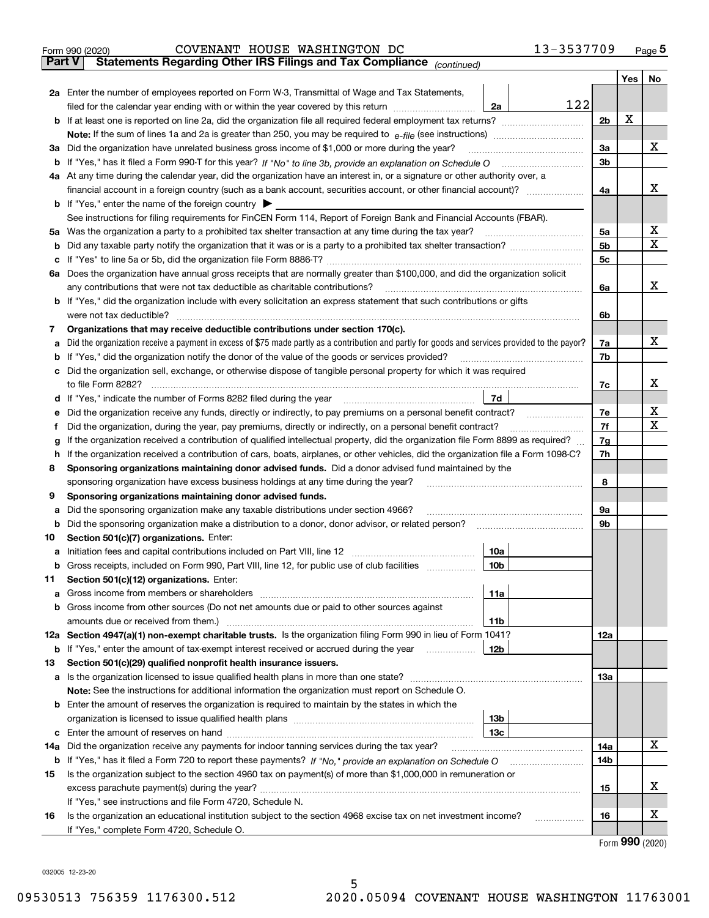Form 990 (2020) COVENANT HOUSE WASHINGTON DC 13-3537709 Page 5

**Part V Statements Regarding Other IRS Filings and Tax Compliance** *(continued)*

| | | | | | Yes | No |
|---|---|---|---|---|---|---|
| **2a** | Enter the number of employees reported on Form W-3, Transmittal of Wage and Tax Statements, filed for the calendar year ending with or within the year covered by this return | 2a | 122 | | | |
| **b** | If at least one is reported on line 2a, did the organization file all required federal employment tax returns? | | | 2b | X | |
| | **Note:** If the sum of lines 1a and 2a is greater than 250, you may be required to *e-file* (see instructions) | | | | | |
| **3a** | Did the organization have unrelated business gross income of $1,000 or more during the year? | | | 3a | | X |
| **b** | If "Yes," has it filed a Form 990-T for this year? *If "No" to line 3b, provide an explanation on Schedule O* | | | 3b | | |
| **4a** | At any time during the calendar year, did the organization have an interest in, or a signature or other authority over, a financial account in a foreign country (such as a bank account, securities account, or other financial account)? | | | 4a | | X |
| **b** | If "Yes," enter the name of the foreign country ▶ | | | | | |
| | See instructions for filing requirements for FinCEN Form 114, Report of Foreign Bank and Financial Accounts (FBAR). | | | | | |
| **5a** | Was the organization a party to a prohibited tax shelter transaction at any time during the tax year? | | | 5a | | X |
| **b** | Did any taxable party notify the organization that it was or is a party to a prohibited tax shelter transaction? | | | 5b | | X |
| **c** | If "Yes" to line 5a or 5b, did the organization file Form 8886-T? | | | 5c | | |
| **6a** | Does the organization have annual gross receipts that are normally greater than $100,000, and did the organization solicit any contributions that were not tax deductible as charitable contributions? | | | 6a | | X |
| **b** | If "Yes," did the organization include with every solicitation an express statement that such contributions or gifts were not tax deductible? | | | 6b | | |
| **7** | **Organizations that may receive deductible contributions under section 170(c).** | | | | | |
| **a** | Did the organization receive a payment in excess of $75 made partly as a contribution and partly for goods and services provided to the payor? | | | 7a | | X |
| **b** | If "Yes," did the organization notify the donor of the value of the goods or services provided? | | | 7b | | |
| **c** | Did the organization sell, exchange, or otherwise dispose of tangible personal property for which it was required to file Form 8282? | | | 7c | | X |
| **d** | If "Yes," indicate the number of Forms 8282 filed during the year | 7d | | | | |
| **e** | Did the organization receive any funds, directly or indirectly, to pay premiums on a personal benefit contract? | | | 7e | | X |
| **f** | Did the organization, during the year, pay premiums, directly or indirectly, on a personal benefit contract? | | | 7f | | X |
| **g** | If the organization received a contribution of qualified intellectual property, did the organization file Form 8899 as required? | | | 7g | | |
| **h** | If the organization received a contribution of cars, boats, airplanes, or other vehicles, did the organization file a Form 1098-C? | | | 7h | | |
| **8** | **Sponsoring organizations maintaining donor advised funds.** Did a donor advised fund maintained by the sponsoring organization have excess business holdings at any time during the year? | | | 8 | | |
| **9** | **Sponsoring organizations maintaining donor advised funds.** | | | | | |
| **a** | Did the sponsoring organization make any taxable distributions under section 4966? | | | 9a | | |
| **b** | Did the sponsoring organization make a distribution to a donor, donor advisor, or related person? | | | 9b | | |
| **10** | **Section 501(c)(7) organizations.** Enter: | | | | | |
| **a** | Initiation fees and capital contributions included on Part VIII, line 12 | 10a | | | | |
| **b** | Gross receipts, included on Form 990, Part VIII, line 12, for public use of club facilities | 10b | | | | |
| **11** | **Section 501(c)(12) organizations.** Enter: | | | | | |
| **a** | Gross income from members or shareholders | 11a | | | | |
| **b** | Gross income from other sources (Do not net amounts due or paid to other sources against amounts due or received from them.) | 11b | | | | |
| **12a** | **Section 4947(a)(1) non-exempt charitable trusts.** Is the organization filing Form 990 in lieu of Form 1041? | | | 12a | | |
| **b** | If "Yes," enter the amount of tax-exempt interest received or accrued during the year | 12b | | | | |
| **13** | **Section 501(c)(29) qualified nonprofit health insurance issuers.** | | | | | |
| **a** | Is the organization licensed to issue qualified health plans in more than one state? | | | 13a | | |
| | **Note:** See the instructions for additional information the organization must report on Schedule O. | | | | | |
| **b** | Enter the amount of reserves the organization is required to maintain by the states in which the organization is licensed to issue qualified health plans | 13b | | | | |
| **c** | Enter the amount of reserves on hand | 13c | | | | |
| **14a** | Did the organization receive any payments for indoor tanning services during the tax year? | | | 14a | | X |
| **b** | If "Yes," has it filed a Form 720 to report these payments? *If "No," provide an explanation on Schedule O* | | | 14b | | |
| **15** | Is the organization subject to the section 4960 tax on payment(s) of more than $1,000,000 in remuneration or excess parachute payment(s) during the year? | | | 15 | | X |
| | If "Yes," see instructions and file Form 4720, Schedule N. | | | | | |
| **16** | Is the organization an educational institution subject to the section 4968 excise tax on net investment income? | | | 16 | | X |
| | If "Yes," complete Form 4720, Schedule O. | | | | | |

Form **990** (2020)

032005 12-23-20

09530513 756359 1176300.512 2020.05094 COVENANT HOUSE WASHINGTON 11763001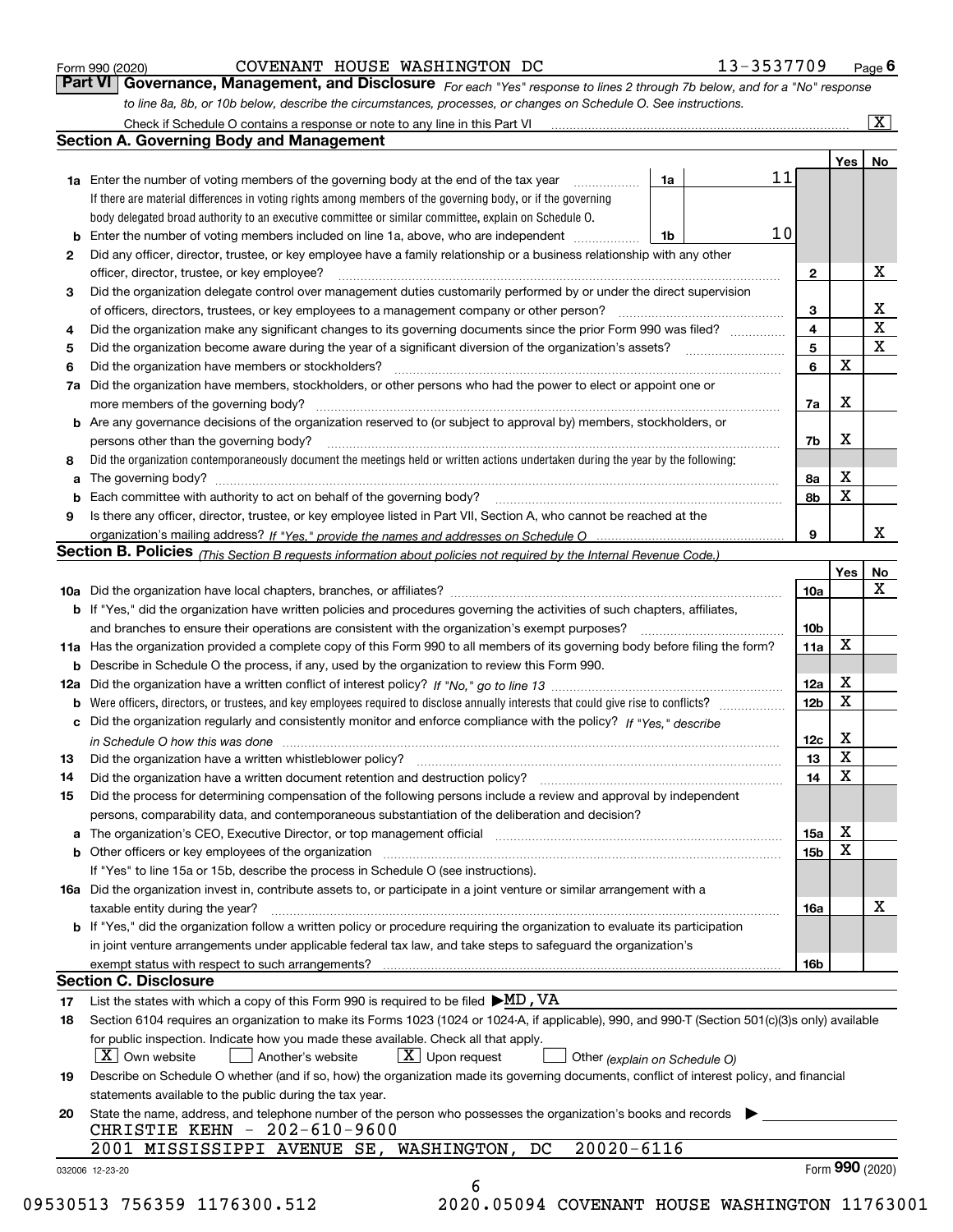Form 990 (2020) COVENANT HOUSE WASHINGTON DC 13-3537709 Page 6

## Part VI Governance, Management, and Disclosure

*For each "Yes" response to lines 2 through 7b below, and for a "No" response to line 8a, 8b, or 10b below, describe the circumstances, processes, or changes on Schedule O. See instructions.*

Check if Schedule O contains a response or note to any line in this Part VI ☒

### Section A. Governing Body and Management

| | | | | Yes | No |
|---|---|---|---|---|---|
| **1a** | Enter the number of voting members of the governing body at the end of the tax year. If there are material differences in voting rights among members of the governing body, or if the governing body delegated broad authority to an executive committee or similar committee, explain on Schedule O. | 1a: 11 | | | |
| **b** | Enter the number of voting members included on line 1a, above, who are independent | 1b: 10 | | | |
| **2** | Did any officer, director, trustee, or key employee have a family relationship or a business relationship with any other officer, director, trustee, or key employee? | | 2 | | X |
| **3** | Did the organization delegate control over management duties customarily performed by or under the direct supervision of officers, directors, trustees, or key employees to a management company or other person? | | 3 | | X |
| **4** | Did the organization make any significant changes to its governing documents since the prior Form 990 was filed? | | 4 | | X |
| **5** | Did the organization become aware during the year of a significant diversion of the organization's assets? | | 5 | | X |
| **6** | Did the organization have members or stockholders? | | 6 | X | |
| **7a** | Did the organization have members, stockholders, or other persons who had the power to elect or appoint one or more members of the governing body? | | 7a | X | |
| **b** | Are any governance decisions of the organization reserved to (or subject to approval by) members, stockholders, or persons other than the governing body? | | 7b | X | |
| **8** | Did the organization contemporaneously document the meetings held or written actions undertaken during the year by the following: | | | | |
| **a** | The governing body? | | 8a | X | |
| **b** | Each committee with authority to act on behalf of the governing body? | | 8b | X | |
| **9** | Is there any officer, director, trustee, or key employee listed in Part VII, Section A, who cannot be reached at the organization's mailing address? *If "Yes," provide the names and addresses on Schedule O* | | 9 | | X |

### Section B. Policies *(This Section B requests information about policies not required by the Internal Revenue Code.)*

| | | | Yes | No |
|---|---|---|---|---|
| **10a** | Did the organization have local chapters, branches, or affiliates? | 10a | | X |
| **b** | If "Yes," did the organization have written policies and procedures governing the activities of such chapters, affiliates, and branches to ensure their operations are consistent with the organization's exempt purposes? | 10b | | |
| **11a** | Has the organization provided a complete copy of this Form 990 to all members of its governing body before filing the form? | 11a | X | |
| **b** | Describe in Schedule O the process, if any, used by the organization to review this Form 990. | | | |
| **12a** | Did the organization have a written conflict of interest policy? *If "No," go to line 13* | 12a | X | |
| **b** | Were officers, directors, or trustees, and key employees required to disclose annually interests that could give rise to conflicts? | 12b | X | |
| **c** | Did the organization regularly and consistently monitor and enforce compliance with the policy? *If "Yes," describe in Schedule O how this was done* | 12c | X | |
| **13** | Did the organization have a written whistleblower policy? | 13 | X | |
| **14** | Did the organization have a written document retention and destruction policy? | 14 | X | |
| **15** | Did the process for determining compensation of the following persons include a review and approval by independent persons, comparability data, and contemporaneous substantiation of the deliberation and decision? | | | |
| **a** | The organization's CEO, Executive Director, or top management official | 15a | X | |
| **b** | Other officers or key employees of the organization | 15b | X | |
| | If "Yes" to line 15a or 15b, describe the process in Schedule O (see instructions). | | | |
| **16a** | Did the organization invest in, contribute assets to, or participate in a joint venture or similar arrangement with a taxable entity during the year? | 16a | | X |
| **b** | If "Yes," did the organization follow a written policy or procedure requiring the organization to evaluate its participation in joint venture arrangements under applicable federal tax law, and take steps to safeguard the organization's exempt status with respect to such arrangements? | 16b | | |

### Section C. Disclosure

**17** List the states with which a copy of this Form 990 is required to be filed ▶ MD, VA

**18** Section 6104 requires an organization to make its Forms 1023 (1024 or 1024-A, if applicable), 990, and 990-T (Section 501(c)(3)s only) available for public inspection. Indicate how you made these available. Check all that apply.

☒ Own website ☐ Another's website ☒ Upon request ☐ Other *(explain on Schedule O)*

**19** Describe on Schedule O whether (and if so, how) the organization made its governing documents, conflict of interest policy, and financial statements available to the public during the tax year.

**20** State the name, address, and telephone number of the person who possesses the organization's books and records ▶

CHRISTIE KEHN - 202-610-9600
2001 MISSISSIPPI AVENUE SE, WASHINGTON, DC 20020-6116

032006 12-23-20 Form **990** (2020)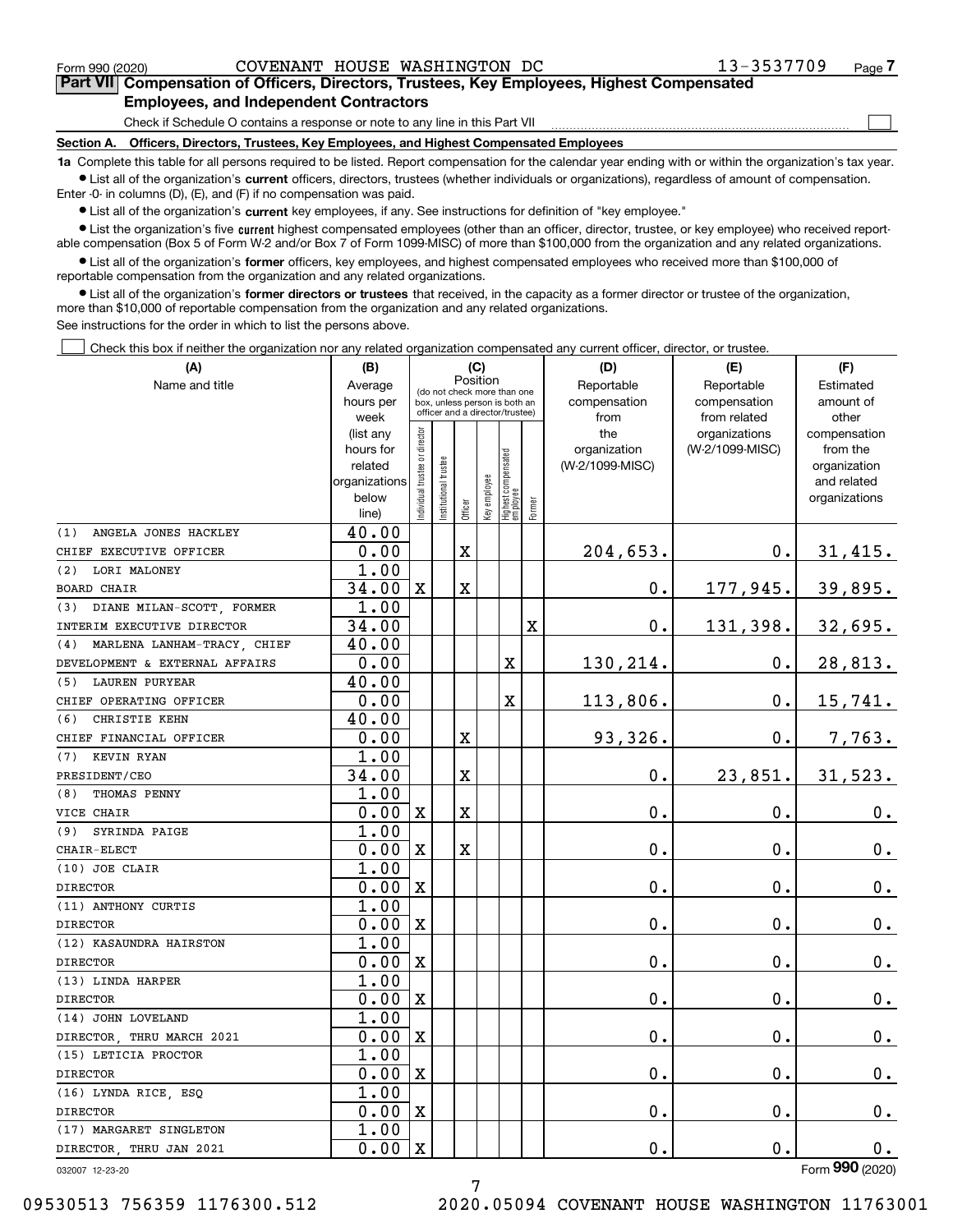Form 990 (2020) COVENANT HOUSE WASHINGTON DC 13-3537709

## Part VII Compensation of Officers, Directors, Trustees, Key Employees, Highest Compensated Employees, and Independent Contractors

Check if Schedule O contains a response or note to any line in this Part VII ☐

**Section A. Officers, Directors, Trustees, Key Employees, and Highest Compensated Employees**

**1a** Complete this table for all persons required to be listed. Report compensation for the calendar year ending with or within the organization's tax year.

● List all of the organization's **current** officers, directors, trustees (whether individuals or organizations), regardless of amount of compensation. Enter -0- in columns (D), (E), and (F) if no compensation was paid.

● List all of the organization's **current** key employees, if any. See instructions for definition of "key employee."

● List the organization's five **current** highest compensated employees (other than an officer, director, trustee, or key employee) who received reportable compensation (Box 5 of Form W-2 and/or Box 7 of Form 1099-MISC) of more than $100,000 from the organization and any related organizations.

● List all of the organization's **former** officers, key employees, and highest compensated employees who received more than $100,000 of reportable compensation from the organization and any related organizations.

● List all of the organization's **former directors or trustees** that received, in the capacity as a former director or trustee of the organization, more than $10,000 of reportable compensation from the organization and any related organizations.

See instructions for the order in which to list the persons above.

☐ Check this box if neither the organization nor any related organization compensated any current officer, director, or trustee.

| (A) Name and title | (B) Average hours per week (list any hours for related organizations below line) | (C) Position: Individual trustee or director | Institutional trustee | Officer | Key employee | Highest compensated employee | Former | (D) Reportable compensation from the organization (W-2/1099-MISC) | (E) Reportable compensation from related organizations (W-2/1099-MISC) | (F) Estimated amount of other compensation from the organization and related organizations |
|---|---|---|---|---|---|---|---|---|---|---|
| (1) ANGELA JONES HACKLEY<br>CHIEF EXECUTIVE OFFICER | 40.00<br>0.00 | | | X | | | | 204,653. | 0. | 31,415. |
| (2) LORI MALONEY<br>BOARD CHAIR | 1.00<br>34.00 | X | | X | | | | 0. | 177,945. | 39,895. |
| (3) DIANE MILAN-SCOTT, FORMER<br>INTERIM EXECUTIVE DIRECTOR | 1.00<br>34.00 | | | | | | X | 0. | 131,398. | 32,695. |
| (4) MARLENA LANHAM-TRACY, CHIEF<br>DEVELOPMENT & EXTERNAL AFFAIRS | 40.00<br>0.00 | | | | | X | | 130,214. | 0. | 28,813. |
| (5) LAUREN PURYEAR<br>CHIEF OPERATING OFFICER | 40.00<br>0.00 | | | | | X | | 113,806. | 0. | 15,741. |
| (6) CHRISTIE KEHN<br>CHIEF FINANCIAL OFFICER | 40.00<br>0.00 | | | X | | | | 93,326. | 0. | 7,763. |
| (7) KEVIN RYAN<br>PRESIDENT/CEO | 1.00<br>34.00 | | | X | | | | 0. | 23,851. | 31,523. |
| (8) THOMAS PENNY<br>VICE CHAIR | 1.00<br>0.00 | X | | X | | | | 0. | 0. | 0. |
| (9) SYRINDA PAIGE<br>CHAIR-ELECT | 1.00<br>0.00 | X | | X | | | | 0. | 0. | 0. |
| (10) JOE CLAIR<br>DIRECTOR | 1.00<br>0.00 | X | | | | | | 0. | 0. | 0. |
| (11) ANTHONY CURTIS<br>DIRECTOR | 1.00<br>0.00 | X | | | | | | 0. | 0. | 0. |
| (12) KASAUNDRA HAIRSTON<br>DIRECTOR | 1.00<br>0.00 | X | | | | | | 0. | 0. | 0. |
| (13) LINDA HARPER<br>DIRECTOR | 1.00<br>0.00 | X | | | | | | 0. | 0. | 0. |
| (14) JOHN LOVELAND<br>DIRECTOR, THRU MARCH 2021 | 1.00<br>0.00 | X | | | | | | 0. | 0. | 0. |
| (15) LETICIA PROCTOR<br>DIRECTOR | 1.00<br>0.00 | X | | | | | | 0. | 0. | 0. |
| (16) LYNDA RICE, ESQ<br>DIRECTOR | 1.00<br>0.00 | X | | | | | | 0. | 0. | 0. |
| (17) MARGARET SINGLETON<br>DIRECTOR, THRU JAN 2021 | 1.00<br>0.00 | X | | | | | | 0. | 0. | 0. |

032007 12-23-20 Form **990** (2020)

09530513 756359 1176300.512 2020.05094 COVENANT HOUSE WASHINGTON 11763001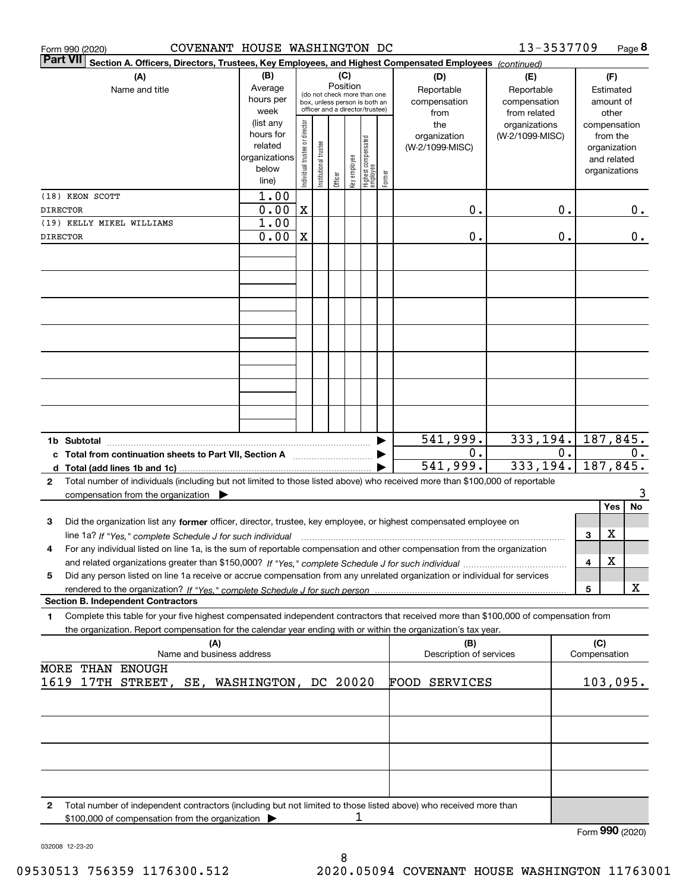Form 990 (2020) COVENANT HOUSE WASHINGTON DC 13-3537709 Page **8**

**Part VII** **Section A. Officers, Directors, Trustees, Key Employees, and Highest Compensated Employees** *(continued)*

| (A) Name and title | (B) Average hours per week (list any hours for related organizations below line) | (C) Position: Individual trustee or director | Institutional trustee | Officer | Key employee | Highest compensated employee | Former | (D) Reportable compensation from the organization (W-2/1099-MISC) | (E) Reportable compensation from related organizations (W-2/1099-MISC) | (F) Estimated amount of other compensation from the organization and related organizations |
|---|---|---|---|---|---|---|---|---|---|---|
| (18) KEON SCOTT | 1.00 | | | | | | | | | |
| DIRECTOR | 0.00 | X | | | | | | 0. | 0. | 0. |
| (19) KELLY MIKEL WILLIAMS | 1.00 | | | | | | | | | |
| DIRECTOR | 0.00 | X | | | | | | 0. | 0. | 0. |
| **1b Subtotal** | | | | | | | | 541,999. | 333,194. | 187,845. |
| **c Total from continuation sheets to Part VII, Section A** | | | | | | | | 0. | 0. | 0. |
| **d Total (add lines 1b and 1c)** | | | | | | | | 541,999. | 333,194. | 187,845. |

**2** Total number of individuals (including but not limited to those listed above) who received more than $100,000 of reportable compensation from the organization ▶ 3

| | | Yes | No |
|---|---|---|---|
| **3** Did the organization list any **former** officer, director, trustee, key employee, or highest compensated employee on line 1a? *If "Yes," complete Schedule J for such individual* | 3 | X | |
| **4** For any individual listed on line 1a, is the sum of reportable compensation and other compensation from the organization and related organizations greater than $150,000? *If "Yes," complete Schedule J for such individual* | 4 | X | |
| **5** Did any person listed on line 1a receive or accrue compensation from any unrelated organization or individual for services rendered to the organization? *If "Yes," complete Schedule J for such person* | 5 | | X |

**Section B. Independent Contractors**

**1** Complete this table for your five highest compensated independent contractors that received more than $100,000 of compensation from the organization. Report compensation for the calendar year ending with or within the organization's tax year.

| (A) Name and business address | (B) Description of services | (C) Compensation |
|---|---|---|
| MORE THAN ENOUGH 1619 17TH STREET, SE, WASHINGTON, DC 20020 | FOOD SERVICES | 103,095. |

**2** Total number of independent contractors (including but not limited to those listed above) who received more than $100,000 of compensation from the organization ▶ 1

Form **990** (2020)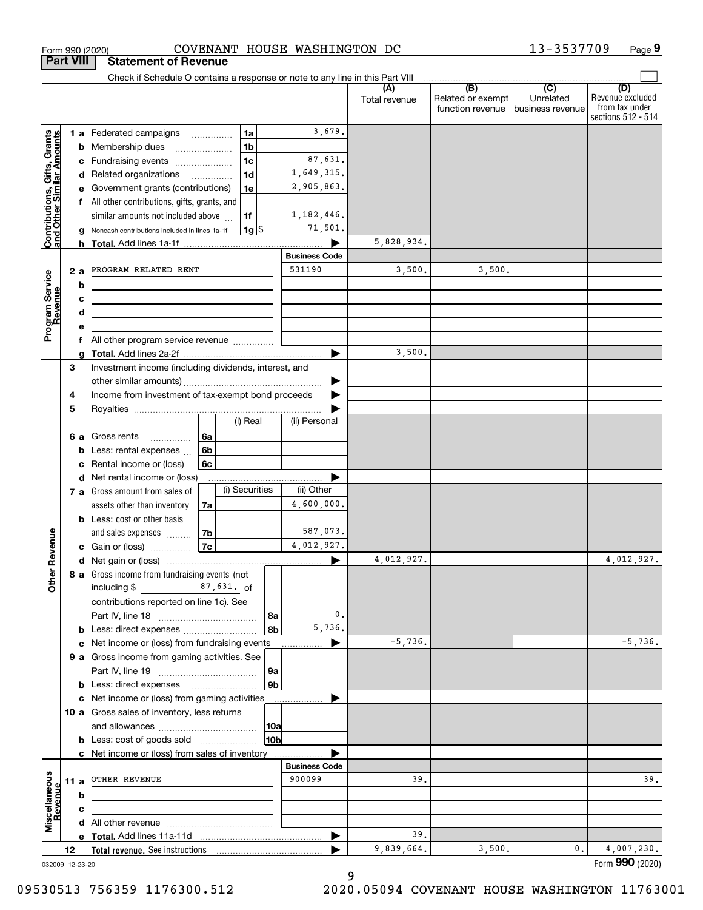Form 990 (2020) COVENANT HOUSE WASHINGTON DC 13-3537709 Page 9

## Part VIII Statement of Revenue

Check if Schedule O contains a response or note to any line in this Part VIII

| | | | | (A) Total revenue | (B) Related or exempt function revenue | (C) Unrelated business revenue | (D) Revenue excluded from tax under sections 512 - 514 |
|---|---|---|---|---|---|---|---|
| **Contributions, Gifts, Grants and Other Similar Amounts** | 1a | Federated campaigns | 1a 3,679. | | | | |
| | b | Membership dues | 1b | | | | |
| | c | Fundraising events | 1c 87,631. | | | | |
| | d | Related organizations | 1d 1,649,315. | | | | |
| | e | Government grants (contributions) | 1e 2,905,863. | | | | |
| | f | All other contributions, gifts, grants, and similar amounts not included above | 1f 1,182,446. | | | | |
| | g | Noncash contributions included in lines 1a-1f | 1g $ 71,501. | | | | |
| | h | **Total.** Add lines 1a-1f | | 5,828,934. | | | |
| **Program Service Revenue** | | | **Business Code** | | | | |
| | 2a | PROGRAM RELATED RENT | 531190 | 3,500. | 3,500. | | |
| | b | | | | | | |
| | c | | | | | | |
| | d | | | | | | |
| | e | | | | | | |
| | f | All other program service revenue | | | | | |
| | g | **Total.** Add lines 2a-2f | | 3,500. | | | |
| **Other Revenue** | 3 | Investment income (including dividends, interest, and other similar amounts) | | | | | |
| | 4 | Income from investment of tax-exempt bond proceeds | | | | | |
| | 5 | Royalties | | | | | |
| | | | (i) Real / (ii) Personal | | | | |
| | 6a | Gross rents | 6a | | | | |
| | b | Less: rental expenses | 6b | | | | |
| | c | Rental income or (loss) | 6c | | | | |
| | d | Net rental income or (loss) | | | | | |
| | | | (i) Securities / (ii) Other | | | | |
| | 7a | Gross amount from sales of assets other than inventory | 7a (ii) 4,600,000. | | | | |
| | b | Less: cost or other basis and sales expenses | 7b (ii) 587,073. | | | | |
| | c | Gain or (loss) | 7c (ii) 4,012,927. | | | | |
| | d | Net gain or (loss) | | 4,012,927. | | | 4,012,927. |
| | 8a | Gross income from fundraising events (not including $ 87,631. of contributions reported on line 1c). See Part IV, line 18 | 8a 0. | | | | |
| | b | Less: direct expenses | 8b 5,736. | | | | |
| | c | Net income or (loss) from fundraising events | | -5,736. | | | -5,736. |
| | 9a | Gross income from gaming activities. See Part IV, line 19 | 9a | | | | |
| | b | Less: direct expenses | 9b | | | | |
| | c | Net income or (loss) from gaming activities | | | | | |
| | 10a | Gross sales of inventory, less returns and allowances | 10a | | | | |
| | b | Less: cost of goods sold | 10b | | | | |
| | c | Net income or (loss) from sales of inventory | | | | | |
| **Miscellaneous Revenue** | | | **Business Code** | | | | |
| | 11a | OTHER REVENUE | 900099 | 39. | | | 39. |
| | b | | | | | | |
| | c | | | | | | |
| | d | All other revenue | | | | | |
| | e | **Total.** Add lines 11a-11d | | 39. | | | |
| | 12 | **Total revenue.** See instructions | | 9,839,664. | 3,500. | 0. | 4,007,230. |

032009 12-23-20

Form **990** (2020)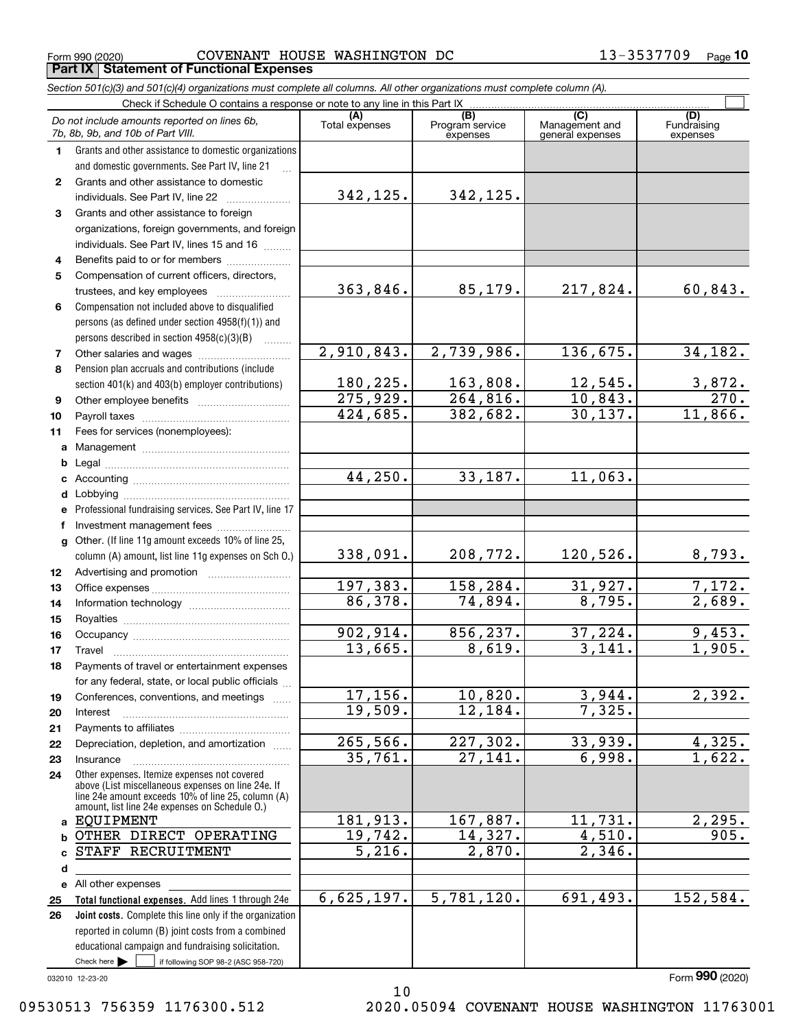Form 990 (2020) COVENANT HOUSE WASHINGTON DC 13-3537709 Page 10

**Part IX Statement of Functional Expenses**

*Section 501(c)(3) and 501(c)(4) organizations must complete all columns. All other organizations must complete column (A).*

Check if Schedule O contains a response or note to any line in this Part IX

| | *Do not include amounts reported on lines 6b, 7b, 8b, 9b, and 10b of Part VIII.* | (A) Total expenses | (B) Program service expenses | (C) Management and general expenses | (D) Fundraising expenses |
|---|---|---|---|---|---|
| 1 | Grants and other assistance to domestic organizations and domestic governments. See Part IV, line 21 | | | | |
| 2 | Grants and other assistance to domestic individuals. See Part IV, line 22 | 342,125. | 342,125. | | |
| 3 | Grants and other assistance to foreign organizations, foreign governments, and foreign individuals. See Part IV, lines 15 and 16 | | | | |
| 4 | Benefits paid to or for members | | | | |
| 5 | Compensation of current officers, directors, trustees, and key employees | 363,846. | 85,179. | 217,824. | 60,843. |
| 6 | Compensation not included above to disqualified persons (as defined under section 4958(f)(1)) and persons described in section 4958(c)(3)(B) | | | | |
| 7 | Other salaries and wages | 2,910,843. | 2,739,986. | 136,675. | 34,182. |
| 8 | Pension plan accruals and contributions (include section 401(k) and 403(b) employer contributions) | 180,225. | 163,808. | 12,545. | 3,872. |
| 9 | Other employee benefits | 275,929. | 264,816. | 10,843. | 270. |
| 10 | Payroll taxes | 424,685. | 382,682. | 30,137. | 11,866. |
| 11 | Fees for services (nonemployees): | | | | |
| a | Management | | | | |
| b | Legal | | | | |
| c | Accounting | 44,250. | 33,187. | 11,063. | |
| d | Lobbying | | | | |
| e | Professional fundraising services. See Part IV, line 17 | | | | |
| f | Investment management fees | | | | |
| g | Other. (If line 11g amount exceeds 10% of line 25, column (A) amount, list line 11g expenses on Sch O.) | 338,091. | 208,772. | 120,526. | 8,793. |
| 12 | Advertising and promotion | | | | |
| 13 | Office expenses | 197,383. | 158,284. | 31,927. | 7,172. |
| 14 | Information technology | 86,378. | 74,894. | 8,795. | 2,689. |
| 15 | Royalties | | | | |
| 16 | Occupancy | 902,914. | 856,237. | 37,224. | 9,453. |
| 17 | Travel | 13,665. | 8,619. | 3,141. | 1,905. |
| 18 | Payments of travel or entertainment expenses for any federal, state, or local public officials | | | | |
| 19 | Conferences, conventions, and meetings | 17,156. | 10,820. | 3,944. | 2,392. |
| 20 | Interest | 19,509. | 12,184. | 7,325. | |
| 21 | Payments to affiliates | | | | |
| 22 | Depreciation, depletion, and amortization | 265,566. | 227,302. | 33,939. | 4,325. |
| 23 | Insurance | 35,761. | 27,141. | 6,998. | 1,622. |
| 24 | Other expenses. Itemize expenses not covered above (List miscellaneous expenses on line 24e. If line 24e amount exceeds 10% of line 25, column (A) amount, list line 24e expenses on Schedule O.) | | | | |
| a | EQUIPMENT | 181,913. | 167,887. | 11,731. | 2,295. |
| b | OTHER DIRECT OPERATING | 19,742. | 14,327. | 4,510. | 905. |
| c | STAFF RECRUITMENT | 5,216. | 2,870. | 2,346. | |
| d | | | | | |
| e | All other expenses | | | | |
| 25 | **Total functional expenses.** Add lines 1 through 24e | 6,625,197. | 5,781,120. | 691,493. | 152,584. |
| 26 | **Joint costs.** Complete this line only if the organization reported in column (B) joint costs from a combined educational campaign and fundraising solicitation. Check here ☐ if following SOP 98-2 (ASC 958-720) | | | | |

032010 12-23-20

Form **990** (2020)

09530513 756359 1176300.512 2020.05094 COVENANT HOUSE WASHINGTON 11763001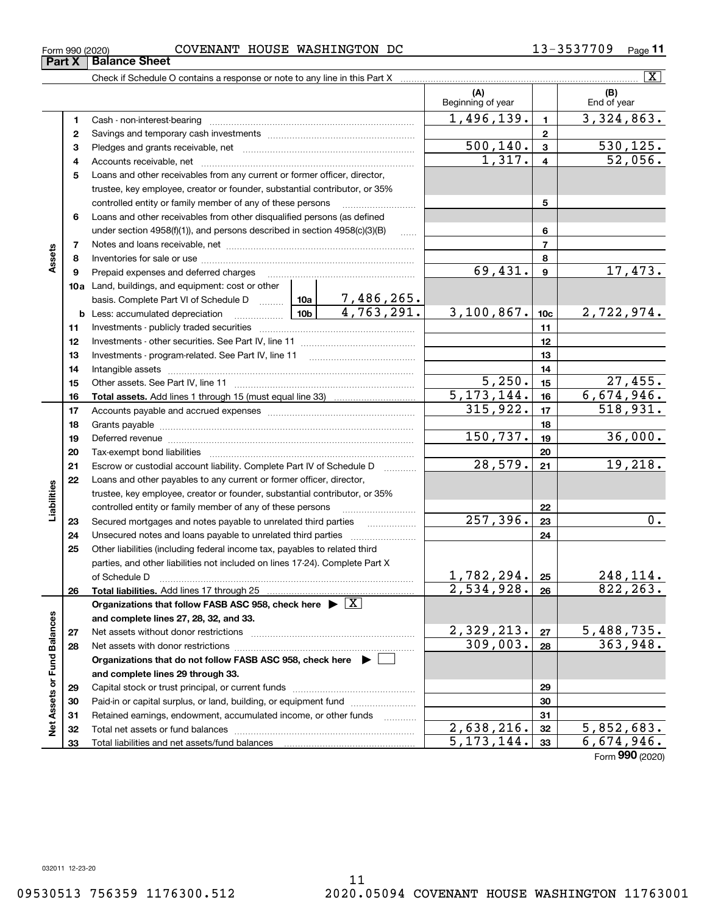Form 990 (2020) COVENANT HOUSE WASHINGTON DC 13-3537709

## Part X Balance Sheet

Check if Schedule O contains a response or note to any line in this Part X [X]

| | | | | (A) Beginning of year | | (B) End of year |
|---|---|---|---|---|---|---|
| **Assets** | 1 | Cash - non-interest-bearing | | 1,496,139. | 1 | 3,324,863. |
| | 2 | Savings and temporary cash investments | | | 2 | |
| | 3 | Pledges and grants receivable, net | | 500,140. | 3 | 530,125. |
| | 4 | Accounts receivable, net | | 1,317. | 4 | 52,056. |
| | 5 | Loans and other receivables from any current or former officer, director, trustee, key employee, creator or founder, substantial contributor, or 35% controlled entity or family member of any of these persons | | | 5 | |
| | 6 | Loans and other receivables from other disqualified persons (as defined under section 4958(f)(1)), and persons described in section 4958(c)(3)(B) | | | 6 | |
| | 7 | Notes and loans receivable, net | | | 7 | |
| | 8 | Inventories for sale or use | | | 8 | |
| | 9 | Prepaid expenses and deferred charges | | 69,431. | 9 | 17,473. |
| | 10a | Land, buildings, and equipment: cost or other basis. Complete Part VI of Schedule D | 10a 7,486,265. | | | |
| | b | Less: accumulated depreciation | 10b 4,763,291. | 3,100,867. | 10c | 2,722,974. |
| | 11 | Investments - publicly traded securities | | | 11 | |
| | 12 | Investments - other securities. See Part IV, line 11 | | | 12 | |
| | 13 | Investments - program-related. See Part IV, line 11 | | | 13 | |
| | 14 | Intangible assets | | | 14 | |
| | 15 | Other assets. See Part IV, line 11 | | 5,250. | 15 | 27,455. |
| | 16 | **Total assets.** Add lines 1 through 15 (must equal line 33) | | 5,173,144. | 16 | 6,674,946. |
| **Liabilities** | 17 | Accounts payable and accrued expenses | | 315,922. | 17 | 518,931. |
| | 18 | Grants payable | | | 18 | |
| | 19 | Deferred revenue | | 150,737. | 19 | 36,000. |
| | 20 | Tax-exempt bond liabilities | | | 20 | |
| | 21 | Escrow or custodial account liability. Complete Part IV of Schedule D | | 28,579. | 21 | 19,218. |
| | 22 | Loans and other payables to any current or former officer, director, trustee, key employee, creator or founder, substantial contributor, or 35% controlled entity or family member of any of these persons | | | 22 | |
| | 23 | Secured mortgages and notes payable to unrelated third parties | | 257,396. | 23 | 0. |
| | 24 | Unsecured notes and loans payable to unrelated third parties | | | 24 | |
| | 25 | Other liabilities (including federal income tax, payables to related third parties, and other liabilities not included on lines 17-24). Complete Part X of Schedule D | | 1,782,294. | 25 | 248,114. |
| | 26 | **Total liabilities.** Add lines 17 through 25 | | 2,534,928. | 26 | 822,263. |
| **Net Assets or Fund Balances** | | **Organizations that follow FASB ASC 958, check here ▶ [X] and complete lines 27, 28, 32, and 33.** | | | | |
| | 27 | Net assets without donor restrictions | | 2,329,213. | 27 | 5,488,735. |
| | 28 | Net assets with donor restrictions | | 309,003. | 28 | 363,948. |
| | | **Organizations that do not follow FASB ASC 958, check here ▶ [ ] and complete lines 29 through 33.** | | | | |
| | 29 | Capital stock or trust principal, or current funds | | | 29 | |
| | 30 | Paid-in or capital surplus, or land, building, or equipment fund | | | 30 | |
| | 31 | Retained earnings, endowment, accumulated income, or other funds | | | 31 | |
| | 32 | Total net assets or fund balances | | 2,638,216. | 32 | 5,852,683. |
| | 33 | Total liabilities and net assets/fund balances | | 5,173,144. | 33 | 6,674,946. |

Form **990** (2020)

032011 12-23-20

09530513 756359 1176300.512 2020.05094 COVENANT HOUSE WASHINGTON 11763001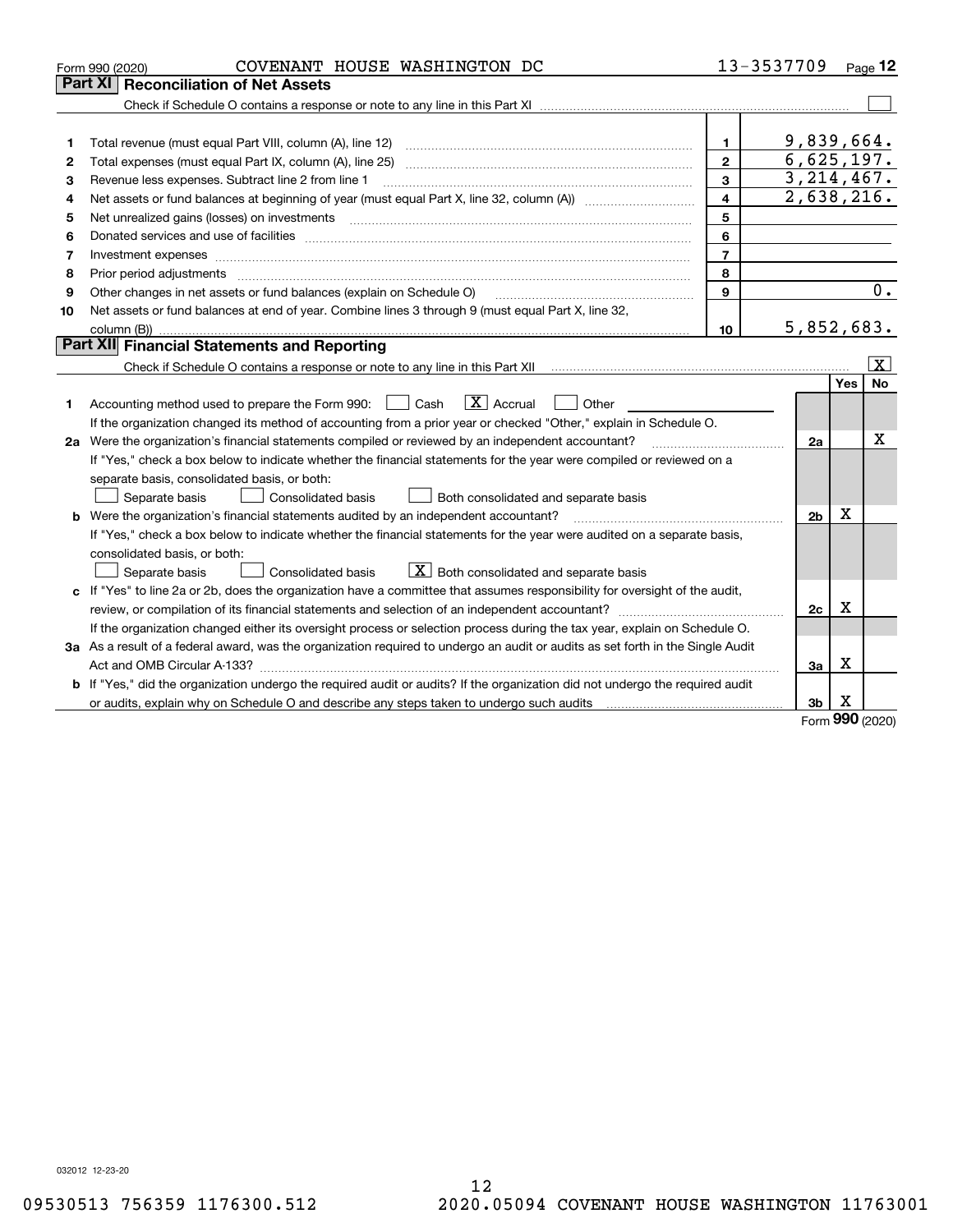Form 990 (2020) COVENANT HOUSE WASHINGTON DC 13-3537709

## Part XI Reconciliation of Net Assets

Check if Schedule O contains a response or note to any line in this Part XI ☐

| | | | |
|---|---|---|---|
| 1 | Total revenue (must equal Part VIII, column (A), line 12) | 1 | 9,839,664. |
| 2 | Total expenses (must equal Part IX, column (A), line 25) | 2 | 6,625,197. |
| 3 | Revenue less expenses. Subtract line 2 from line 1 | 3 | 3,214,467. |
| 4 | Net assets or fund balances at beginning of year (must equal Part X, line 32, column (A)) | 4 | 2,638,216. |
| 5 | Net unrealized gains (losses) on investments | 5 | |
| 6 | Donated services and use of facilities | 6 | |
| 7 | Investment expenses | 7 | |
| 8 | Prior period adjustments | 8 | |
| 9 | Other changes in net assets or fund balances (explain on Schedule O) | 9 | 0. |
| 10 | Net assets or fund balances at end of year. Combine lines 3 through 9 (must equal Part X, line 32, column (B)) | 10 | 5,852,683. |

## Part XII Financial Statements and Reporting

Check if Schedule O contains a response or note to any line in this Part XII ☒

| | | | Yes | No |
|---|---|---|---|---|
| 1 | Accounting method used to prepare the Form 990: ☐ Cash ☒ Accrual ☐ Other<br>If the organization changed its method of accounting from a prior year or checked "Other," explain in Schedule O. | | | |
| 2a | Were the organization's financial statements compiled or reviewed by an independent accountant?<br>If "Yes," check a box below to indicate whether the financial statements for the year were compiled or reviewed on a separate basis, consolidated basis, or both:<br>☐ Separate basis ☐ Consolidated basis ☐ Both consolidated and separate basis | 2a | | X |
| b | Were the organization's financial statements audited by an independent accountant?<br>If "Yes," check a box below to indicate whether the financial statements for the year were audited on a separate basis, consolidated basis, or both:<br>☐ Separate basis ☐ Consolidated basis ☒ Both consolidated and separate basis | 2b | X | |
| c | If "Yes" to line 2a or 2b, does the organization have a committee that assumes responsibility for oversight of the audit, review, or compilation of its financial statements and selection of an independent accountant?<br>If the organization changed either its oversight process or selection process during the tax year, explain on Schedule O. | 2c | X | |
| 3a | As a result of a federal award, was the organization required to undergo an audit or audits as set forth in the Single Audit Act and OMB Circular A-133? | 3a | X | |
| b | If "Yes," did the organization undergo the required audit or audits? If the organization did not undergo the required audit or audits, explain why on Schedule O and describe any steps taken to undergo such audits | 3b | X | |

Form **990** (2020)

032012 12-23-20

09530513 756359 1176300.512 2020.05094 COVENANT HOUSE WASHINGTON 11763001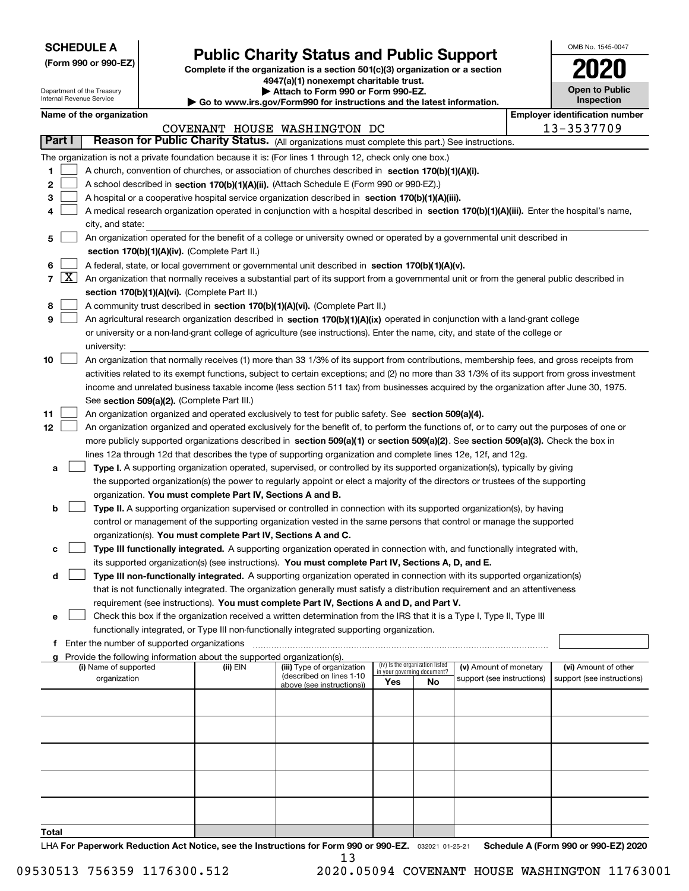**SCHEDULE A**
**(Form 990 or 990-EZ)**

Department of the Treasury
Internal Revenue Service

# Public Charity Status and Public Support

**Complete if the organization is a section 501(c)(3) organization or a section 4947(a)(1) nonexempt charitable trust.**
**▶ Attach to Form 990 or Form 990-EZ.**
**▶ Go to www.irs.gov/Form990 for instructions and the latest information.**

OMB No. 1545-0047
**2020**
**Open to Public Inspection**

**Name of the organization:** COVENANT HOUSE WASHINGTON DC
**Employer identification number:** 13-3537709

## Part I — Reason for Public Charity Status. (All organizations must complete this part.) See instructions.

The organization is not a private foundation because it is: (For lines 1 through 12, check only one box.)

1. [ ] A church, convention of churches, or association of churches described in **section 170(b)(1)(A)(i).**
2. [ ] A school described in **section 170(b)(1)(A)(ii).** (Attach Schedule E (Form 990 or 990-EZ).)
3. [ ] A hospital or a cooperative hospital service organization described in **section 170(b)(1)(A)(iii).**
4. [ ] A medical research organization operated in conjunction with a hospital described in **section 170(b)(1)(A)(iii).** Enter the hospital's name, city, and state:
5. [ ] An organization operated for the benefit of a college or university owned or operated by a governmental unit described in **section 170(b)(1)(A)(iv).** (Complete Part II.)
6. [ ] A federal, state, or local government or governmental unit described in **section 170(b)(1)(A)(v).**
7. [X] An organization that normally receives a substantial part of its support from a governmental unit or from the general public described in **section 170(b)(1)(A)(vi).** (Complete Part II.)
8. [ ] A community trust described in **section 170(b)(1)(A)(vi).** (Complete Part II.)
9. [ ] An agricultural research organization described in **section 170(b)(1)(A)(ix)** operated in conjunction with a land-grant college or university or a non-land-grant college of agriculture (see instructions). Enter the name, city, and state of the college or university:
10. [ ] An organization that normally receives (1) more than 33 1/3% of its support from contributions, membership fees, and gross receipts from activities related to its exempt functions, subject to certain exceptions; and (2) no more than 33 1/3% of its support from gross investment income and unrelated business taxable income (less section 511 tax) from businesses acquired by the organization after June 30, 1975. See **section 509(a)(2).** (Complete Part III.)
11. [ ] An organization organized and operated exclusively to test for public safety. See **section 509(a)(4).**
12. [ ] An organization organized and operated exclusively for the benefit of, to perform the functions of, or to carry out the purposes of one or more publicly supported organizations described in **section 509(a)(1)** or **section 509(a)(2)**. See **section 509(a)(3).** Check the box in lines 12a through 12d that describes the type of supporting organization and complete lines 12e, 12f, and 12g.
   - **a** [ ] **Type I.** A supporting organization operated, supervised, or controlled by its supported organization(s), typically by giving the supported organization(s) the power to regularly appoint or elect a majority of the directors or trustees of the supporting organization. **You must complete Part IV, Sections A and B.**
   - **b** [ ] **Type II.** A supporting organization supervised or controlled in connection with its supported organization(s), by having control or management of the supporting organization vested in the same persons that control or manage the supported organization(s). **You must complete Part IV, Sections A and C.**
   - **c** [ ] **Type III functionally integrated.** A supporting organization operated in connection with, and functionally integrated with, its supported organization(s) (see instructions). **You must complete Part IV, Sections A, D, and E.**
   - **d** [ ] **Type III non-functionally integrated.** A supporting organization operated in connection with its supported organization(s) that is not functionally integrated. The organization generally must satisfy a distribution requirement and an attentiveness requirement (see instructions). **You must complete Part IV, Sections A and D, and Part V.**
   - **e** [ ] Check this box if the organization received a written determination from the IRS that it is a Type I, Type II, Type III functionally integrated, or Type III non-functionally integrated supporting organization.
   - **f** Enter the number of supported organizations
   - **g** Provide the following information about the supported organization(s).

| (i) Name of supported organization | (ii) EIN | (iii) Type of organization (described on lines 1-10 above (see instructions)) | (iv) Is the organization listed in your governing document? Yes | No | (v) Amount of monetary support (see instructions) | (vi) Amount of other support (see instructions) |
|---|---|---|---|---|---|---|
| | | | | | | |
| | | | | | | |
| | | | | | | |
| | | | | | | |
| | | | | | | |
| **Total** | | | | | | |

LHA **For Paperwork Reduction Act Notice, see the Instructions for Form 990 or 990-EZ.** 032021 01-25-21 **Schedule A (Form 990 or 990-EZ) 2020**

09530513 756359 1176300.512 2020.05094 COVENANT HOUSE WASHINGTON 11763001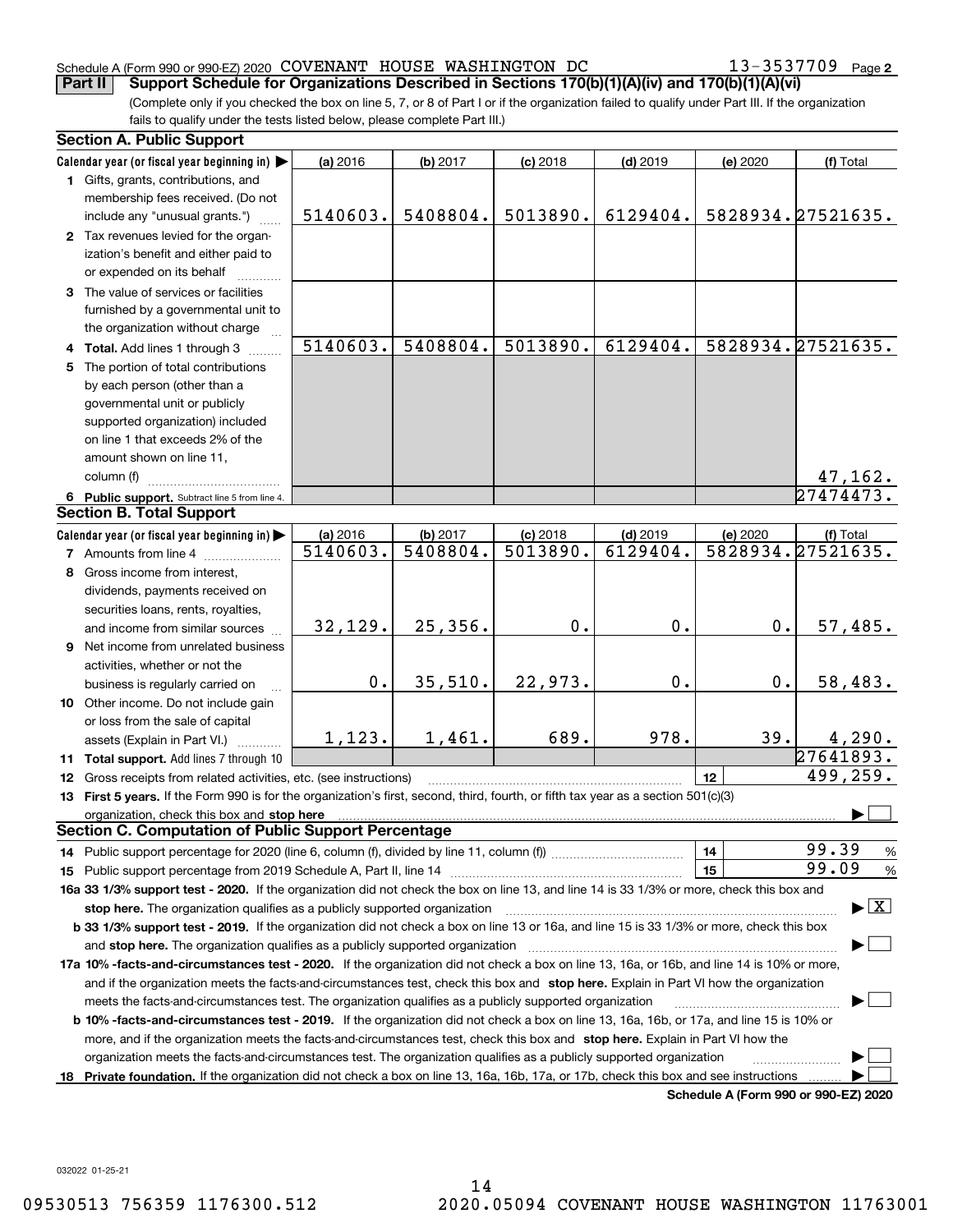Schedule A (Form 990 or 990-EZ) 2020 COVENANT HOUSE WASHINGTON DC 13-3537709 Page 2

**Part II** **Support Schedule for Organizations Described in Sections 170(b)(1)(A)(iv) and 170(b)(1)(A)(vi)**

(Complete only if you checked the box on line 5, 7, or 8 of Part I or if the organization failed to qualify under Part III. If the organization fails to qualify under the tests listed below, please complete Part III.)

**Section A. Public Support**

| Calendar year (or fiscal year beginning in) ▶ | (a) 2016 | (b) 2017 | (c) 2018 | (d) 2019 | (e) 2020 | (f) Total |
|---|---|---|---|---|---|---|
| **1** Gifts, grants, contributions, and membership fees received. (Do not include any "unusual grants.") | 5140603. | 5408804. | 5013890. | 6129404. | 5828934. | 27521635. |
| **2** Tax revenues levied for the organization's benefit and either paid to or expended on its behalf | | | | | | |
| **3** The value of services or facilities furnished by a governmental unit to the organization without charge | | | | | | |
| **4** **Total.** Add lines 1 through 3 | 5140603. | 5408804. | 5013890. | 6129404. | 5828934. | 27521635. |
| **5** The portion of total contributions by each person (other than a governmental unit or publicly supported organization) included on line 1 that exceeds 2% of the amount shown on line 11, column (f) | | | | | | 47,162. |
| **6** **Public support.** Subtract line 5 from line 4. | | | | | | 27474473. |

**Section B. Total Support**

| Calendar year (or fiscal year beginning in) ▶ | (a) 2016 | (b) 2017 | (c) 2018 | (d) 2019 | (e) 2020 | (f) Total |
|---|---|---|---|---|---|---|
| **7** Amounts from line 4 | 5140603. | 5408804. | 5013890. | 6129404. | 5828934. | 27521635. |
| **8** Gross income from interest, dividends, payments received on securities loans, rents, royalties, and income from similar sources | 32,129. | 25,356. | 0. | 0. | 0. | 57,485. |
| **9** Net income from unrelated business activities, whether or not the business is regularly carried on | 0. | 35,510. | 22,973. | 0. | 0. | 58,483. |
| **10** Other income. Do not include gain or loss from the sale of capital assets (Explain in Part VI.) | 1,123. | 1,461. | 689. | 978. | 39. | 4,290. |
| **11** **Total support.** Add lines 7 through 10 | | | | | | 27641893. |
| **12** Gross receipts from related activities, etc. (see instructions) | | | | | 12 | 499,259. |

**13** **First 5 years.** If the Form 990 is for the organization's first, second, third, fourth, or fifth tax year as a section 501(c)(3) organization, check this box and **stop here** ▶ ☐

**Section C. Computation of Public Support Percentage**

**14** Public support percentage for 2020 (line 6, column (f), divided by line 11, column (f)) ..... 14 | 99.39 %

**15** Public support percentage from 2019 Schedule A, Part II, line 14 ..... 15 | 99.09 %

**16a 33 1/3% support test - 2020.** If the organization did not check the box on line 13, and line 14 is 33 1/3% or more, check this box and **stop here.** The organization qualifies as a publicly supported organization ▶ ☒

**b 33 1/3% support test - 2019.** If the organization did not check a box on line 13 or 16a, and line 15 is 33 1/3% or more, check this box and **stop here.** The organization qualifies as a publicly supported organization ▶ ☐

**17a 10% -facts-and-circumstances test - 2020.** If the organization did not check a box on line 13, 16a, or 16b, and line 14 is 10% or more, and if the organization meets the facts-and-circumstances test, check this box and **stop here.** Explain in Part VI how the organization meets the facts-and-circumstances test. The organization qualifies as a publicly supported organization ▶ ☐

**b 10% -facts-and-circumstances test - 2019.** If the organization did not check a box on line 13, 16a, 16b, or 17a, and line 15 is 10% or more, and if the organization meets the facts-and-circumstances test, check this box and **stop here.** Explain in Part VI how the organization meets the facts-and-circumstances test. The organization qualifies as a publicly supported organization ▶ ☐

**18** **Private foundation.** If the organization did not check a box on line 13, 16a, 16b, 17a, or 17b, check this box and see instructions ▶ ☐

**Schedule A (Form 990 or 990-EZ) 2020**

032022 01-25-21

09530513 756359 1176300.512 2020.05094 COVENANT HOUSE WASHINGTON 11763001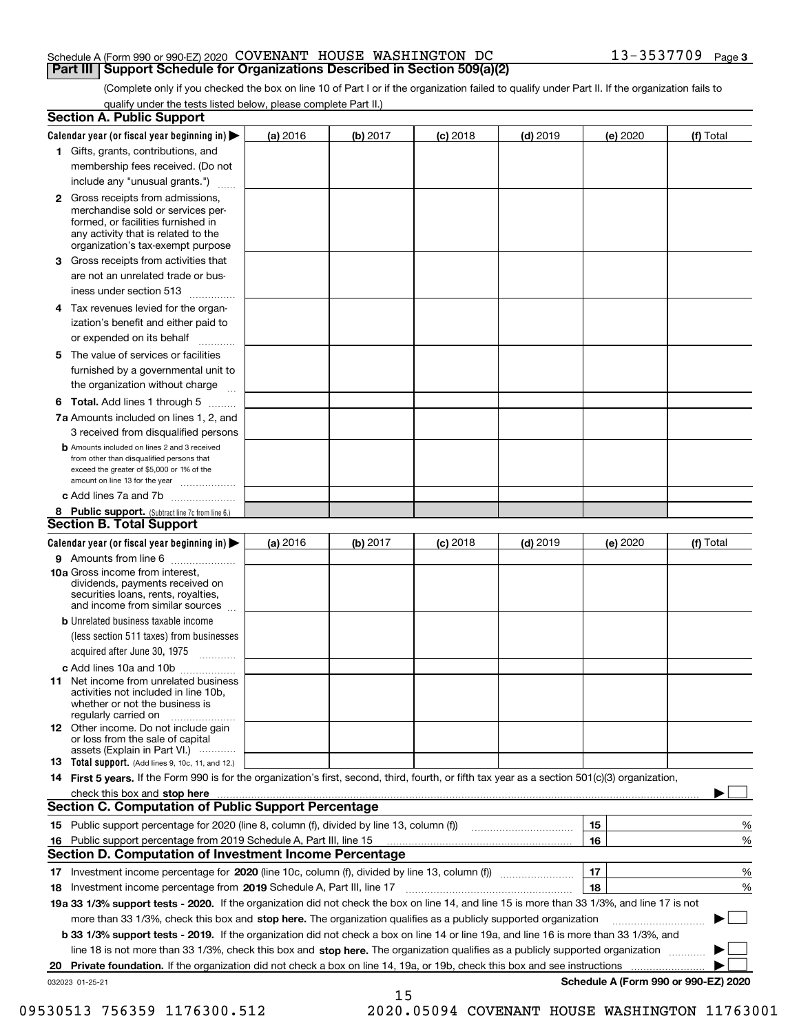Schedule A (Form 990 or 990-EZ) 2020 COVENANT HOUSE WASHINGTON DC 13-3537709 Page 3

## Part III Support Schedule for Organizations Described in Section 509(a)(2)

(Complete only if you checked the box on line 10 of Part I or if the organization failed to qualify under Part II. If the organization fails to qualify under the tests listed below, please complete Part II.)

### Section A. Public Support

| Calendar year (or fiscal year beginning in) ▶ | (a) 2016 | (b) 2017 | (c) 2018 | (d) 2019 | (e) 2020 | (f) Total |
|---|---|---|---|---|---|---|
| 1 Gifts, grants, contributions, and membership fees received. (Do not include any "unusual grants.") | | | | | | |
| 2 Gross receipts from admissions, merchandise sold or services performed, or facilities furnished in any activity that is related to the organization's tax-exempt purpose | | | | | | |
| 3 Gross receipts from activities that are not an unrelated trade or business under section 513 | | | | | | |
| 4 Tax revenues levied for the organization's benefit and either paid to or expended on its behalf | | | | | | |
| 5 The value of services or facilities furnished by a governmental unit to the organization without charge | | | | | | |
| 6 **Total.** Add lines 1 through 5 | | | | | | |
| 7a Amounts included on lines 1, 2, and 3 received from disqualified persons | | | | | | |
| b Amounts included on lines 2 and 3 received from other than disqualified persons that exceed the greater of $5,000 or 1% of the amount on line 13 for the year | | | | | | |
| c Add lines 7a and 7b | | | | | | |
| 8 **Public support.** (Subtract line 7c from line 6.) | | | | | | |

### Section B. Total Support

| Calendar year (or fiscal year beginning in) ▶ | (a) 2016 | (b) 2017 | (c) 2018 | (d) 2019 | (e) 2020 | (f) Total |
|---|---|---|---|---|---|---|
| 9 Amounts from line 6 | | | | | | |
| 10a Gross income from interest, dividends, payments received on securities loans, rents, royalties, and income from similar sources | | | | | | |
| b Unrelated business taxable income (less section 511 taxes) from businesses acquired after June 30, 1975 | | | | | | |
| c Add lines 10a and 10b | | | | | | |
| 11 Net income from unrelated business activities not included in line 10b, whether or not the business is regularly carried on | | | | | | |
| 12 Other income. Do not include gain or loss from the sale of capital assets (Explain in Part VI.) | | | | | | |
| 13 **Total support.** (Add lines 9, 10c, 11, and 12.) | | | | | | |

14 **First 5 years.** If the Form 990 is for the organization's first, second, third, fourth, or fifth tax year as a section 501(c)(3) organization, check this box and **stop here** ▶ ☐

### Section C. Computation of Public Support Percentage

| | | | |
|---|---|---|---|
| 15 | Public support percentage for 2020 (line 8, column (f), divided by line 13, column (f)) | 15 | % |
| 16 | Public support percentage from 2019 Schedule A, Part III, line 15 | 16 | % |

### Section D. Computation of Investment Income Percentage

| | | | |
|---|---|---|---|
| 17 | Investment income percentage for **2020** (line 10c, column (f), divided by line 13, column (f)) | 17 | % |
| 18 | Investment income percentage from **2019** Schedule A, Part III, line 17 | 18 | % |

**19a 33 1/3% support tests - 2020.** If the organization did not check the box on line 14, and line 15 is more than 33 1/3%, and line 17 is not more than 33 1/3%, check this box and **stop here.** The organization qualifies as a publicly supported organization ▶ ☐

**b 33 1/3% support tests - 2019.** If the organization did not check a box on line 14 or line 19a, and line 16 is more than 33 1/3%, and line 18 is not more than 33 1/3%, check this box and **stop here.** The organization qualifies as a publicly supported organization ▶ ☐

**20 Private foundation.** If the organization did not check a box on line 14, 19a, or 19b, check this box and see instructions ▶ ☐

032023 01-25-21 **Schedule A (Form 990 or 990-EZ) 2020**

09530513 756359 1176300.512 2020.05094 COVENANT HOUSE WASHINGTON 11763001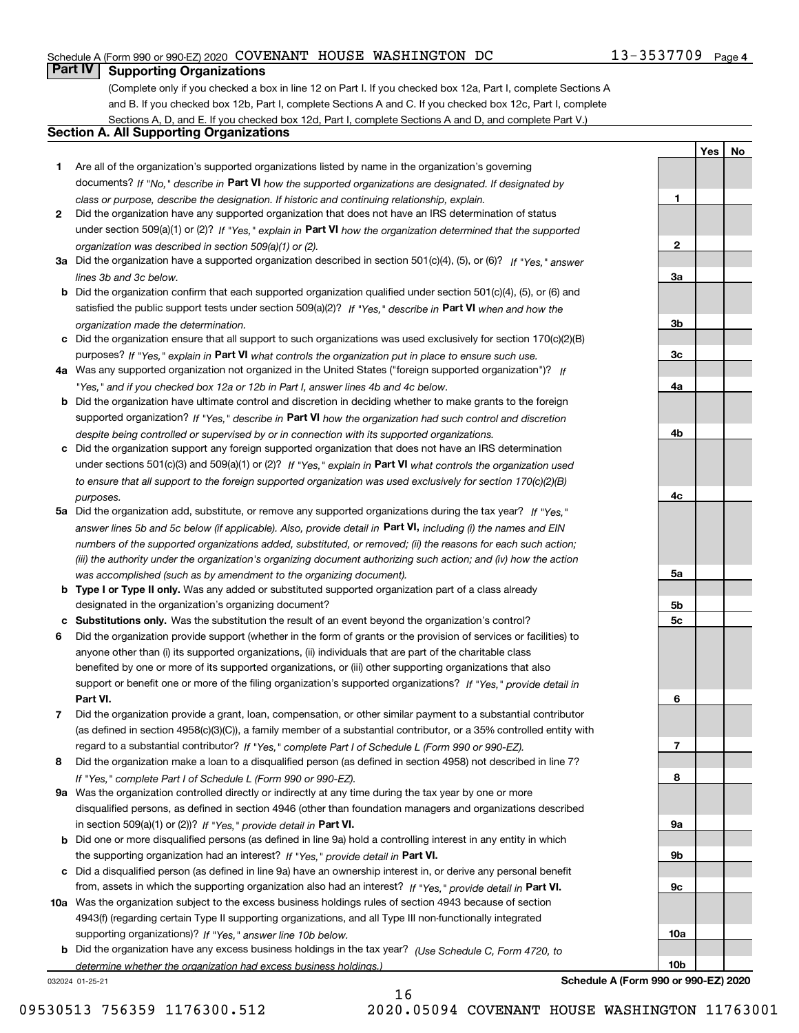Schedule A (Form 990 or 990-EZ) 2020 COVENANT HOUSE WASHINGTON DC 13-3537709 Page 4

## Part IV Supporting Organizations

(Complete only if you checked a box in line 12 on Part I. If you checked box 12a, Part I, complete Sections A and B. If you checked box 12b, Part I, complete Sections A and C. If you checked box 12c, Part I, complete Sections A, D, and E. If you checked box 12d, Part I, complete Sections A and D, and complete Part V.)

### Section A. All Supporting Organizations

| | | | Yes | No |
|---|---|---|---|---|
| **1** | Are all of the organization's supported organizations listed by name in the organization's governing documents? *If "No," describe in* **Part VI** *how the supported organizations are designated. If designated by class or purpose, describe the designation. If historic and continuing relationship, explain.* | 1 | | |
| **2** | Did the organization have any supported organization that does not have an IRS determination of status under section 509(a)(1) or (2)? *If "Yes," explain in* **Part VI** *how the organization determined that the supported organization was described in section 509(a)(1) or (2).* | 2 | | |
| **3a** | Did the organization have a supported organization described in section 501(c)(4), (5), or (6)? *If "Yes," answer lines 3b and 3c below.* | 3a | | |
| **b** | Did the organization confirm that each supported organization qualified under section 501(c)(4), (5), or (6) and satisfied the public support tests under section 509(a)(2)? *If "Yes," describe in* **Part VI** *when and how the organization made the determination.* | 3b | | |
| **c** | Did the organization ensure that all support to such organizations was used exclusively for section 170(c)(2)(B) purposes? *If "Yes," explain in* **Part VI** *what controls the organization put in place to ensure such use.* | 3c | | |
| **4a** | Was any supported organization not organized in the United States ("foreign supported organization")? *If "Yes," and if you checked box 12a or 12b in Part I, answer lines 4b and 4c below.* | 4a | | |
| **b** | Did the organization have ultimate control and discretion in deciding whether to make grants to the foreign supported organization? *If "Yes," describe in* **Part VI** *how the organization had such control and discretion despite being controlled or supervised by or in connection with its supported organizations.* | 4b | | |
| **c** | Did the organization support any foreign supported organization that does not have an IRS determination under sections 501(c)(3) and 509(a)(1) or (2)? *If "Yes," explain in* **Part VI** *what controls the organization used to ensure that all support to the foreign supported organization was used exclusively for section 170(c)(2)(B) purposes.* | 4c | | |
| **5a** | Did the organization add, substitute, or remove any supported organizations during the tax year? *If "Yes," answer lines 5b and 5c below (if applicable). Also, provide detail in* **Part VI,** *including (i) the names and EIN numbers of the supported organizations added, substituted, or removed; (ii) the reasons for each such action; (iii) the authority under the organization's organizing document authorizing such action; and (iv) how the action was accomplished (such as by amendment to the organizing document).* | 5a | | |
| **b** | **Type I or Type II only.** Was any added or substituted supported organization part of a class already designated in the organization's organizing document? | 5b | | |
| **c** | **Substitutions only.** Was the substitution the result of an event beyond the organization's control? | 5c | | |
| **6** | Did the organization provide support (whether in the form of grants or the provision of services or facilities) to anyone other than (i) its supported organizations, (ii) individuals that are part of the charitable class benefited by one or more of its supported organizations, or (iii) other supporting organizations that also support or benefit one or more of the filing organization's supported organizations? *If "Yes," provide detail in* **Part VI.** | 6 | | |
| **7** | Did the organization provide a grant, loan, compensation, or other similar payment to a substantial contributor (as defined in section 4958(c)(3)(C)), a family member of a substantial contributor, or a 35% controlled entity with regard to a substantial contributor? *If "Yes," complete Part I of Schedule L (Form 990 or 990-EZ).* | 7 | | |
| **8** | Did the organization make a loan to a disqualified person (as defined in section 4958) not described in line 7? *If "Yes," complete Part I of Schedule L (Form 990 or 990-EZ).* | 8 | | |
| **9a** | Was the organization controlled directly or indirectly at any time during the tax year by one or more disqualified persons, as defined in section 4946 (other than foundation managers and organizations described in section 509(a)(1) or (2))? *If "Yes," provide detail in* **Part VI.** | 9a | | |
| **b** | Did one or more disqualified persons (as defined in line 9a) hold a controlling interest in any entity in which the supporting organization had an interest? *If "Yes," provide detail in* **Part VI.** | 9b | | |
| **c** | Did a disqualified person (as defined in line 9a) have an ownership interest in, or derive any personal benefit from, assets in which the supporting organization also had an interest? *If "Yes," provide detail in* **Part VI.** | 9c | | |
| **10a** | Was the organization subject to the excess business holdings rules of section 4943 because of section 4943(f) (regarding certain Type II supporting organizations, and all Type III non-functionally integrated supporting organizations)? *If "Yes," answer line 10b below.* | 10a | | |
| **b** | Did the organization have any excess business holdings in the tax year? *(Use Schedule C, Form 4720, to determine whether the organization had excess business holdings.)* | 10b | | |

032024 01-25-21 **Schedule A (Form 990 or 990-EZ) 2020**

09530513 756359 1176300.512 2020.05094 COVENANT HOUSE WASHINGTON 11763001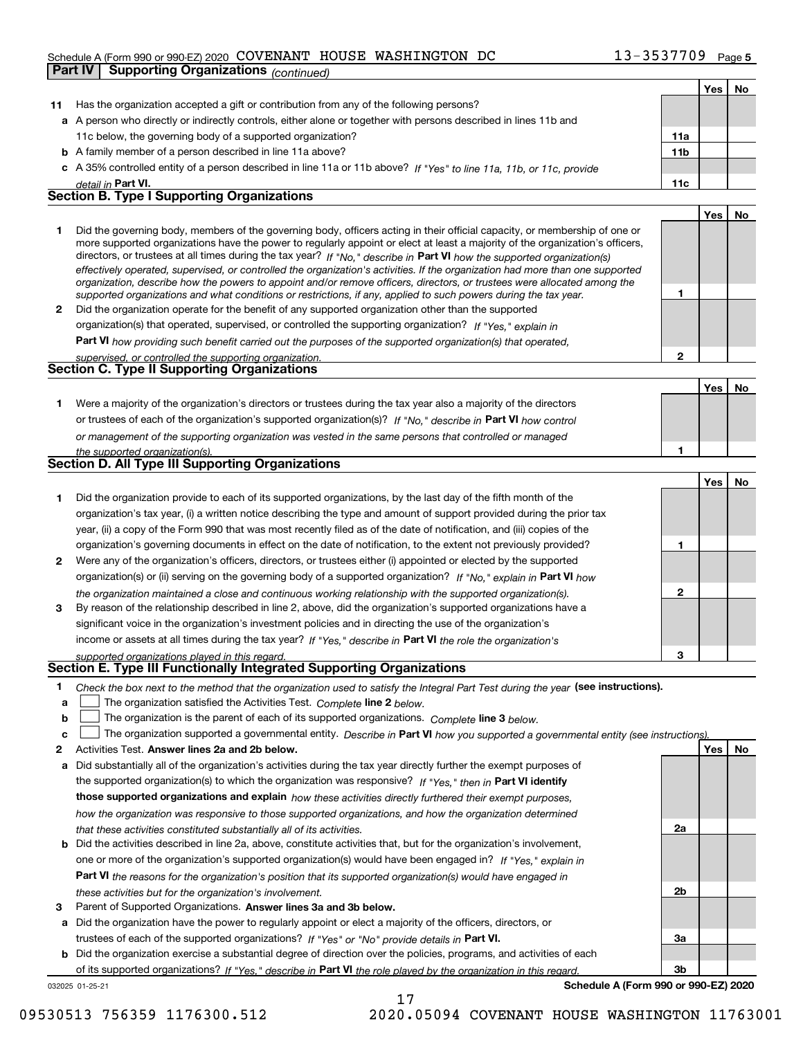Schedule A (Form 990 or 990-EZ) 2020 COVENANT HOUSE WASHINGTON DC 13-3537709 Page 5

**Part IV Supporting Organizations** *(continued)*

| | | | Yes | No |
|---|---|---|---|---|
| **11** | Has the organization accepted a gift or contribution from any of the following persons? | | | |
| **a** | A person who directly or indirectly controls, either alone or together with persons described in lines 11b and 11c below, the governing body of a supported organization? | **11a** | | |
| **b** | A family member of a person described in line 11a above? | **11b** | | |
| **c** | A 35% controlled entity of a person described in line 11a or 11b above? *If "Yes" to line 11a, 11b, or 11c, provide detail in* **Part VI.** | **11c** | | |

## Section B. Type I Supporting Organizations

| | | | Yes | No |
|---|---|---|---|---|
| **1** | Did the governing body, members of the governing body, officers acting in their official capacity, or membership of one or more supported organizations have the power to regularly appoint or elect at least a majority of the organization's officers, directors, or trustees at all times during the tax year? *If "No," describe in* **Part VI** *how the supported organization(s) effectively operated, supervised, or controlled the organization's activities. If the organization had more than one supported organization, describe how the powers to appoint and/or remove officers, directors, or trustees were allocated among the supported organizations and what conditions or restrictions, if any, applied to such powers during the tax year.* | **1** | | |
| **2** | Did the organization operate for the benefit of any supported organization other than the supported organization(s) that operated, supervised, or controlled the supporting organization? *If "Yes," explain in* **Part VI** *how providing such benefit carried out the purposes of the supported organization(s) that operated, supervised, or controlled the supporting organization.* | **2** | | |

## Section C. Type II Supporting Organizations

| | | | Yes | No |
|---|---|---|---|---|
| **1** | Were a majority of the organization's directors or trustees during the tax year also a majority of the directors or trustees of each of the organization's supported organization(s)? *If "No," describe in* **Part VI** *how control or management of the supporting organization was vested in the same persons that controlled or managed the supported organization(s).* | **1** | | |

## Section D. All Type III Supporting Organizations

| | | | Yes | No |
|---|---|---|---|---|
| **1** | Did the organization provide to each of its supported organizations, by the last day of the fifth month of the organization's tax year, (i) a written notice describing the type and amount of support provided during the prior tax year, (ii) a copy of the Form 990 that was most recently filed as of the date of notification, and (iii) copies of the organization's governing documents in effect on the date of notification, to the extent not previously provided? | **1** | | |
| **2** | Were any of the organization's officers, directors, or trustees either (i) appointed or elected by the supported organization(s) or (ii) serving on the governing body of a supported organization? *If "No," explain in* **Part VI** *how the organization maintained a close and continuous working relationship with the supported organization(s).* | **2** | | |
| **3** | By reason of the relationship described in line 2, above, did the organization's supported organizations have a significant voice in the organization's investment policies and in directing the use of the organization's income or assets at all times during the tax year? *If "Yes," describe in* **Part VI** *the role the organization's supported organizations played in this regard.* | **3** | | |

## Section E. Type III Functionally Integrated Supporting Organizations

**1** *Check the box next to the method that the organization used to satisfy the Integral Part Test during the year* **(see instructions).**

- **a** ☐ The organization satisfied the Activities Test. *Complete* **line 2** *below.*
- **b** ☐ The organization is the parent of each of its supported organizations. *Complete* **line 3** *below.*
- **c** ☐ The organization supported a governmental entity. *Describe in* **Part VI** *how you supported a governmental entity (see instructions).*

| | | | Yes | No |
|---|---|---|---|---|
| **2** | Activities Test. **Answer lines 2a and 2b below.** | | | |
| **a** | Did substantially all of the organization's activities during the tax year directly further the exempt purposes of the supported organization(s) to which the organization was responsive? *If "Yes," then in* **Part VI identify those supported organizations and explain** *how these activities directly furthered their exempt purposes, how the organization was responsive to those supported organizations, and how the organization determined that these activities constituted substantially all of its activities.* | **2a** | | |
| **b** | Did the activities described in line 2a, above, constitute activities that, but for the organization's involvement, one or more of the organization's supported organization(s) would have been engaged in? *If "Yes," explain in* **Part VI** *the reasons for the organization's position that its supported organization(s) would have engaged in these activities but for the organization's involvement.* | **2b** | | |
| **3** | Parent of Supported Organizations. **Answer lines 3a and 3b below.** | | | |
| **a** | Did the organization have the power to regularly appoint or elect a majority of the officers, directors, or trustees of each of the supported organizations? *If "Yes" or "No" provide details in* **Part VI.** | **3a** | | |
| **b** | Did the organization exercise a substantial degree of direction over the policies, programs, and activities of each of its supported organizations? *If "Yes," describe in* **Part VI** *the role played by the organization in this regard.* | **3b** | | |

032025 01-25-21 **Schedule A (Form 990 or 990-EZ) 2020**

09530513 756359 1176300.512 2020.05094 COVENANT HOUSE WASHINGTON 11763001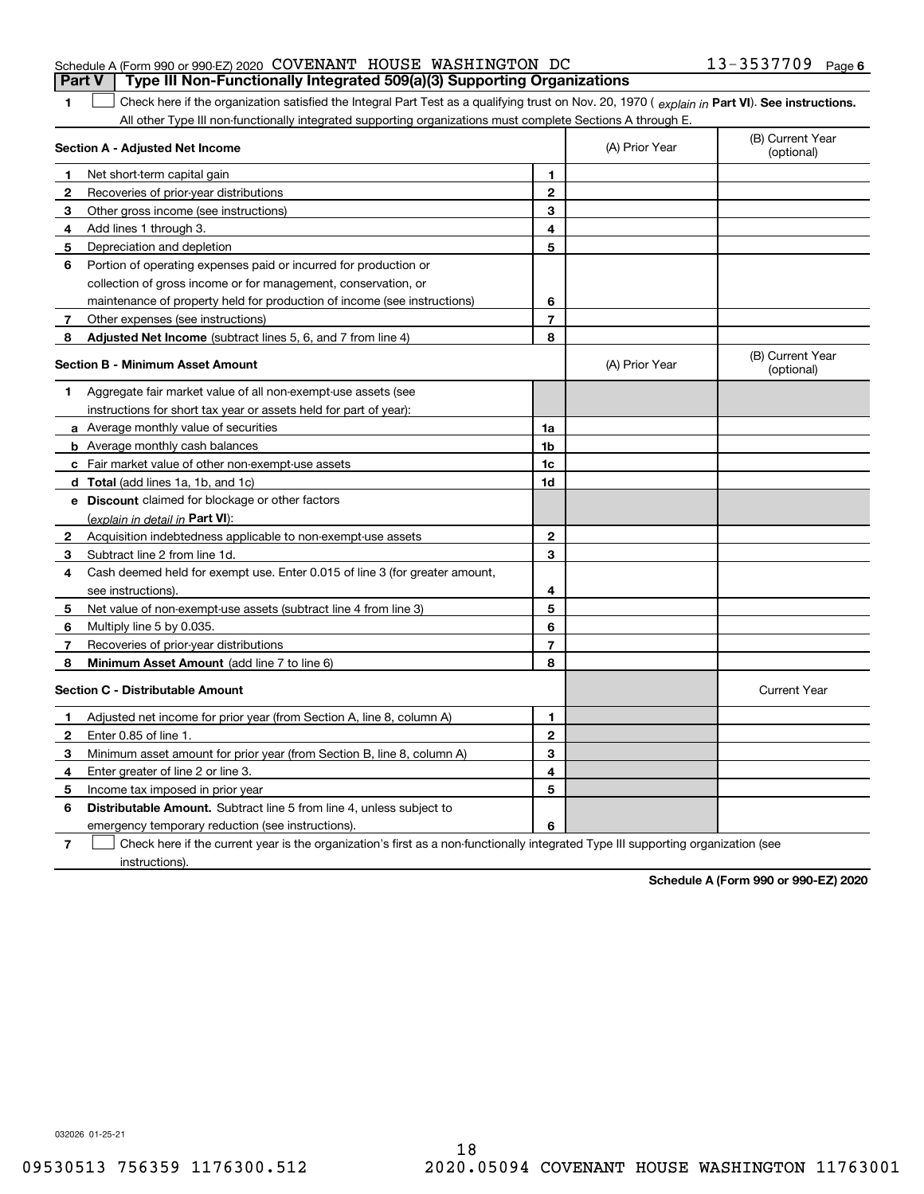Schedule A (Form 990 or 990-EZ) 2020 COVENANT HOUSE WASHINGTON DC 13-3537709 Page 6

**Part V | Type III Non-Functionally Integrated 509(a)(3) Supporting Organizations**

1 ☐ Check here if the organization satisfied the Integral Part Test as a qualifying trust on Nov. 20, 1970 ( *explain in* **Part VI**). **See instructions.** All other Type III non-functionally integrated supporting organizations must complete Sections A through E.

| **Section A - Adjusted Net Income** | | (A) Prior Year | (B) Current Year (optional) |
|---|---|---|---|
| **1** Net short-term capital gain | **1** | | |
| **2** Recoveries of prior-year distributions | **2** | | |
| **3** Other gross income (see instructions) | **3** | | |
| **4** Add lines 1 through 3. | **4** | | |
| **5** Depreciation and depletion | **5** | | |
| **6** Portion of operating expenses paid or incurred for production or collection of gross income or for management, conservation, or maintenance of property held for production of income (see instructions) | **6** | | |
| **7** Other expenses (see instructions) | **7** | | |
| **8** **Adjusted Net Income** (subtract lines 5, 6, and 7 from line 4) | **8** | | |

| **Section B - Minimum Asset Amount** | | (A) Prior Year | (B) Current Year (optional) |
|---|---|---|---|
| **1** Aggregate fair market value of all non-exempt-use assets (see instructions for short tax year or assets held for part of year): | | | |
| **a** Average monthly value of securities | **1a** | | |
| **b** Average monthly cash balances | **1b** | | |
| **c** Fair market value of other non-exempt-use assets | **1c** | | |
| **d** **Total** (add lines 1a, 1b, and 1c) | **1d** | | |
| **e** **Discount** claimed for blockage or other factors (*explain in detail in* **Part VI**): | | | |
| **2** Acquisition indebtedness applicable to non-exempt-use assets | **2** | | |
| **3** Subtract line 2 from line 1d. | **3** | | |
| **4** Cash deemed held for exempt use. Enter 0.015 of line 3 (for greater amount, see instructions). | **4** | | |
| **5** Net value of non-exempt-use assets (subtract line 4 from line 3) | **5** | | |
| **6** Multiply line 5 by 0.035. | **6** | | |
| **7** Recoveries of prior-year distributions | **7** | | |
| **8** **Minimum Asset Amount** (add line 7 to line 6) | **8** | | |

| **Section C - Distributable Amount** | | | Current Year |
|---|---|---|---|
| **1** Adjusted net income for prior year (from Section A, line 8, column A) | **1** | | |
| **2** Enter 0.85 of line 1. | **2** | | |
| **3** Minimum asset amount for prior year (from Section B, line 8, column A) | **3** | | |
| **4** Enter greater of line 2 or line 3. | **4** | | |
| **5** Income tax imposed in prior year | **5** | | |
| **6** **Distributable Amount.** Subtract line 5 from line 4, unless subject to emergency temporary reduction (see instructions). | **6** | | |

**7** ☐ Check here if the current year is the organization's first as a non-functionally integrated Type III supporting organization (see instructions).

**Schedule A (Form 990 or 990-EZ) 2020**

032026 01-25-21

09530513 756359 1176300.512 2020.05094 COVENANT HOUSE WASHINGTON 11763001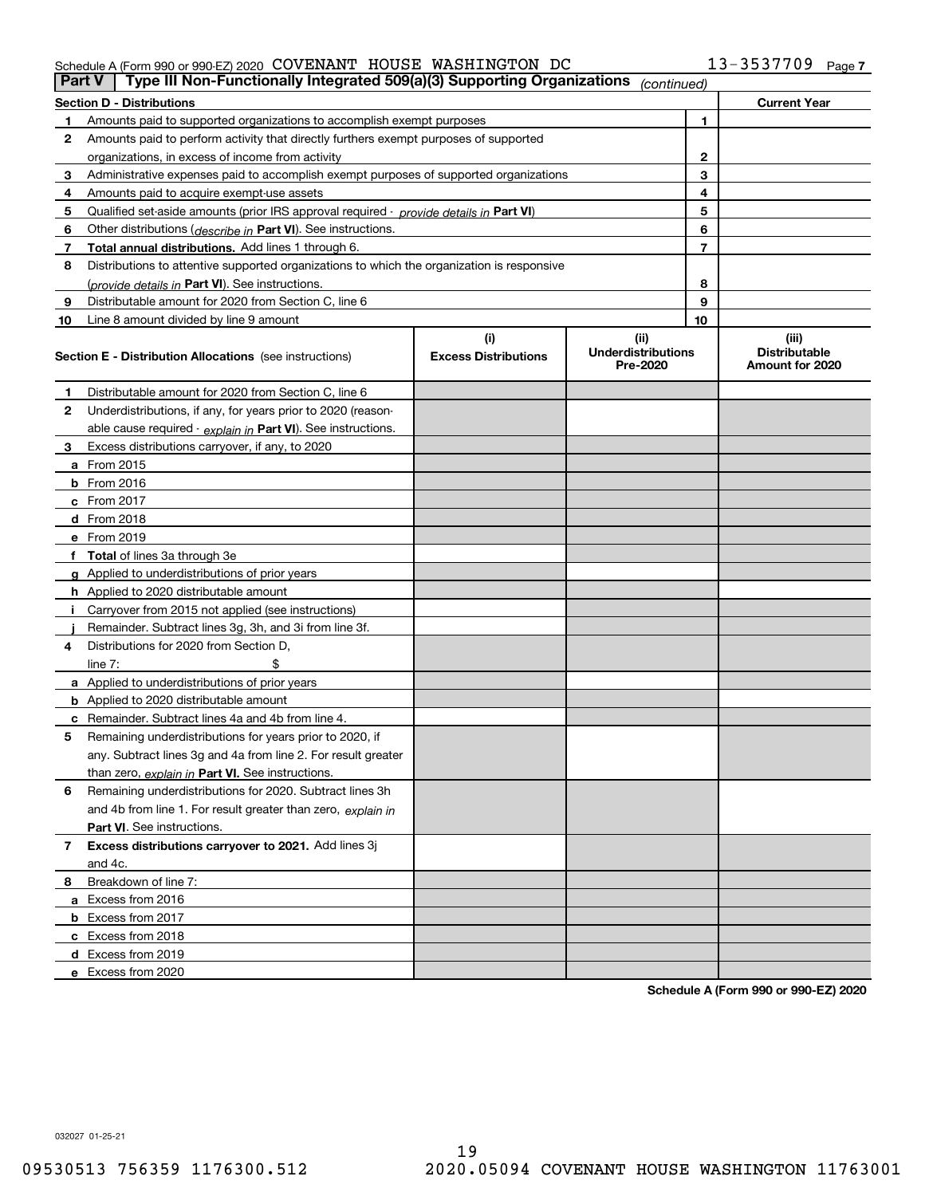Schedule A (Form 990 or 990-EZ) 2020 COVENANT HOUSE WASHINGTON DC 13-3537709 Page 7

**Part V | Type III Non-Functionally Integrated 509(a)(3) Supporting Organizations** *(continued)*

| **Section D - Distributions** | | | **Current Year** |
|---|---|---|---|
| **1** | Amounts paid to supported organizations to accomplish exempt purposes | 1 | |
| **2** | Amounts paid to perform activity that directly furthers exempt purposes of supported organizations, in excess of income from activity | 2 | |
| **3** | Administrative expenses paid to accomplish exempt purposes of supported organizations | 3 | |
| **4** | Amounts paid to acquire exempt-use assets | 4 | |
| **5** | Qualified set-aside amounts (prior IRS approval required - *provide details in* **Part VI**) | 5 | |
| **6** | Other distributions (*describe in* **Part VI**). See instructions. | 6 | |
| **7** | **Total annual distributions.** Add lines 1 through 6. | 7 | |
| **8** | Distributions to attentive supported organizations to which the organization is responsive (*provide details in* **Part VI**). See instructions. | 8 | |
| **9** | Distributable amount for 2020 from Section C, line 6 | 9 | |
| **10** | Line 8 amount divided by line 9 amount | 10 | |

| **Section E - Distribution Allocations** (see instructions) | (i) **Excess Distributions** | (ii) **Underdistributions Pre-2020** | (iii) **Distributable Amount for 2020** |
|---|---|---|---|
| **1** Distributable amount for 2020 from Section C, line 6 | | | |
| **2** Underdistributions, if any, for years prior to 2020 (reasonable cause required - *explain in* **Part VI**). See instructions. | | | |
| **3** Excess distributions carryover, if any, to 2020 | | | |
| **a** From 2015 | | | |
| **b** From 2016 | | | |
| **c** From 2017 | | | |
| **d** From 2018 | | | |
| **e** From 2019 | | | |
| **f** **Total** of lines 3a through 3e | | | |
| **g** Applied to underdistributions of prior years | | | |
| **h** Applied to 2020 distributable amount | | | |
| **i** Carryover from 2015 not applied (see instructions) | | | |
| **j** Remainder. Subtract lines 3g, 3h, and 3i from line 3f. | | | |
| **4** Distributions for 2020 from Section D, line 7: $ | | | |
| **a** Applied to underdistributions of prior years | | | |
| **b** Applied to 2020 distributable amount | | | |
| **c** Remainder. Subtract lines 4a and 4b from line 4. | | | |
| **5** Remaining underdistributions for years prior to 2020, if any. Subtract lines 3g and 4a from line 2. For result greater than zero, *explain in* **Part VI.** See instructions. | | | |
| **6** Remaining underdistributions for 2020. Subtract lines 3h and 4b from line 1. For result greater than zero, *explain in* **Part VI**. See instructions. | | | |
| **7** **Excess distributions carryover to 2021.** Add lines 3j and 4c. | | | |
| **8** Breakdown of line 7: | | | |
| **a** Excess from 2016 | | | |
| **b** Excess from 2017 | | | |
| **c** Excess from 2018 | | | |
| **d** Excess from 2019 | | | |
| **e** Excess from 2020 | | | |

**Schedule A (Form 990 or 990-EZ) 2020**

032027 01-25-21

09530513 756359 1176300.512 2020.05094 COVENANT HOUSE WASHINGTON 11763001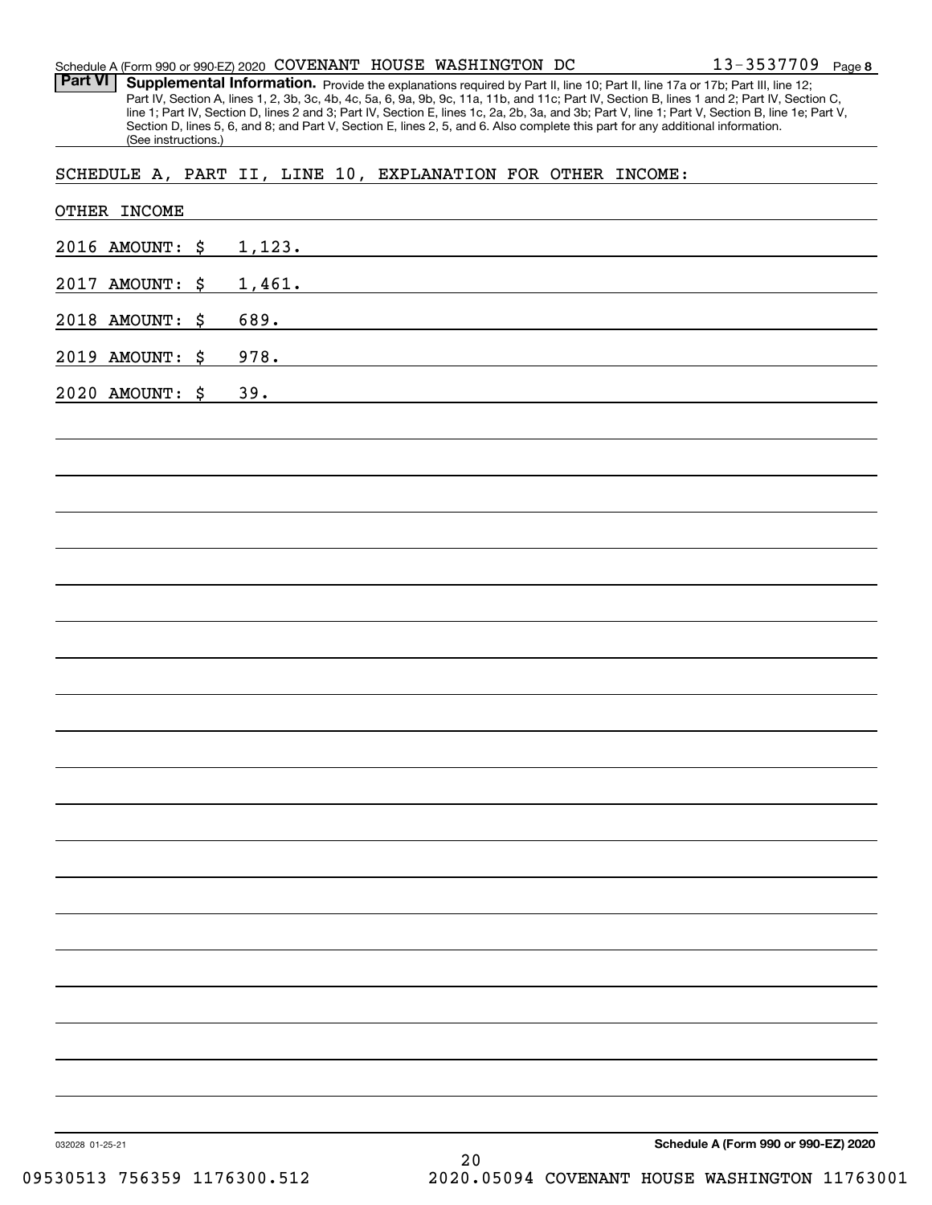Schedule A (Form 990 or 990-EZ) 2020 COVENANT HOUSE WASHINGTON DC 13-3537709 Page **8**

**Part VI** **Supplemental Information.** Provide the explanations required by Part II, line 10; Part II, line 17a or 17b; Part III, line 12; Part IV, Section A, lines 1, 2, 3b, 3c, 4b, 4c, 5a, 6, 9a, 9b, 9c, 11a, 11b, and 11c; Part IV, Section B, lines 1 and 2; Part IV, Section C, line 1; Part IV, Section D, lines 2 and 3; Part IV, Section E, lines 1c, 2a, 2b, 3a, and 3b; Part V, line 1; Part V, Section B, line 1e; Part V, Section D, lines 5, 6, and 8; and Part V, Section E, lines 2, 5, and 6. Also complete this part for any additional information. (See instructions.)

SCHEDULE A, PART II, LINE 10, EXPLANATION FOR OTHER INCOME:

OTHER INCOME

2016 AMOUNT: $ 1,123.

2017 AMOUNT: $ 1,461.

2018 AMOUNT: $ 689.

2019 AMOUNT: $ 978.

2020 AMOUNT: $ 39.

032028 01-25-21 **Schedule A (Form 990 or 990-EZ) 2020**

09530513 756359 1176300.512 2020.05094 COVENANT HOUSE WASHINGTON 11763001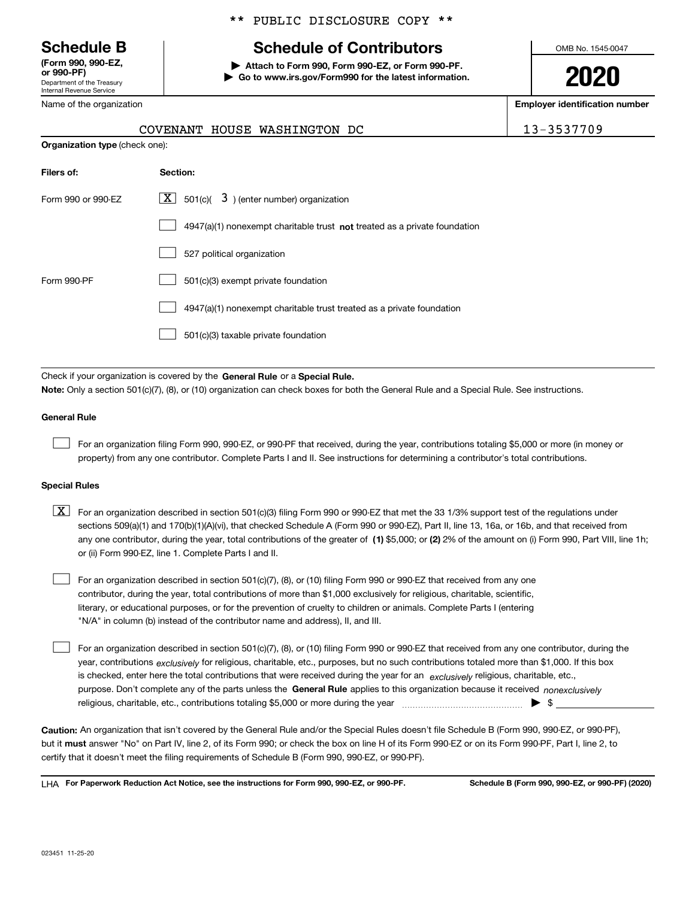** PUBLIC DISCLOSURE COPY **

# Schedule B

**(Form 990, 990-EZ, or 990-PF)**
Department of the Treasury
Internal Revenue Service

## Schedule of Contributors

**▶ Attach to Form 990, Form 990-EZ, or Form 990-PF.**
**▶ Go to www.irs.gov/Form990 for the latest information.**

OMB No. 1545-0047

**2020**

| Name of the organization | Employer identification number |
|---|---|
| COVENANT HOUSE WASHINGTON DC | 13-3537709 |

**Organization type** (check one):

| Filers of: | Section: |
|---|---|
| Form 990 or 990-EZ | [X] 501(c)( 3 ) (enter number) organization |
| | [ ] 4947(a)(1) nonexempt charitable trust **not** treated as a private foundation |
| | [ ] 527 political organization |
| Form 990-PF | [ ] 501(c)(3) exempt private foundation |
| | [ ] 4947(a)(1) nonexempt charitable trust treated as a private foundation |
| | [ ] 501(c)(3) taxable private foundation |

Check if your organization is covered by the **General Rule** or a **Special Rule.**

**Note:** Only a section 501(c)(7), (8), or (10) organization can check boxes for both the General Rule and a Special Rule. See instructions.

### General Rule

[ ] For an organization filing Form 990, 990-EZ, or 990-PF that received, during the year, contributions totaling $5,000 or more (in money or property) from any one contributor. Complete Parts I and II. See instructions for determining a contributor's total contributions.

### Special Rules

[X] For an organization described in section 501(c)(3) filing Form 990 or 990-EZ that met the 33 1/3% support test of the regulations under sections 509(a)(1) and 170(b)(1)(A)(vi), that checked Schedule A (Form 990 or 990-EZ), Part II, line 13, 16a, or 16b, and that received from any one contributor, during the year, total contributions of the greater of **(1)** $5,000; or **(2)** 2% of the amount on (i) Form 990, Part VIII, line 1h; or (ii) Form 990-EZ, line 1. Complete Parts I and II.

[ ] For an organization described in section 501(c)(7), (8), or (10) filing Form 990 or 990-EZ that received from any one contributor, during the year, total contributions of more than $1,000 exclusively for religious, charitable, scientific, literary, or educational purposes, or for the prevention of cruelty to children or animals. Complete Parts I (entering "N/A" in column (b) instead of the contributor name and address), II, and III.

[ ] For an organization described in section 501(c)(7), (8), or (10) filing Form 990 or 990-EZ that received from any one contributor, during the year, contributions *exclusively* for religious, charitable, etc., purposes, but no such contributions totaled more than $1,000. If this box is checked, enter here the total contributions that were received during the year for an *exclusively* religious, charitable, etc., purpose. Don't complete any of the parts unless the **General Rule** applies to this organization because it received *nonexclusively* religious, charitable, etc., contributions totaling $5,000 or more during the year ▶ $

**Caution:** An organization that isn't covered by the General Rule and/or the Special Rules doesn't file Schedule B (Form 990, 990-EZ, or 990-PF), but it **must** answer "No" on Part IV, line 2, of its Form 990; or check the box on line H of its Form 990-EZ or on its Form 990-PF, Part I, line 2, to certify that it doesn't meet the filing requirements of Schedule B (Form 990, 990-EZ, or 990-PF).

LHA **For Paperwork Reduction Act Notice, see the instructions for Form 990, 990-EZ, or 990-PF.** **Schedule B (Form 990, 990-EZ, or 990-PF) (2020)**

023451 11-25-20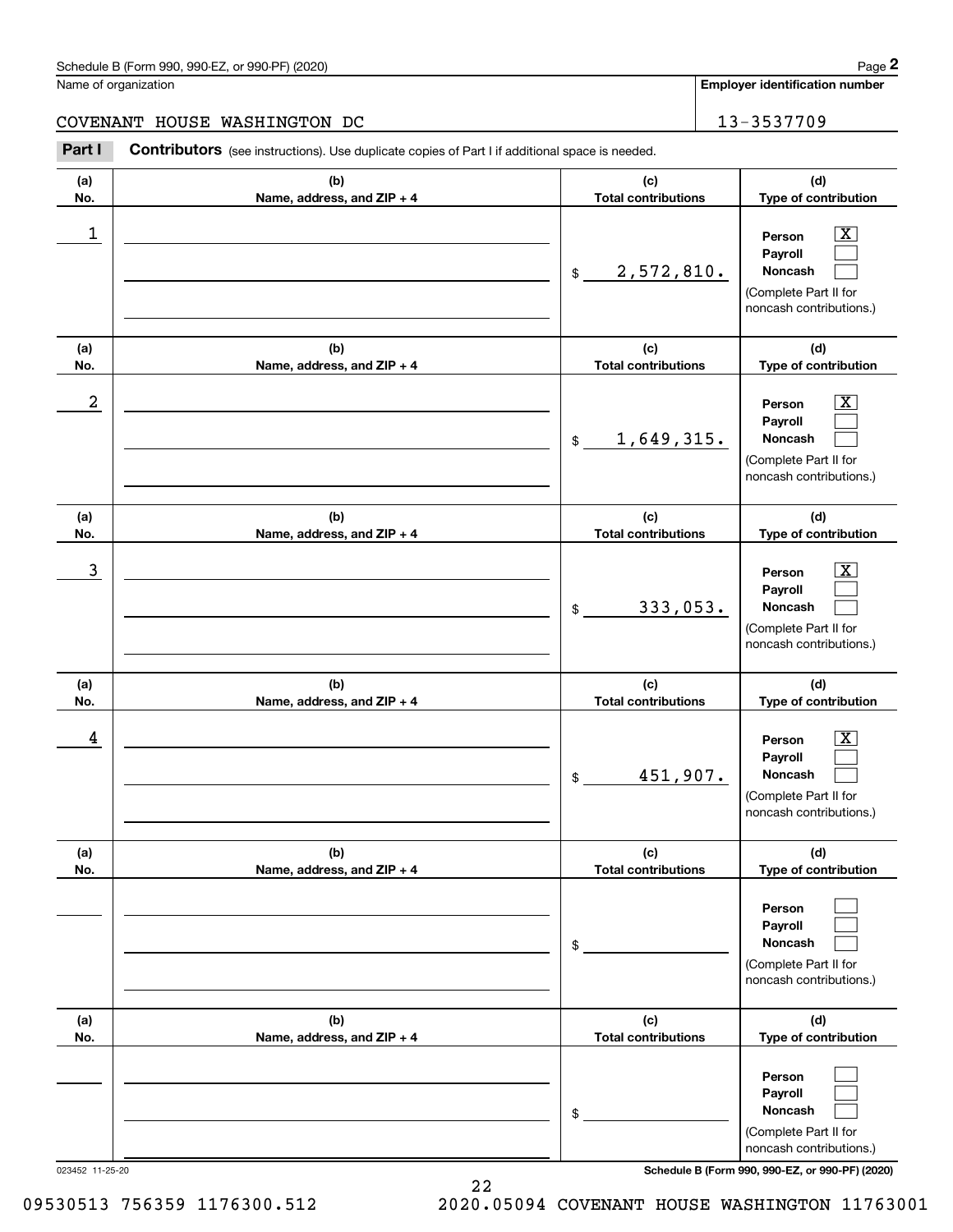Schedule B (Form 990, 990-EZ, or 990-PF) (2020) Page **2**

Name of organization: COVENANT HOUSE WASHINGTON DC

**Employer identification number**: 13-3537709

**Part I** **Contributors** (see instructions). Use duplicate copies of Part I if additional space is needed.

| (a) No. | (b) Name, address, and ZIP + 4 | (c) Total contributions | (d) Type of contribution |
|---|---|---|---|
| 1 | | $ 2,572,810. | Person [X] Payroll [ ] Noncash [ ] (Complete Part II for noncash contributions.) |
| 2 | | $ 1,649,315. | Person [X] Payroll [ ] Noncash [ ] (Complete Part II for noncash contributions.) |
| 3 | | $ 333,053. | Person [X] Payroll [ ] Noncash [ ] (Complete Part II for noncash contributions.) |
| 4 | | $ 451,907. | Person [X] Payroll [ ] Noncash [ ] (Complete Part II for noncash contributions.) |
| | | $ | Person [ ] Payroll [ ] Noncash [ ] (Complete Part II for noncash contributions.) |
| | | $ | Person [ ] Payroll [ ] Noncash [ ] (Complete Part II for noncash contributions.) |

023452 11-25-20 **Schedule B (Form 990, 990-EZ, or 990-PF) (2020)**

09530513 756359 1176300.512 2020.05094 COVENANT HOUSE WASHINGTON 11763001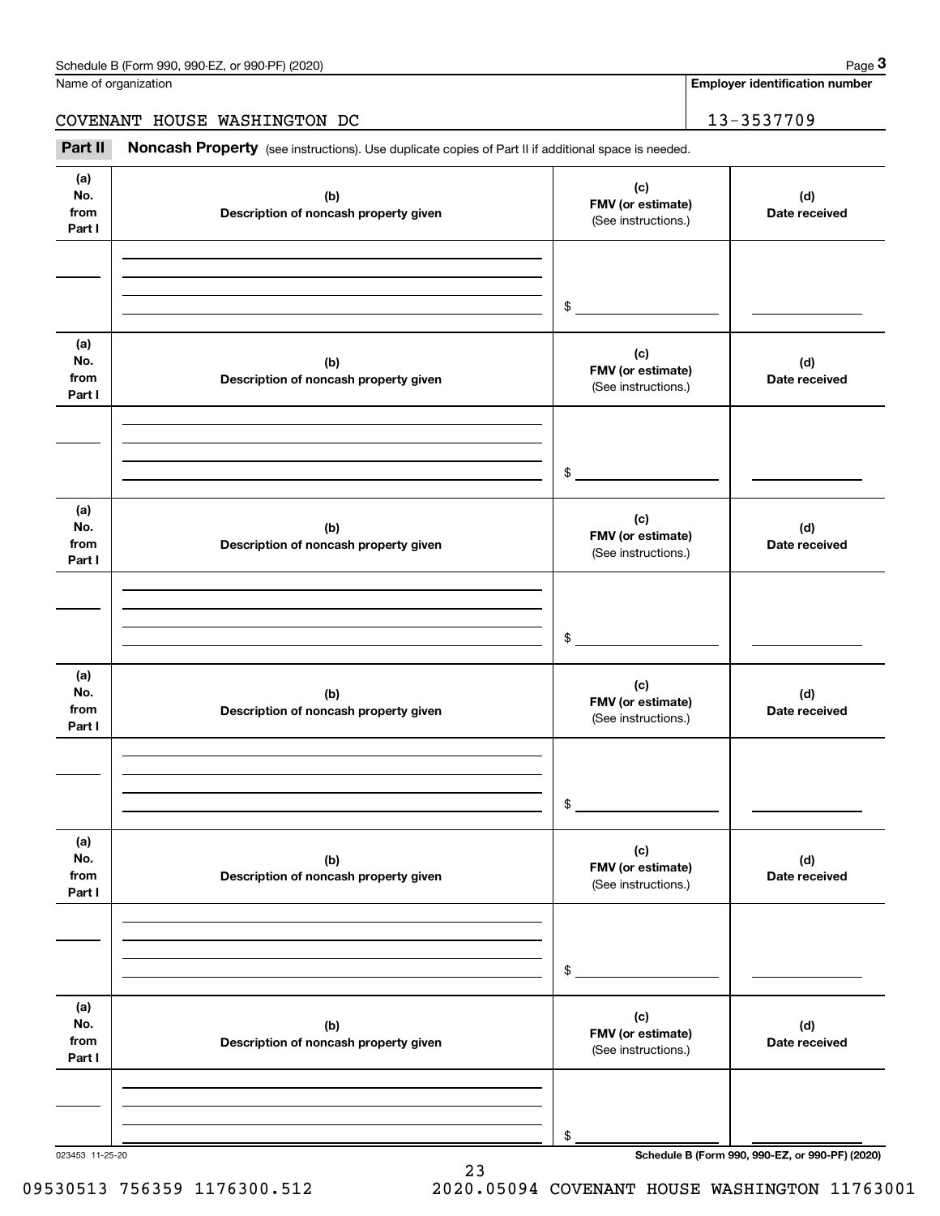Name of organization

COVENANT HOUSE WASHINGTON DC

**Employer identification number**

13-3537709

**Part II** **Noncash Property** (see instructions). Use duplicate copies of Part II if additional space is needed.

| (a) No. from Part I | (b) Description of noncash property given | (c) FMV (or estimate) (See instructions.) | (d) Date received |
|---|---|---|---|
| | | $ | |

| (a) No. from Part I | (b) Description of noncash property given | (c) FMV (or estimate) (See instructions.) | (d) Date received |
|---|---|---|---|
| | | $ | |

| (a) No. from Part I | (b) Description of noncash property given | (c) FMV (or estimate) (See instructions.) | (d) Date received |
|---|---|---|---|
| | | $ | |

| (a) No. from Part I | (b) Description of noncash property given | (c) FMV (or estimate) (See instructions.) | (d) Date received |
|---|---|---|---|
| | | $ | |

| (a) No. from Part I | (b) Description of noncash property given | (c) FMV (or estimate) (See instructions.) | (d) Date received |
|---|---|---|---|
| | | $ | |

| (a) No. from Part I | (b) Description of noncash property given | (c) FMV (or estimate) (See instructions.) | (d) Date received |
|---|---|---|---|
| | | $ | |

023453 11-25-20

09530513 756359 1176300.512 2020.05094 COVENANT HOUSE WASHINGTON 11763001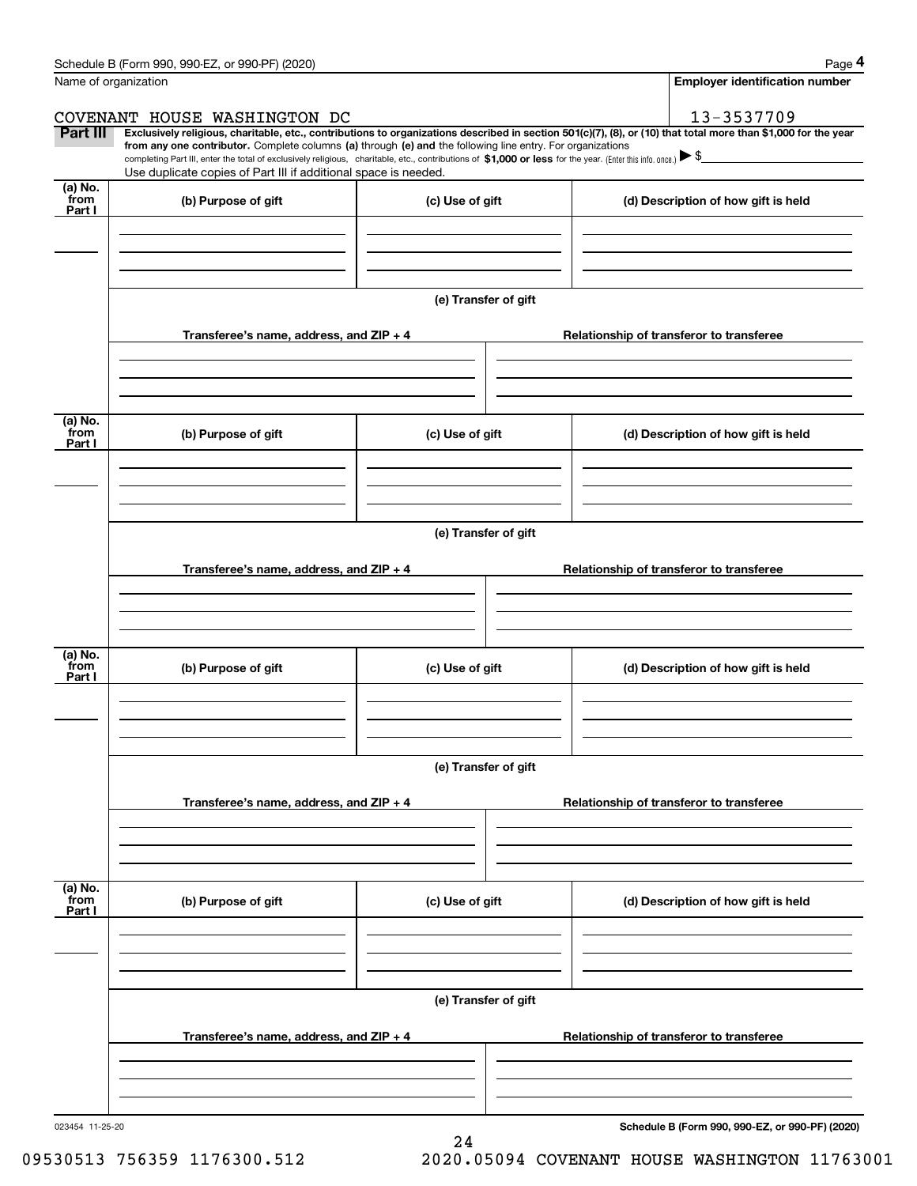Name of organization

COVENANT HOUSE WASHINGTON DC

**Employer identification number**

13-3537709

**Part III** **Exclusively religious, charitable, etc., contributions to organizations described in section 501(c)(7), (8), or (10) that total more than $1,000 for the year from any one contributor.** Complete columns **(a)** through **(e)** and the following line entry. For organizations completing Part III, enter the total of exclusively religious, charitable, etc., contributions of **$1,000 or less** for the year. (Enter this info. once.) ▶ $

Use duplicate copies of Part III if additional space is needed.

| (a) No. from Part I | (b) Purpose of gift | (c) Use of gift | (d) Description of how gift is held |
|---|---|---|---|
| | | | |

**(e) Transfer of gift**

| Transferee's name, address, and ZIP + 4 | Relationship of transferor to transferee |
|---|---|
| | |

| (a) No. from Part I | (b) Purpose of gift | (c) Use of gift | (d) Description of how gift is held |
|---|---|---|---|
| | | | |

**(e) Transfer of gift**

| Transferee's name, address, and ZIP + 4 | Relationship of transferor to transferee |
|---|---|
| | |

| (a) No. from Part I | (b) Purpose of gift | (c) Use of gift | (d) Description of how gift is held |
|---|---|---|---|
| | | | |

**(e) Transfer of gift**

| Transferee's name, address, and ZIP + 4 | Relationship of transferor to transferee |
|---|---|
| | |

| (a) No. from Part I | (b) Purpose of gift | (c) Use of gift | (d) Description of how gift is held |
|---|---|---|---|
| | | | |

**(e) Transfer of gift**

| Transferee's name, address, and ZIP + 4 | Relationship of transferor to transferee |
|---|---|
| | |

023454 11-25-20

**Schedule B (Form 990, 990-EZ, or 990-PF) (2020)**

09530513 756359 1176300.512 2020.05094 COVENANT HOUSE WASHINGTON 11763001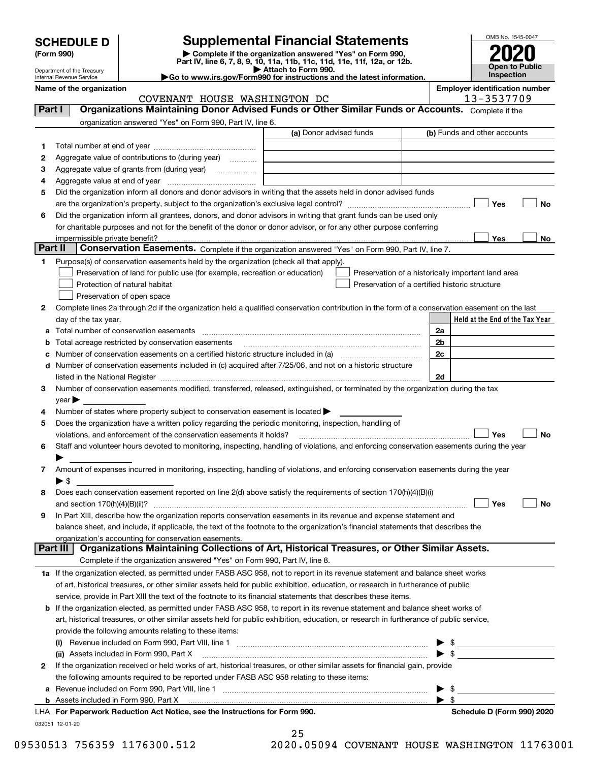# SCHEDULE D (Form 990)

Department of the Treasury
Internal Revenue Service

# Supplemental Financial Statements

▶ Complete if the organization answered "Yes" on Form 990, Part IV, line 6, 7, 8, 9, 10, 11a, 11b, 11c, 11d, 11e, 11f, 12a, or 12b.
▶ Attach to Form 990.
▶Go to www.irs.gov/Form990 for instructions and the latest information.

OMB No. 1545-0047

**2020**

**Open to Public Inspection**

**Name of the organization**
COVENANT HOUSE WASHINGTON DC

**Employer identification number**
13-3537709

## Part I — Organizations Maintaining Donor Advised Funds or Other Similar Funds or Accounts.
Complete if the organization answered "Yes" on Form 990, Part IV, line 6.

| | | (a) Donor advised funds | (b) Funds and other accounts |
|---|---|---|---|
| 1 | Total number at end of year | | |
| 2 | Aggregate value of contributions to (during year) | | |
| 3 | Aggregate value of grants from (during year) | | |
| 4 | Aggregate value at end of year | | |

5 Did the organization inform all donors and donor advisors in writing that the assets held in donor advised funds are the organization's property, subject to the organization's exclusive legal control? ☐ Yes ☐ No

6 Did the organization inform all grantees, donors, and donor advisors in writing that grant funds can be used only for charitable purposes and not for the benefit of the donor or donor advisor, or for any other purpose conferring impermissible private benefit? ☐ Yes ☐ No

## Part II — Conservation Easements.
Complete if the organization answered "Yes" on Form 990, Part IV, line 7.

1 Purpose(s) of conservation easements held by the organization (check all that apply).

- ☐ Preservation of land for public use (for example, recreation or education)
- ☐ Preservation of a historically important land area
- ☐ Protection of natural habitat
- ☐ Preservation of a certified historic structure
- ☐ Preservation of open space

2 Complete lines 2a through 2d if the organization held a qualified conservation contribution in the form of a conservation easement on the last day of the tax year.

| | | | Held at the End of the Tax Year |
|---|---|---|---|
| a | Total number of conservation easements | 2a | |
| b | Total acreage restricted by conservation easements | 2b | |
| c | Number of conservation easements on a certified historic structure included in (a) | 2c | |
| d | Number of conservation easements included in (c) acquired after 7/25/06, and not on a historic structure listed in the National Register | 2d | |

3 Number of conservation easements modified, transferred, released, extinguished, or terminated by the organization during the tax year ▶

4 Number of states where property subject to conservation easement is located ▶

5 Does the organization have a written policy regarding the periodic monitoring, inspection, handling of violations, and enforcement of the conservation easements it holds? ☐ Yes ☐ No

6 Staff and volunteer hours devoted to monitoring, inspecting, handling of violations, and enforcing conservation easements during the year ▶

7 Amount of expenses incurred in monitoring, inspecting, handling of violations, and enforcing conservation easements during the year ▶ $

8 Does each conservation easement reported on line 2(d) above satisfy the requirements of section 170(h)(4)(B)(i) and section 170(h)(4)(B)(ii)? ☐ Yes ☐ No

9 In Part XIII, describe how the organization reports conservation easements in its revenue and expense statement and balance sheet, and include, if applicable, the text of the footnote to the organization's financial statements that describes the organization's accounting for conservation easements.

## Part III — Organizations Maintaining Collections of Art, Historical Treasures, or Other Similar Assets.
Complete if the organization answered "Yes" on Form 990, Part IV, line 8.

1a If the organization elected, as permitted under FASB ASC 958, not to report in its revenue statement and balance sheet works of art, historical treasures, or other similar assets held for public exhibition, education, or research in furtherance of public service, provide in Part XIII the text of the footnote to its financial statements that describes these items.

b If the organization elected, as permitted under FASB ASC 958, to report in its revenue statement and balance sheet works of art, historical treasures, or other similar assets held for public exhibition, education, or research in furtherance of public service, provide the following amounts relating to these items:

(i) Revenue included on Form 990, Part VIII, line 1 ▶ $

(ii) Assets included in Form 990, Part X ▶ $

2 If the organization received or held works of art, historical treasures, or other similar assets for financial gain, provide the following amounts required to be reported under FASB ASC 958 relating to these items:

a Revenue included on Form 990, Part VIII, line 1 ▶ $

b Assets included in Form 990, Part X ▶ $

LHA **For Paperwork Reduction Act Notice, see the Instructions for Form 990.** **Schedule D (Form 990) 2020**

032051 12-01-20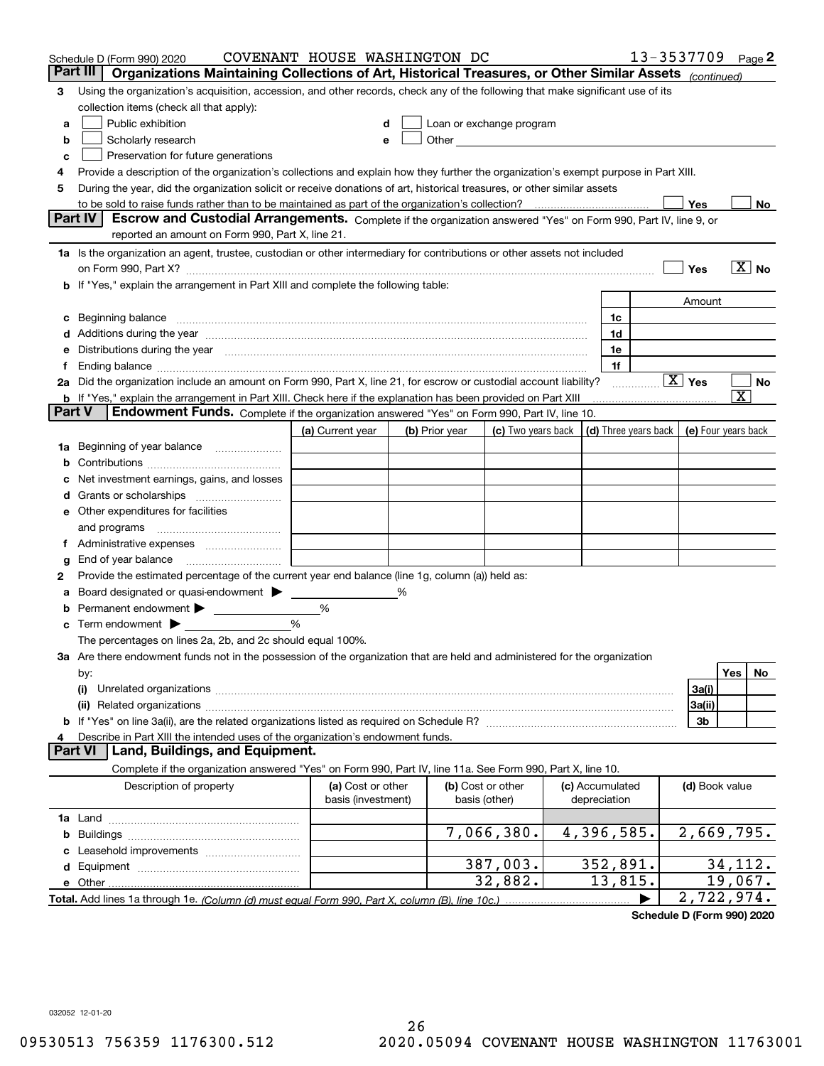Schedule D (Form 990) 2020 COVENANT HOUSE WASHINGTON DC 13-3537709 Page 2

## Part III Organizations Maintaining Collections of Art, Historical Treasures, or Other Similar Assets *(continued)*

**3** Using the organization's acquisition, accession, and other records, check any of the following that make significant use of its collection items (check all that apply):

- **a** ☐ Public exhibition
- **b** ☐ Scholarly research
- **c** ☐ Preservation for future generations
- **d** ☐ Loan or exchange program
- **e** ☐ Other

**4** Provide a description of the organization's collections and explain how they further the organization's exempt purpose in Part XIII.

**5** During the year, did the organization solicit or receive donations of art, historical treasures, or other similar assets to be sold to raise funds rather than to be maintained as part of the organization's collection? ☐ Yes ☐ No

## Part IV Escrow and Custodial Arrangements.

Complete if the organization answered "Yes" on Form 990, Part IV, line 9, or reported an amount on Form 990, Part X, line 21.

**1a** Is the organization an agent, trustee, custodian or other intermediary for contributions or other assets not included on Form 990, Part X? ☐ Yes ☒ No

**b** If "Yes," explain the arrangement in Part XIII and complete the following table:

| | | Amount |
|---|---|---|
| **c** Beginning balance | 1c | |
| **d** Additions during the year | 1d | |
| **e** Distributions during the year | 1e | |
| **f** Ending balance | 1f | |

**2a** Did the organization include an amount on Form 990, Part X, line 21, for escrow or custodial account liability? ☒ Yes ☐ No

**b** If "Yes," explain the arrangement in Part XIII. Check here if the explanation has been provided on Part XIII ☒

## Part V Endowment Funds.

Complete if the organization answered "Yes" on Form 990, Part IV, line 10.

| | (a) Current year | (b) Prior year | (c) Two years back | (d) Three years back | (e) Four years back |
|---|---|---|---|---|---|
| **1a** Beginning of year balance | | | | | |
| **b** Contributions | | | | | |
| **c** Net investment earnings, gains, and losses | | | | | |
| **d** Grants or scholarships | | | | | |
| **e** Other expenditures for facilities and programs | | | | | |
| **f** Administrative expenses | | | | | |
| **g** End of year balance | | | | | |

**2** Provide the estimated percentage of the current year end balance (line 1g, column (a)) held as:

- **a** Board designated or quasi-endowment ▶ ____ %
- **b** Permanent endowment ▶ ____ %
- **c** Term endowment ▶ ____ %

The percentages on lines 2a, 2b, and 2c should equal 100%.

**3a** Are there endowment funds not in the possession of the organization that are held and administered for the organization by:

| | | Yes | No |
|---|---|---|---|
| **(i)** Unrelated organizations | 3a(i) | | |
| **(ii)** Related organizations | 3a(ii) | | |
| **b** If "Yes" on line 3a(ii), are the related organizations listed as required on Schedule R? | 3b | | |

**4** Describe in Part XIII the intended uses of the organization's endowment funds.

## Part VI Land, Buildings, and Equipment.

Complete if the organization answered "Yes" on Form 990, Part IV, line 11a. See Form 990, Part X, line 10.

| Description of property | (a) Cost or other basis (investment) | (b) Cost or other basis (other) | (c) Accumulated depreciation | (d) Book value |
|---|---|---|---|---|
| **1a** Land | | | | |
| **b** Buildings | | 7,066,380. | 4,396,585. | 2,669,795. |
| **c** Leasehold improvements | | | | |
| **d** Equipment | | 387,003. | 352,891. | 34,112. |
| **e** Other | | 32,882. | 13,815. | 19,067. |
| **Total.** Add lines 1a through 1e. *(Column (d) must equal Form 990, Part X, column (B), line 10c.)* | | | ▶ | 2,722,974. |

**Schedule D (Form 990) 2020**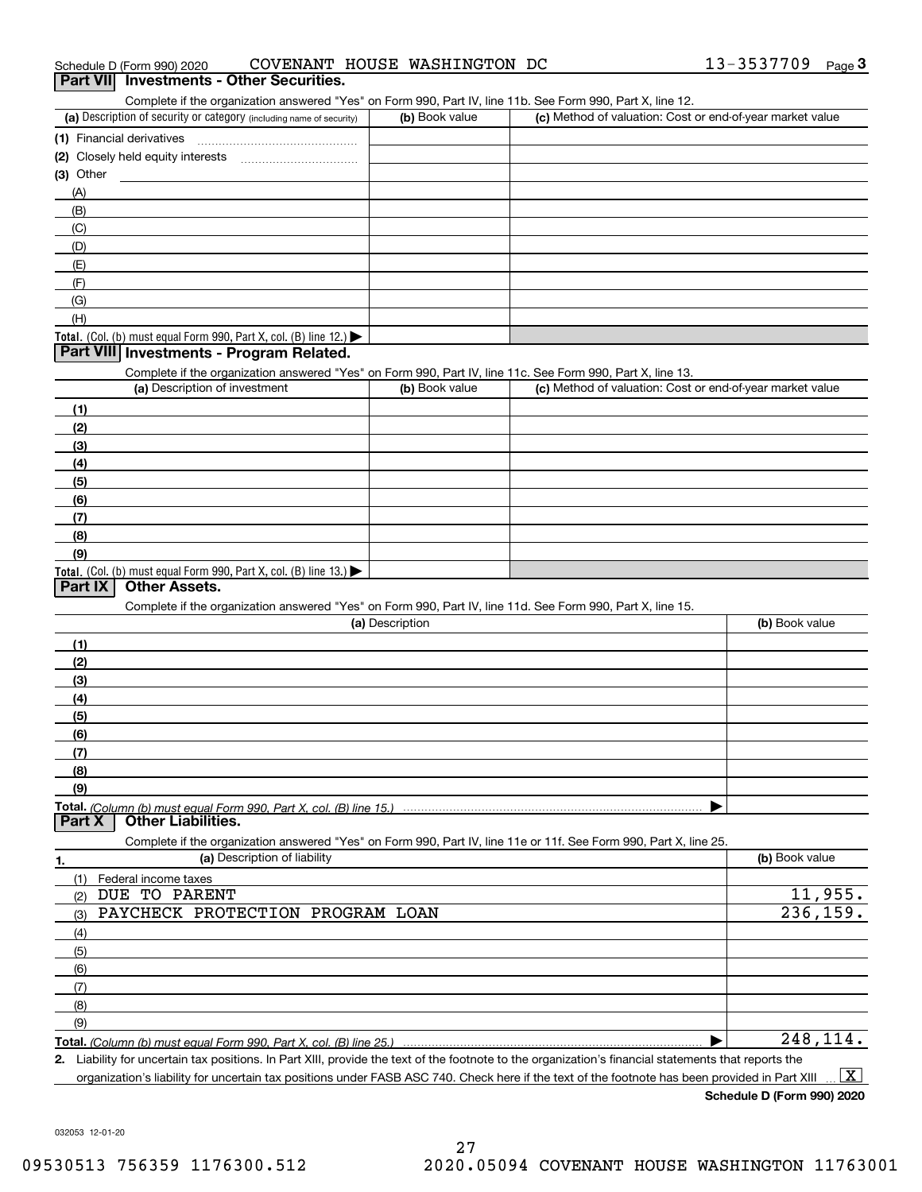Schedule D (Form 990) 2020 COVENANT HOUSE WASHINGTON DC 13-3537709 Page 3

## Part VII Investments - Other Securities.

Complete if the organization answered "Yes" on Form 990, Part IV, line 11b. See Form 990, Part X, line 12.

| (a) Description of security or category (including name of security) | (b) Book value | (c) Method of valuation: Cost or end-of-year market value |
|---|---|---|
| (1) Financial derivatives | | |
| (2) Closely held equity interests | | |
| (3) Other | | |
| (A) | | |
| (B) | | |
| (C) | | |
| (D) | | |
| (E) | | |
| (F) | | |
| (G) | | |
| (H) | | |
| **Total.** (Col. (b) must equal Form 990, Part X, col. (B) line 12.) | | |

## Part VIII Investments - Program Related.

Complete if the organization answered "Yes" on Form 990, Part IV, line 11c. See Form 990, Part X, line 13.

| (a) Description of investment | (b) Book value | (c) Method of valuation: Cost or end-of-year market value |
|---|---|---|
| (1) | | |
| (2) | | |
| (3) | | |
| (4) | | |
| (5) | | |
| (6) | | |
| (7) | | |
| (8) | | |
| (9) | | |
| **Total.** (Col. (b) must equal Form 990, Part X, col. (B) line 13.) | | |

## Part IX Other Assets.

Complete if the organization answered "Yes" on Form 990, Part IV, line 11d. See Form 990, Part X, line 15.

| (a) Description | (b) Book value |
|---|---|
| (1) | |
| (2) | |
| (3) | |
| (4) | |
| (5) | |
| (6) | |
| (7) | |
| (8) | |
| (9) | |
| **Total.** *(Column (b) must equal Form 990, Part X, col. (B) line 15.)* | |

## Part X Other Liabilities.

Complete if the organization answered "Yes" on Form 990, Part IV, line 11e or 11f. See Form 990, Part X, line 25.

| 1. (a) Description of liability | (b) Book value |
|---|---|
| (1) Federal income taxes | |
| (2) DUE TO PARENT | 11,955. |
| (3) PAYCHECK PROTECTION PROGRAM LOAN | 236,159. |
| (4) | |
| (5) | |
| (6) | |
| (7) | |
| (8) | |
| (9) | |
| **Total.** *(Column (b) must equal Form 990, Part X, col. (B) line 25.)* | 248,114. |

**2.** Liability for uncertain tax positions. In Part XIII, provide the text of the footnote to the organization's financial statements that reports the organization's liability for uncertain tax positions under FASB ASC 740. Check here if the text of the footnote has been provided in Part XIII [X]

**Schedule D (Form 990) 2020**

032053 12-01-20

09530513 756359 1176300.512 2020.05094 COVENANT HOUSE WASHINGTON 11763001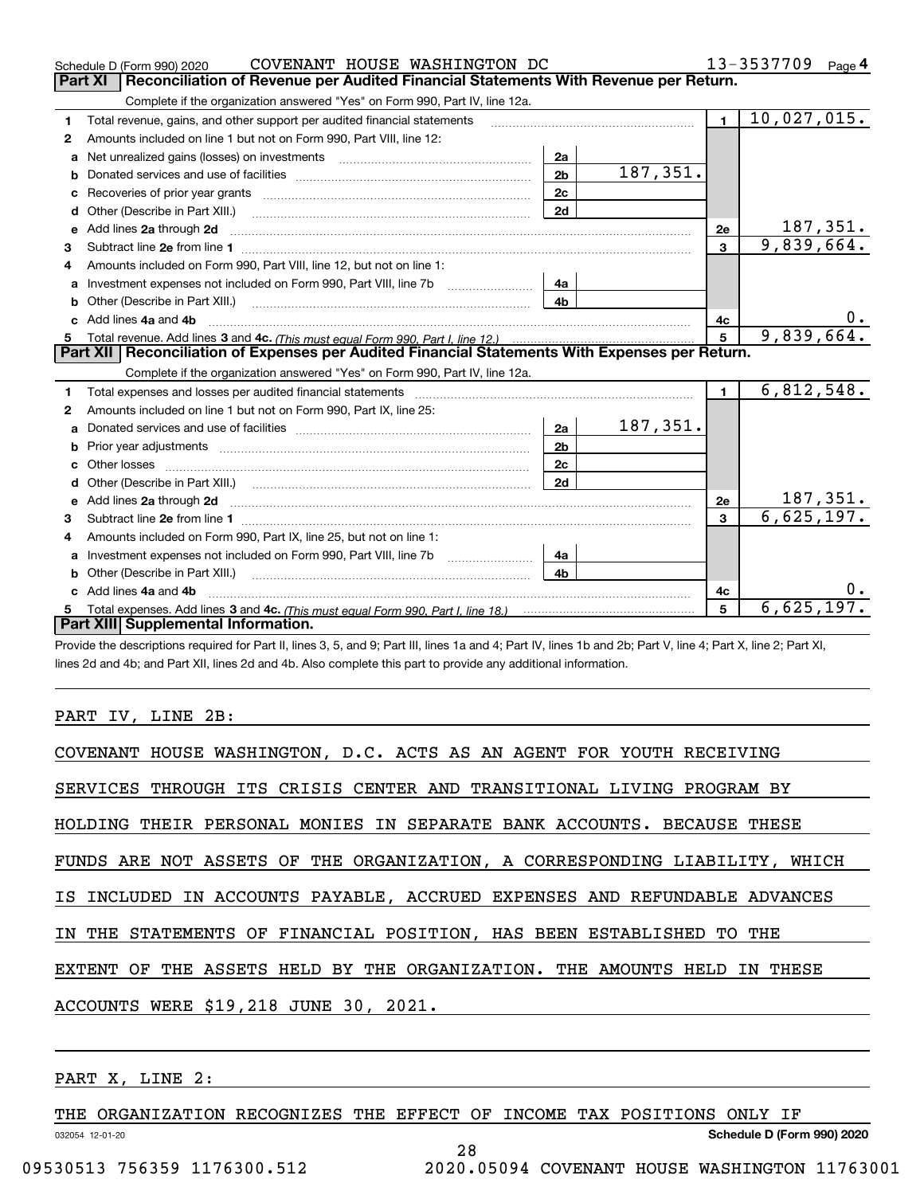Schedule D (Form 990) 2020 COVENANT HOUSE WASHINGTON DC 13-3537709 Page 4

## Part XI Reconciliation of Revenue per Audited Financial Statements With Revenue per Return.

Complete if the organization answered "Yes" on Form 990, Part IV, line 12a.

| | | | | | |
|---|---|---|---|---|---|
| 1 | Total revenue, gains, and other support per audited financial statements | | | 1 | 10,027,015. |
| 2 | Amounts included on line 1 but not on Form 990, Part VIII, line 12: | | | | |
| a | Net unrealized gains (losses) on investments | 2a | | | |
| b | Donated services and use of facilities | 2b | 187,351. | | |
| c | Recoveries of prior year grants | 2c | | | |
| d | Other (Describe in Part XIII.) | 2d | | | |
| e | Add lines 2a through 2d | | | 2e | 187,351. |
| 3 | Subtract line 2e from line 1 | | | 3 | 9,839,664. |
| 4 | Amounts included on Form 990, Part VIII, line 12, but not on line 1: | | | | |
| a | Investment expenses not included on Form 990, Part VIII, line 7b | 4a | | | |
| b | Other (Describe in Part XIII.) | 4b | | | |
| c | Add lines 4a and 4b | | | 4c | 0. |
| 5 | Total revenue. Add lines 3 and 4c. *(This must equal Form 990, Part I, line 12.)* | | | 5 | 9,839,664. |

## Part XII Reconciliation of Expenses per Audited Financial Statements With Expenses per Return.

Complete if the organization answered "Yes" on Form 990, Part IV, line 12a.

| | | | | | |
|---|---|---|---|---|---|
| 1 | Total expenses and losses per audited financial statements | | | 1 | 6,812,548. |
| 2 | Amounts included on line 1 but not on Form 990, Part IX, line 25: | | | | |
| a | Donated services and use of facilities | 2a | 187,351. | | |
| b | Prior year adjustments | 2b | | | |
| c | Other losses | 2c | | | |
| d | Other (Describe in Part XIII.) | 2d | | | |
| e | Add lines 2a through 2d | | | 2e | 187,351. |
| 3 | Subtract line 2e from line 1 | | | 3 | 6,625,197. |
| 4 | Amounts included on Form 990, Part IX, line 25, but not on line 1: | | | | |
| a | Investment expenses not included on Form 990, Part VIII, line 7b | 4a | | | |
| b | Other (Describe in Part XIII.) | 4b | | | |
| c | Add lines 4a and 4b | | | 4c | 0. |
| 5 | Total expenses. Add lines 3 and 4c. *(This must equal Form 990, Part I, line 18.)* | | | 5 | 6,625,197. |

## Part XIII Supplemental Information.

Provide the descriptions required for Part II, lines 3, 5, and 9; Part III, lines 1a and 4; Part IV, lines 1b and 2b; Part V, line 4; Part X, line 2; Part XI, lines 2d and 4b; and Part XII, lines 2d and 4b. Also complete this part to provide any additional information.

PART IV, LINE 2B:

COVENANT HOUSE WASHINGTON, D.C. ACTS AS AN AGENT FOR YOUTH RECEIVING SERVICES THROUGH ITS CRISIS CENTER AND TRANSITIONAL LIVING PROGRAM BY HOLDING THEIR PERSONAL MONIES IN SEPARATE BANK ACCOUNTS. BECAUSE THESE FUNDS ARE NOT ASSETS OF THE ORGANIZATION, A CORRESPONDING LIABILITY, WHICH IS INCLUDED IN ACCOUNTS PAYABLE, ACCRUED EXPENSES AND REFUNDABLE ADVANCES IN THE STATEMENTS OF FINANCIAL POSITION, HAS BEEN ESTABLISHED TO THE EXTENT OF THE ASSETS HELD BY THE ORGANIZATION. THE AMOUNTS HELD IN THESE ACCOUNTS WERE $19,218 JUNE 30, 2021.

PART X, LINE 2:

THE ORGANIZATION RECOGNIZES THE EFFECT OF INCOME TAX POSITIONS ONLY IF

032054 12-01-20 Schedule D (Form 990) 2020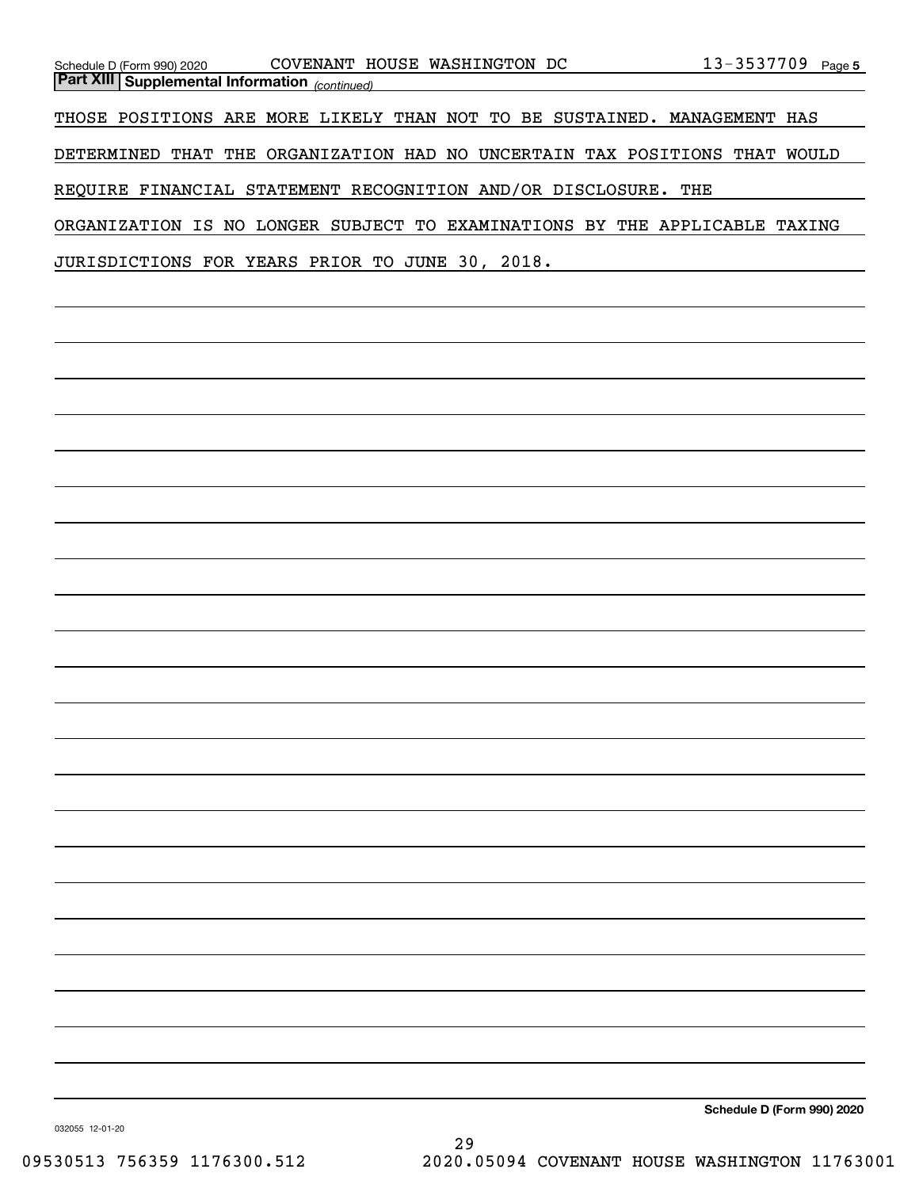Schedule D (Form 990) 2020 COVENANT HOUSE WASHINGTON DC 13-3537709 Page 5

**Part XIII Supplemental Information** *(continued)*

THOSE POSITIONS ARE MORE LIKELY THAN NOT TO BE SUSTAINED. MANAGEMENT HAS DETERMINED THAT THE ORGANIZATION HAD NO UNCERTAIN TAX POSITIONS THAT WOULD REQUIRE FINANCIAL STATEMENT RECOGNITION AND/OR DISCLOSURE. THE ORGANIZATION IS NO LONGER SUBJECT TO EXAMINATIONS BY THE APPLICABLE TAXING JURISDICTIONS FOR YEARS PRIOR TO JUNE 30, 2018.

**Schedule D (Form 990) 2020**

032055 12-01-20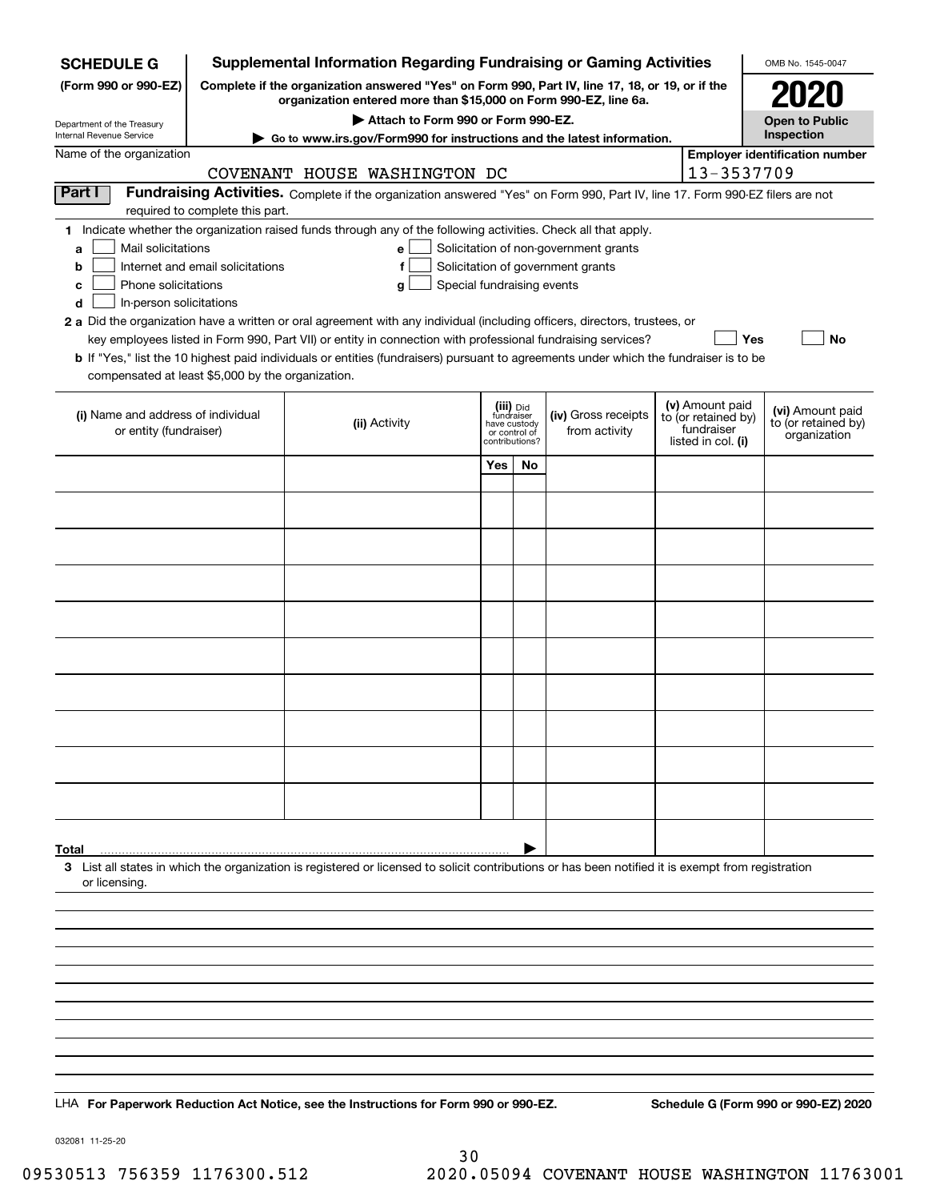**SCHEDULE G** (Form 990 or 990-EZ)

Department of the Treasury
Internal Revenue Service

# Supplemental Information Regarding Fundraising or Gaming Activities

**Complete if the organization answered "Yes" on Form 990, Part IV, line 17, 18, or 19, or if the organization entered more than $15,000 on Form 990-EZ, line 6a.**

**▶ Attach to Form 990 or Form 990-EZ.**

**▶ Go to www.irs.gov/Form990 for instructions and the latest information.**

OMB No. 1545-0047

**2020**

**Open to Public Inspection**

Name of the organization: COVENANT HOUSE WASHINGTON DC

**Employer identification number:** 13-3537709

**Part I** **Fundraising Activities.** Complete if the organization answered "Yes" on Form 990, Part IV, line 17. Form 990-EZ filers are not required to complete this part.

**1** Indicate whether the organization raised funds through any of the following activities. Check all that apply.

- **a** ☐ Mail solicitations
- **b** ☐ Internet and email solicitations
- **c** ☐ Phone solicitations
- **d** ☐ In-person solicitations
- **e** ☐ Solicitation of non-government grants
- **f** ☐ Solicitation of government grants
- **g** ☐ Special fundraising events

**2 a** Did the organization have a written or oral agreement with any individual (including officers, directors, trustees, or key employees listed in Form 990, Part VII) or entity in connection with professional fundraising services? ☐ **Yes** ☐ **No**

**b** If "Yes," list the 10 highest paid individuals or entities (fundraisers) pursuant to agreements under which the fundraiser is to be compensated at least $5,000 by the organization.

| (i) Name and address of individual or entity (fundraiser) | (ii) Activity | (iii) Did fundraiser have custody or control of contributions? | | (iv) Gross receipts from activity | (v) Amount paid to (or retained by) fundraiser listed in col. (i) | (vi) Amount paid to (or retained by) organization |
|---|---|---|---|---|---|---|
| | | Yes | No | | | |
| | | | | | | |
| | | | | | | |
| | | | | | | |
| | | | | | | |
| | | | | | | |
| | | | | | | |
| | | | | | | |
| | | | | | | |
| | | | | | | |
| | | | | | | |
| **Total** ▶ | | | | | | |

**3** List all states in which the organization is registered or licensed to solicit contributions or has been notified it is exempt from registration or licensing.

LHA **For Paperwork Reduction Act Notice, see the Instructions for Form 990 or 990-EZ.** **Schedule G (Form 990 or 990-EZ) 2020**

032081 11-25-20

09530513 756359 1176300.512 2020.05094 COVENANT HOUSE WASHINGTON 11763001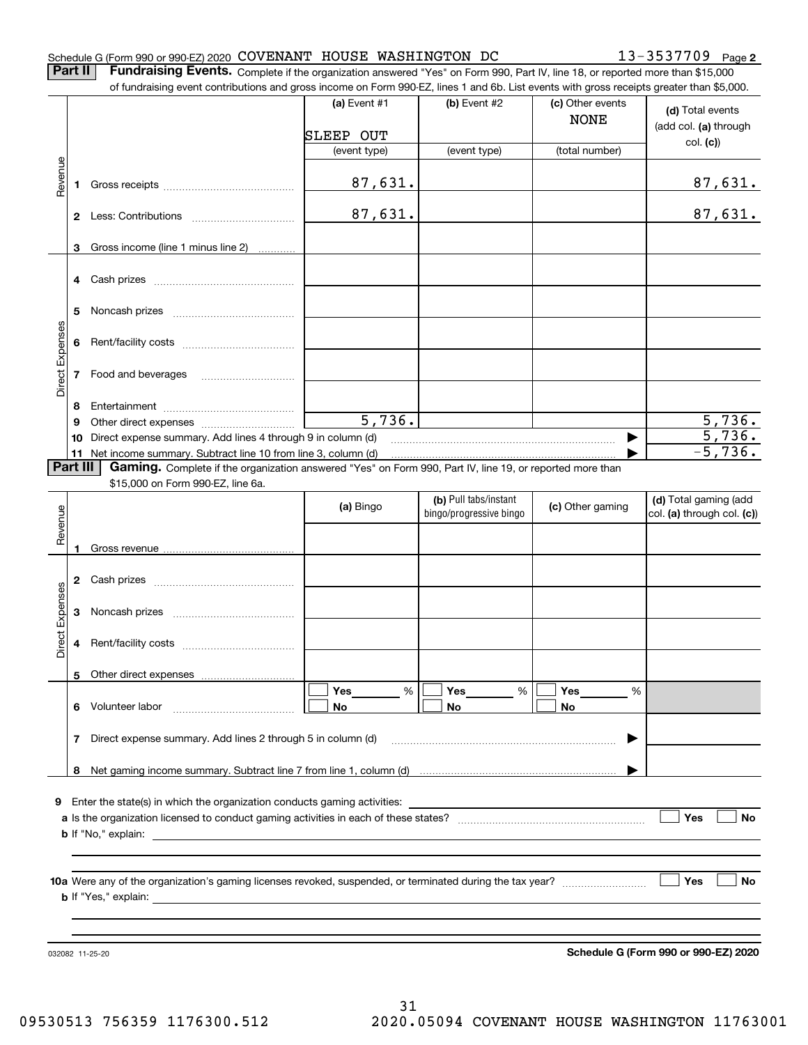Schedule G (Form 990 or 990-EZ) 2020 COVENANT HOUSE WASHINGTON DC 13-3537709 Page 2

**Part II** **Fundraising Events.** Complete if the organization answered "Yes" on Form 990, Part IV, line 18, or reported more than $15,000 of fundraising event contributions and gross income on Form 990-EZ, lines 1 and 6b. List events with gross receipts greater than $5,000.

| | | (a) Event #1 | (b) Event #2 | (c) Other events | (d) Total events (add col. (a) through col. (c)) |
|---|---|---|---|---|---|
| | | SLEEP OUT | | NONE | |
| | | (event type) | (event type) | (total number) | |
| Revenue | 1 Gross receipts | 87,631. | | | 87,631. |
| | 2 Less: Contributions | 87,631. | | | 87,631. |
| | 3 Gross income (line 1 minus line 2) | | | | |
| Direct Expenses | 4 Cash prizes | | | | |
| | 5 Noncash prizes | | | | |
| | 6 Rent/facility costs | | | | |
| | 7 Food and beverages | | | | |
| | 8 Entertainment | | | | |
| | 9 Other direct expenses | 5,736. | | | 5,736. |
| | 10 Direct expense summary. Add lines 4 through 9 in column (d) | | | | 5,736. |
| | 11 Net income summary. Subtract line 10 from line 3, column (d) | | | | -5,736. |

**Part III** **Gaming.** Complete if the organization answered "Yes" on Form 990, Part IV, line 19, or reported more than $15,000 on Form 990-EZ, line 6a.

| | | (a) Bingo | (b) Pull tabs/instant bingo/progressive bingo | (c) Other gaming | (d) Total gaming (add col. (a) through col. (c)) |
|---|---|---|---|---|---|
| Revenue | 1 Gross revenue | | | | |
| Direct Expenses | 2 Cash prizes | | | | |
| | 3 Noncash prizes | | | | |
| | 4 Rent/facility costs | | | | |
| | 5 Other direct expenses | | | | |
| | 6 Volunteer labor | Yes ____ % / No | Yes ____ % / No | Yes ____ % / No | |
| | 7 Direct expense summary. Add lines 2 through 5 in column (d) | | | | |
| | 8 Net gaming income summary. Subtract line 7 from line 1, column (d) | | | | |

9 Enter the state(s) in which the organization conducts gaming activities:

a Is the organization licensed to conduct gaming activities in each of these states? Yes No

b If "No," explain:

10a Were any of the organization's gaming licenses revoked, suspended, or terminated during the tax year? Yes No

b If "Yes," explain:

032082 11-25-20 **Schedule G (Form 990 or 990-EZ) 2020**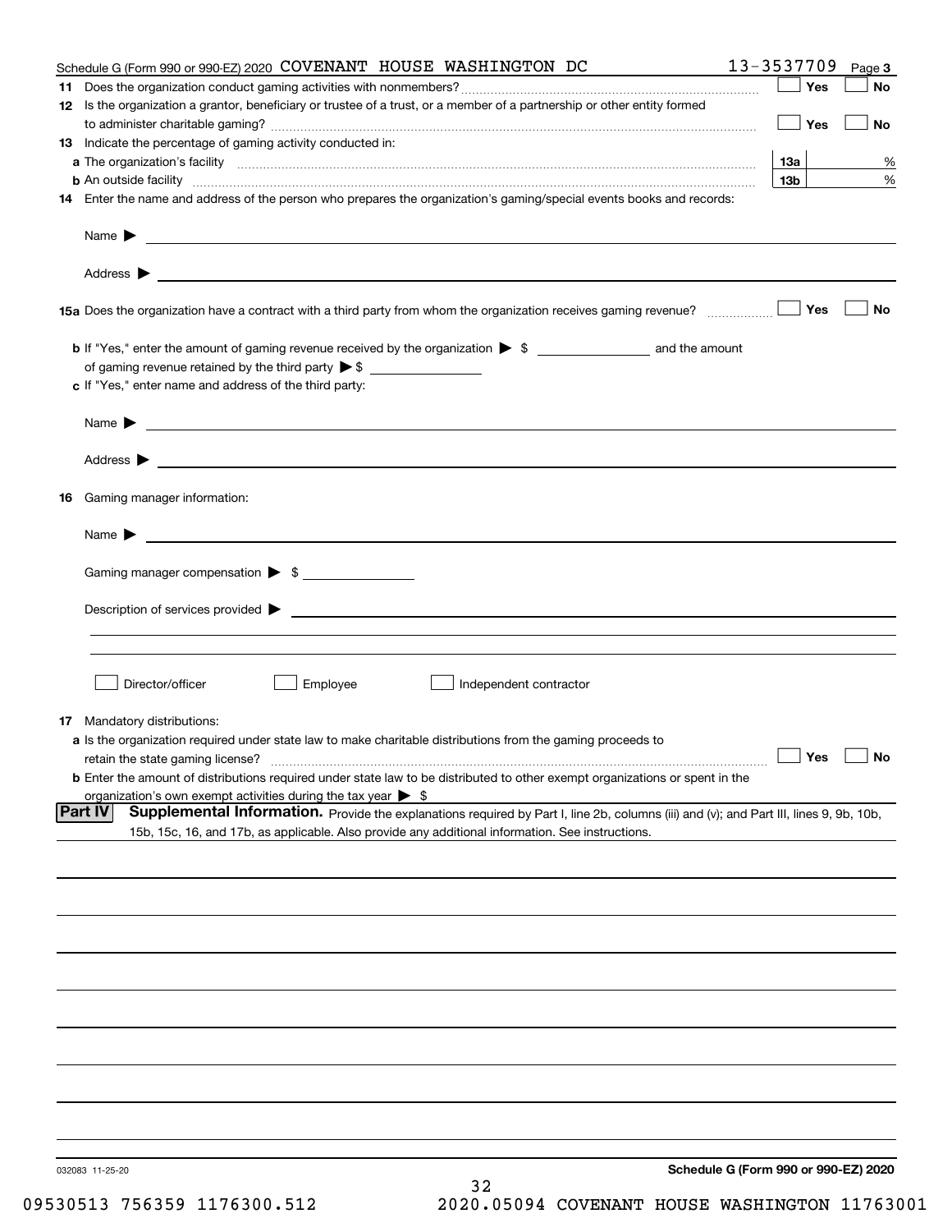Schedule G (Form 990 or 990-EZ) 2020 COVENANT HOUSE WASHINGTON DC 13-3537709 Page 3

**11** Does the organization conduct gaming activities with nonmembers? ☐ Yes ☐ No

**12** Is the organization a grantor, beneficiary or trustee of a trust, or a member of a partnership or other entity formed to administer charitable gaming? ☐ Yes ☐ No

**13** Indicate the percentage of gaming activity conducted in:

**a** The organization's facility **13a** %

**b** An outside facility **13b** %

**14** Enter the name and address of the person who prepares the organization's gaming/special events books and records:

Name ▶

Address ▶

**15a** Does the organization have a contract with a third party from whom the organization receives gaming revenue? ☐ Yes ☐ No

**b** If "Yes," enter the amount of gaming revenue received by the organization ▶ $ ______ and the amount of gaming revenue retained by the third party ▶ $ ______

**c** If "Yes," enter name and address of the third party:

Name ▶

Address ▶

**16** Gaming manager information:

Name ▶

Gaming manager compensation ▶ $

Description of services provided ▶

☐ Director/officer ☐ Employee ☐ Independent contractor

**17** Mandatory distributions:

**a** Is the organization required under state law to make charitable distributions from the gaming proceeds to retain the state gaming license? ☐ Yes ☐ No

**b** Enter the amount of distributions required under state law to be distributed to other exempt organizations or spent in the organization's own exempt activities during the tax year ▶ $

## Part IV Supplemental Information.

Provide the explanations required by Part I, line 2b, columns (iii) and (v); and Part III, lines 9, 9b, 10b, 15b, 15c, 16, and 17b, as applicable. Also provide any additional information. See instructions.

032083 11-25-20

**Schedule G (Form 990 or 990-EZ) 2020**

09530513 756359 1176300.512 2020.05094 COVENANT HOUSE WASHINGTON 11763001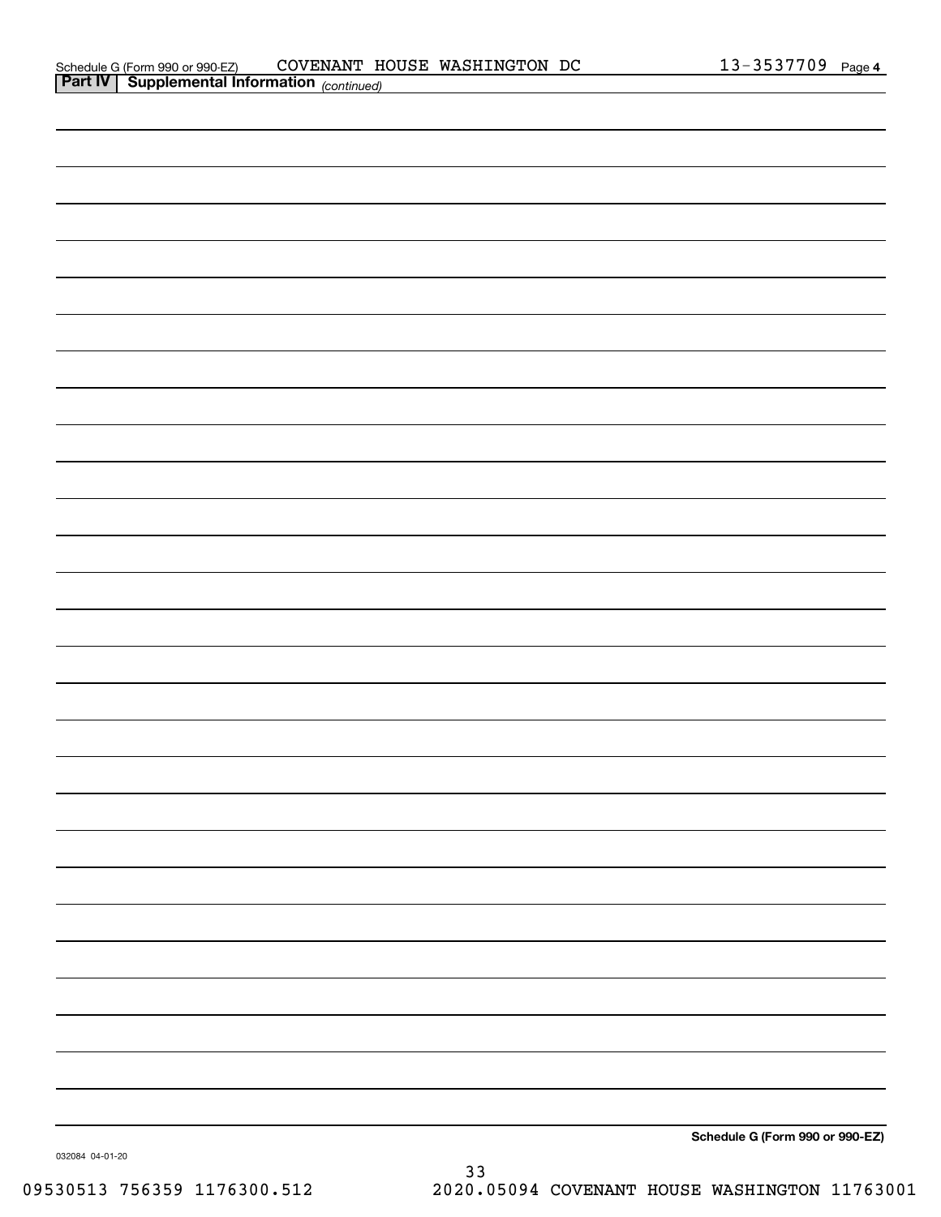Schedule G (Form 990 or 990-EZ) COVENANT HOUSE WASHINGTON DC 13-3537709 Page 4

**Part IV | Supplemental Information** *(continued)*

**Schedule G (Form 990 or 990-EZ)**

032084 04-01-20

09530513 756359 1176300.512 2020.05094 COVENANT HOUSE WASHINGTON 11763001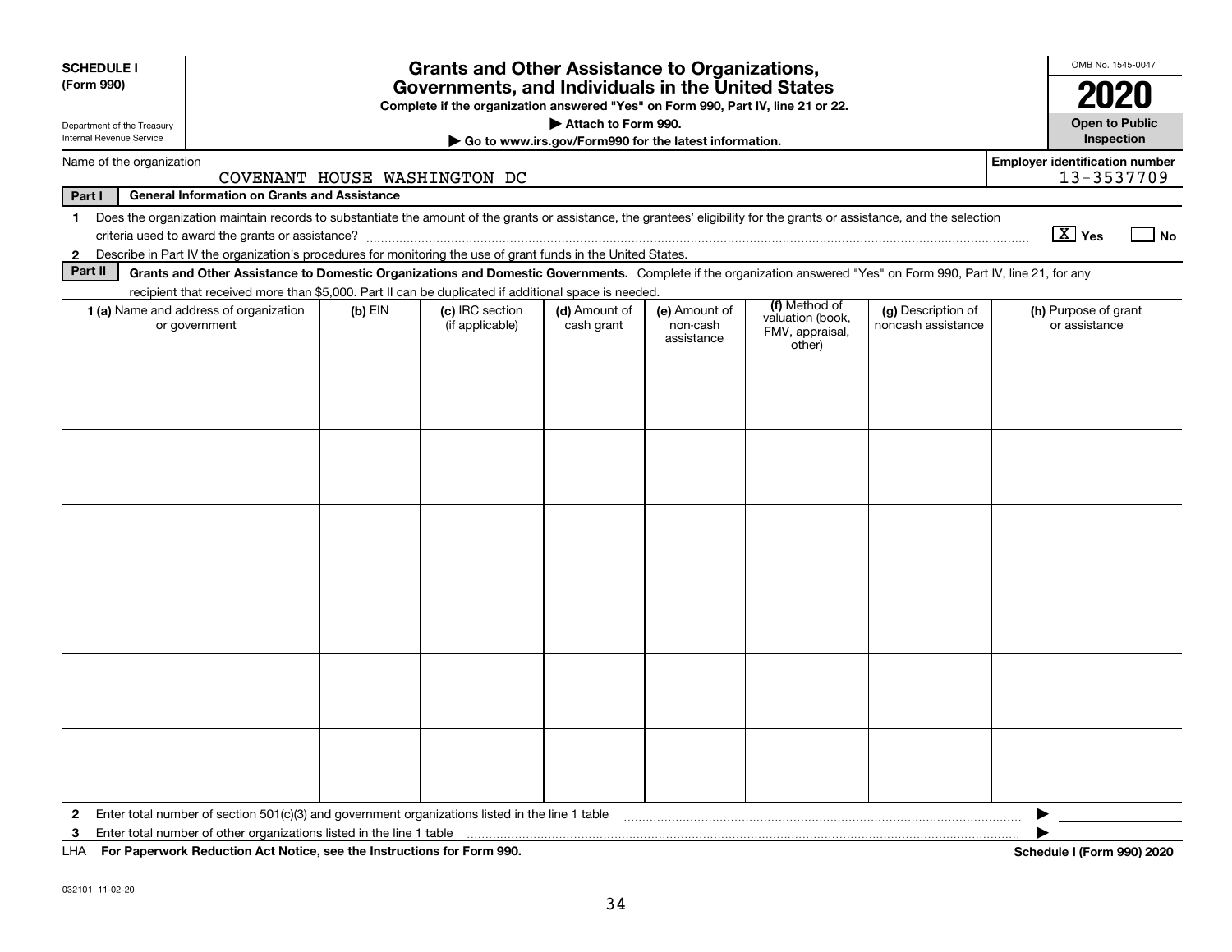**SCHEDULE I**
**(Form 990)**

Department of the Treasury
Internal Revenue Service

# Grants and Other Assistance to Organizations, Governments, and Individuals in the United States

**Complete if the organization answered "Yes" on Form 990, Part IV, line 21 or 22.**
**▶ Attach to Form 990.**
**▶ Go to www.irs.gov/Form990 for the latest information.**

OMB No. 1545-0047
**2020**
**Open to Public Inspection**

Name of the organization: COVENANT HOUSE WASHINGTON DC
**Employer identification number:** 13-3537709

**Part I — General Information on Grants and Assistance**

1. Does the organization maintain records to substantiate the amount of the grants or assistance, the grantees' eligibility for the grants or assistance, and the selection criteria used to award the grants or assistance? [X] Yes [ ] No
2. Describe in Part IV the organization's procedures for monitoring the use of grant funds in the United States.

**Part II — Grants and Other Assistance to Domestic Organizations and Domestic Governments.** Complete if the organization answered "Yes" on Form 990, Part IV, line 21, for any recipient that received more than $5,000. Part II can be duplicated if additional space is needed.

| 1 (a) Name and address of organization or government | (b) EIN | (c) IRC section (if applicable) | (d) Amount of cash grant | (e) Amount of non-cash assistance | (f) Method of valuation (book, FMV, appraisal, other) | (g) Description of noncash assistance | (h) Purpose of grant or assistance |
|---|---|---|---|---|---|---|---|
| | | | | | | | |
| | | | | | | | |
| | | | | | | | |
| | | | | | | | |
| | | | | | | | |
| | | | | | | | |

2. Enter total number of section 501(c)(3) and government organizations listed in the line 1 table ▶
3. Enter total number of other organizations listed in the line 1 table ▶

LHA **For Paperwork Reduction Act Notice, see the Instructions for Form 990.** **Schedule I (Form 990) 2020**

032101 11-02-20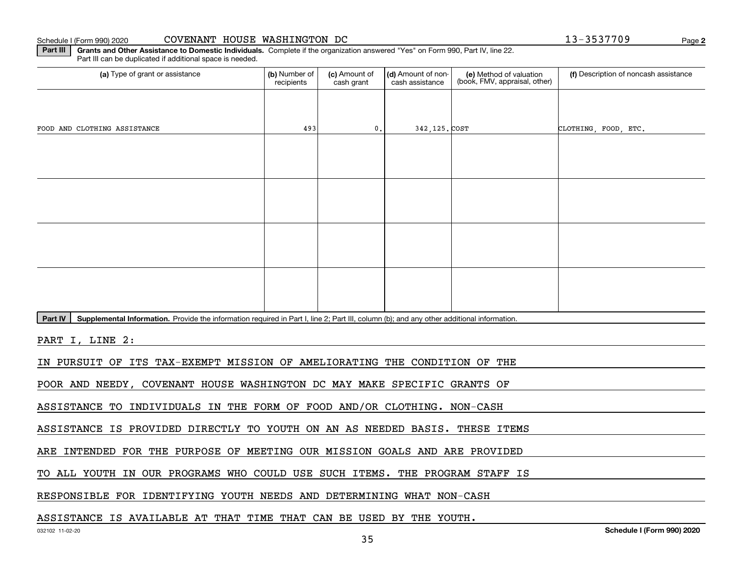Schedule I (Form 990) 2020 COVENANT HOUSE WASHINGTON DC 13-3537709 Page **2**

**Part III** **Grants and Other Assistance to Domestic Individuals.** Complete if the organization answered "Yes" on Form 990, Part IV, line 22. Part III can be duplicated if additional space is needed.

| (a) Type of grant or assistance | (b) Number of recipients | (c) Amount of cash grant | (d) Amount of non-cash assistance | (e) Method of valuation (book, FMV, appraisal, other) | (f) Description of noncash assistance |
|---|---|---|---|---|---|
| FOOD AND CLOTHING ASSISTANCE | 493 | 0. | 342,125. | COST | CLOTHING, FOOD, ETC. |
| | | | | | |
| | | | | | |
| | | | | | |
| | | | | | |

**Part IV** **Supplemental Information.** Provide the information required in Part I, line 2; Part III, column (b); and any other additional information.

PART I, LINE 2:

IN PURSUIT OF ITS TAX-EXEMPT MISSION OF AMELIORATING THE CONDITION OF THE POOR AND NEEDY, COVENANT HOUSE WASHINGTON DC MAY MAKE SPECIFIC GRANTS OF ASSISTANCE TO INDIVIDUALS IN THE FORM OF FOOD AND/OR CLOTHING. NON-CASH ASSISTANCE IS PROVIDED DIRECTLY TO YOUTH ON AN AS NEEDED BASIS. THESE ITEMS ARE INTENDED FOR THE PURPOSE OF MEETING OUR MISSION GOALS AND ARE PROVIDED TO ALL YOUTH IN OUR PROGRAMS WHO COULD USE SUCH ITEMS. THE PROGRAM STAFF IS RESPONSIBLE FOR IDENTIFYING YOUTH NEEDS AND DETERMINING WHAT NON-CASH ASSISTANCE IS AVAILABLE AT THAT TIME THAT CAN BE USED BY THE YOUTH.

032102 11-02-20 **Schedule I (Form 990) 2020**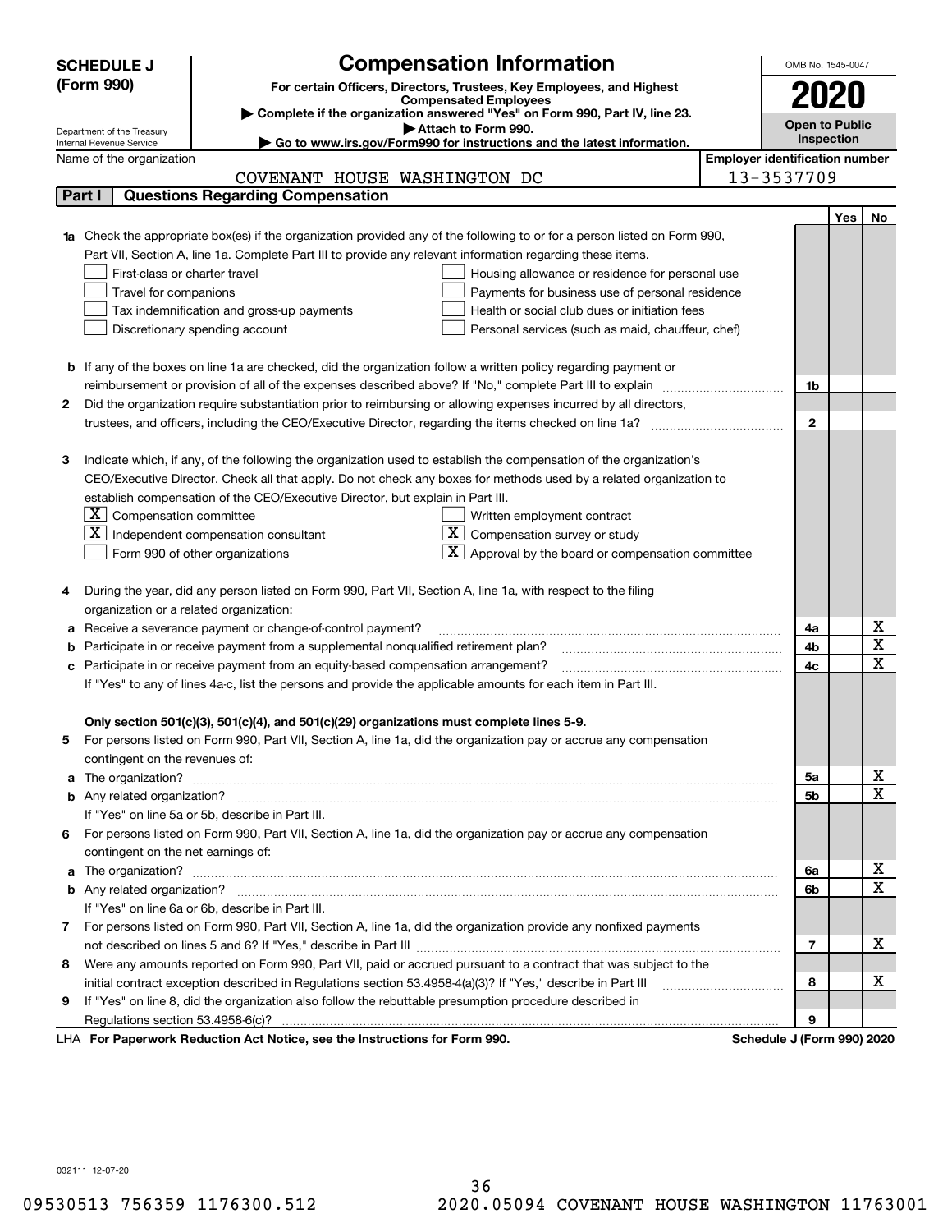**SCHEDULE J (Form 990)**

Department of the Treasury
Internal Revenue Service

# Compensation Information

**For certain Officers, Directors, Trustees, Key Employees, and Highest Compensated Employees**

▶ **Complete if the organization answered "Yes" on Form 990, Part IV, line 23.**
▶ **Attach to Form 990.**
▶ **Go to www.irs.gov/Form990 for instructions and the latest information.**

OMB No. 1545-0047

**2020**

**Open to Public Inspection**

Name of the organization: COVENANT HOUSE WASHINGTON DC

**Employer identification number:** 13-3537709

## Part I Questions Regarding Compensation

| | | | Yes | No |
|---|---|---|---|---|
| **1a** | Check the appropriate box(es) if the organization provided any of the following to or for a person listed on Form 990, Part VII, Section A, line 1a. Complete Part III to provide any relevant information regarding these items.<br>☐ First-class or charter travel ☐ Housing allowance or residence for personal use<br>☐ Travel for companions ☐ Payments for business use of personal residence<br>☐ Tax indemnification and gross-up payments ☐ Health or social club dues or initiation fees<br>☐ Discretionary spending account ☐ Personal services (such as maid, chauffeur, chef) | | | |
| **b** | If any of the boxes on line 1a are checked, did the organization follow a written policy regarding payment or reimbursement or provision of all of the expenses described above? If "No," complete Part III to explain | 1b | | |
| **2** | Did the organization require substantiation prior to reimbursing or allowing expenses incurred by all directors, trustees, and officers, including the CEO/Executive Director, regarding the items checked on line 1a? | 2 | | |
| **3** | Indicate which, if any, of the following the organization used to establish the compensation of the organization's CEO/Executive Director. Check all that apply. Do not check any boxes for methods used by a related organization to establish compensation of the CEO/Executive Director, but explain in Part III.<br>☒ Compensation committee ☐ Written employment contract<br>☒ Independent compensation consultant ☒ Compensation survey or study<br>☐ Form 990 of other organizations ☒ Approval by the board or compensation committee | | | |
| **4** | During the year, did any person listed on Form 990, Part VII, Section A, line 1a, with respect to the filing organization or a related organization: | | | |
| **a** | Receive a severance payment or change-of-control payment? | 4a | | X |
| **b** | Participate in or receive payment from a supplemental nonqualified retirement plan? | 4b | | X |
| **c** | Participate in or receive payment from an equity-based compensation arrangement? | 4c | | X |
| | If "Yes" to any of lines 4a-c, list the persons and provide the applicable amounts for each item in Part III. | | | |
| | **Only section 501(c)(3), 501(c)(4), and 501(c)(29) organizations must complete lines 5-9.** | | | |
| **5** | For persons listed on Form 990, Part VII, Section A, line 1a, did the organization pay or accrue any compensation contingent on the revenues of: | | | |
| **a** | The organization? | 5a | | X |
| **b** | Any related organization? | 5b | | X |
| | If "Yes" on line 5a or 5b, describe in Part III. | | | |
| **6** | For persons listed on Form 990, Part VII, Section A, line 1a, did the organization pay or accrue any compensation contingent on the net earnings of: | | | |
| **a** | The organization? | 6a | | X |
| **b** | Any related organization? | 6b | | X |
| | If "Yes" on line 6a or 6b, describe in Part III. | | | |
| **7** | For persons listed on Form 990, Part VII, Section A, line 1a, did the organization provide any nonfixed payments not described on lines 5 and 6? If "Yes," describe in Part III | 7 | | X |
| **8** | Were any amounts reported on Form 990, Part VII, paid or accrued pursuant to a contract that was subject to the initial contract exception described in Regulations section 53.4958-4(a)(3)? If "Yes," describe in Part III | 8 | | X |
| **9** | If "Yes" on line 8, did the organization also follow the rebuttable presumption procedure described in Regulations section 53.4958-6(c)? | 9 | | |

LHA **For Paperwork Reduction Act Notice, see the Instructions for Form 990.** **Schedule J (Form 990) 2020**

032111 12-07-20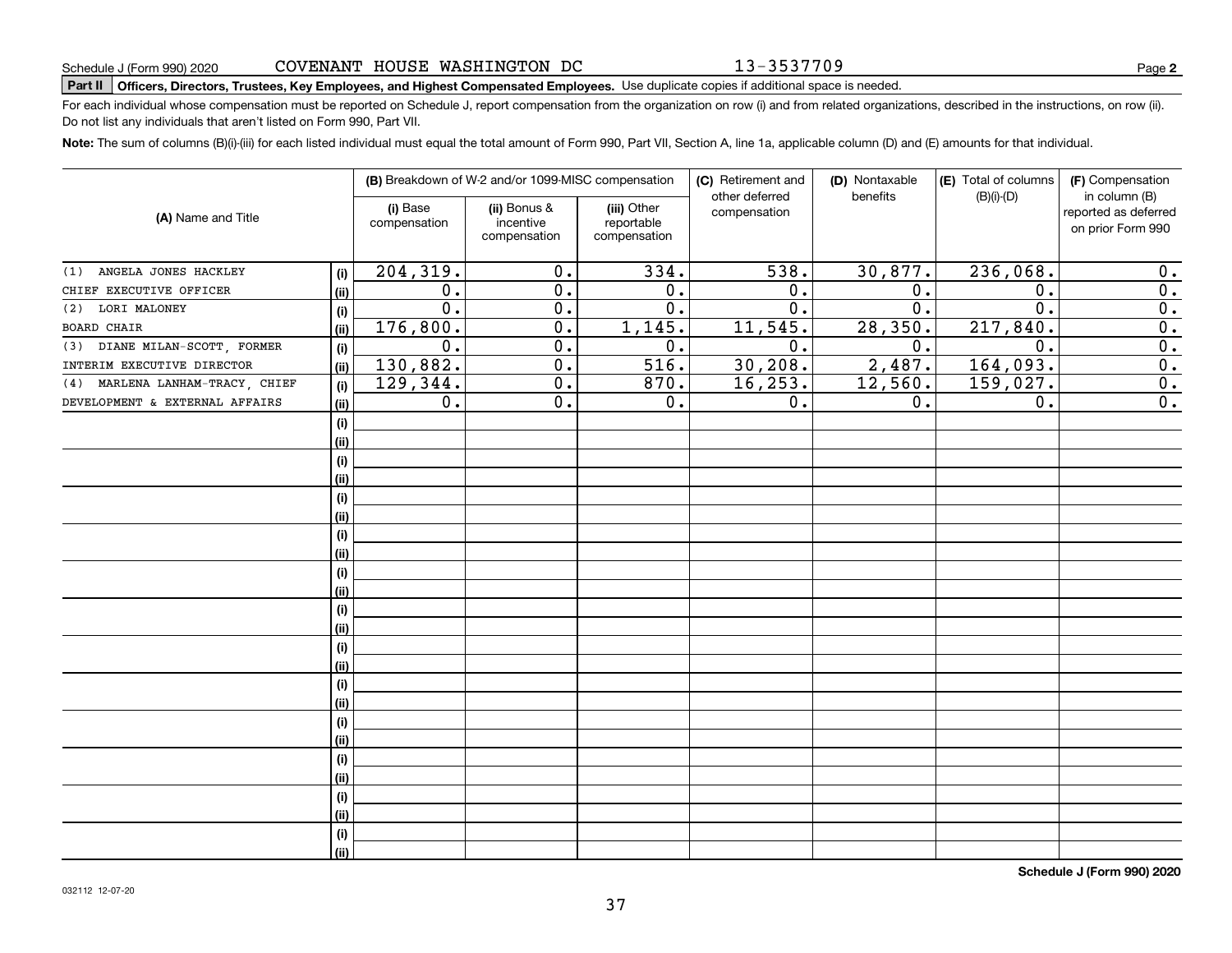Schedule J (Form 990) 2020 COVENANT HOUSE WASHINGTON DC 13-3537709 Page **2**

**Part II** **Officers, Directors, Trustees, Key Employees, and Highest Compensated Employees.** Use duplicate copies if additional space is needed.

For each individual whose compensation must be reported on Schedule J, report compensation from the organization on row (i) and from related organizations, described in the instructions, on row (ii). Do not list any individuals that aren't listed on Form 990, Part VII.

**Note:** The sum of columns (B)(i)-(iii) for each listed individual must equal the total amount of Form 990, Part VII, Section A, line 1a, applicable column (D) and (E) amounts for that individual.

| (A) Name and Title | | (B) Breakdown of W-2 and/or 1099-MISC compensation | | | (C) Retirement and other deferred compensation | (D) Nontaxable benefits | (E) Total of columns (B)(i)-(D) | (F) Compensation in column (B) reported as deferred on prior Form 990 |
|---|---|---|---|---|---|---|---|---|
| | | (i) Base compensation | (ii) Bonus & incentive compensation | (iii) Other reportable compensation | | | | |
| (1) ANGELA JONES HACKLEY | (i) | 204,319. | 0. | 334. | 538. | 30,877. | 236,068. | 0. |
| CHIEF EXECUTIVE OFFICER | (ii) | 0. | 0. | 0. | 0. | 0. | 0. | 0. |
| (2) LORI MALONEY | (i) | 0. | 0. | 0. | 0. | 0. | 0. | 0. |
| BOARD CHAIR | (ii) | 176,800. | 0. | 1,145. | 11,545. | 28,350. | 217,840. | 0. |
| (3) DIANE MILAN-SCOTT, FORMER | (i) | 0. | 0. | 0. | 0. | 0. | 0. | 0. |
| INTERIM EXECUTIVE DIRECTOR | (ii) | 130,882. | 0. | 516. | 30,208. | 2,487. | 164,093. | 0. |
| (4) MARLENA LANHAM-TRACY, CHIEF | (i) | 129,344. | 0. | 870. | 16,253. | 12,560. | 159,027. | 0. |
| DEVELOPMENT & EXTERNAL AFFAIRS | (ii) | 0. | 0. | 0. | 0. | 0. | 0. | 0. |
| | (i) | | | | | | | |
| | (ii) | | | | | | | |
| | (i) | | | | | | | |
| | (ii) | | | | | | | |
| | (i) | | | | | | | |
| | (ii) | | | | | | | |
| | (i) | | | | | | | |
| | (ii) | | | | | | | |
| | (i) | | | | | | | |
| | (ii) | | | | | | | |
| | (i) | | | | | | | |
| | (ii) | | | | | | | |
| | (i) | | | | | | | |
| | (ii) | | | | | | | |
| | (i) | | | | | | | |
| | (ii) | | | | | | | |
| | (i) | | | | | | | |
| | (ii) | | | | | | | |
| | (i) | | | | | | | |
| | (ii) | | | | | | | |
| | (i) | | | | | | | |
| | (ii) | | | | | | | |
| | (i) | | | | | | | |
| | (ii) | | | | | | | |

**Schedule J (Form 990) 2020**

032112 12-07-20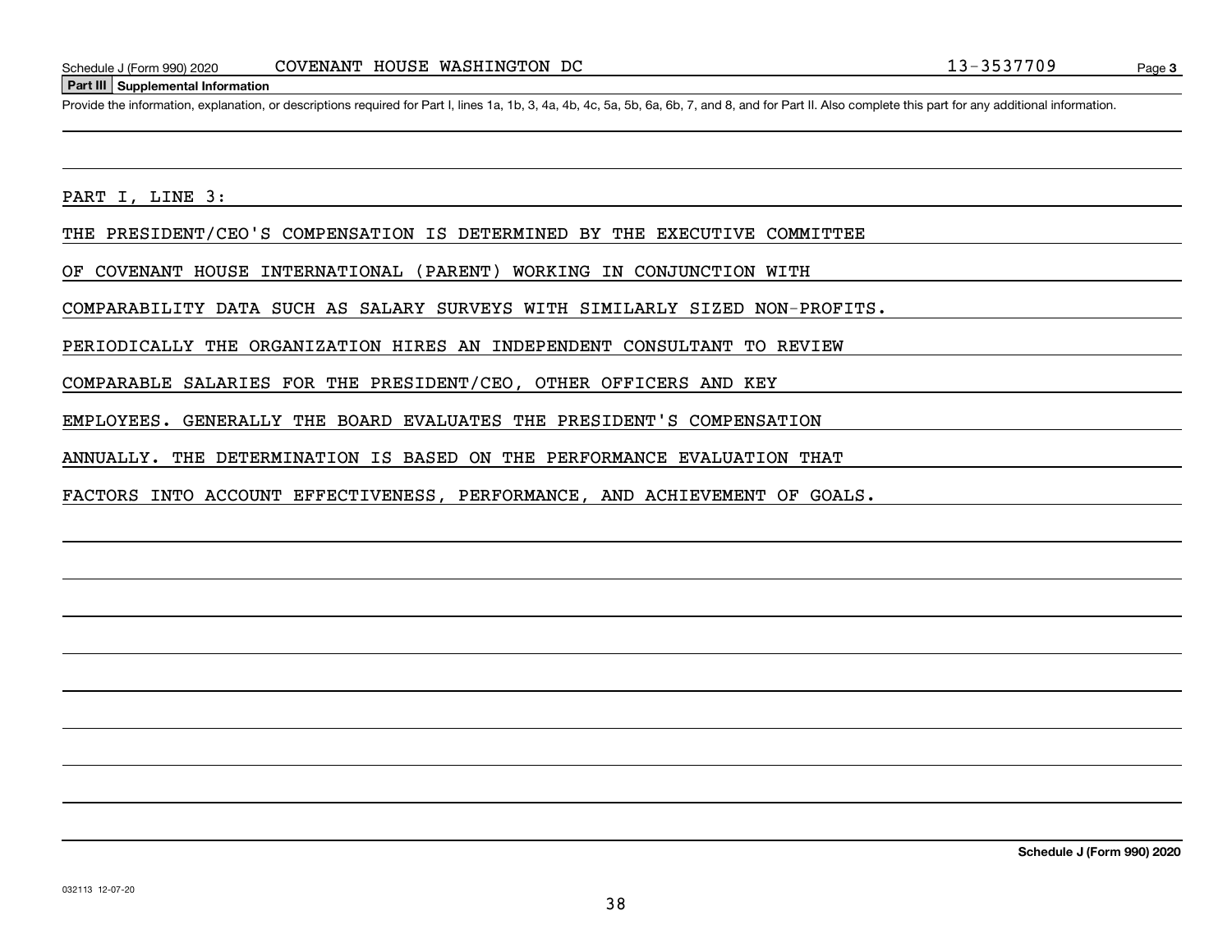Schedule J (Form 990) 2020 COVENANT HOUSE WASHINGTON DC 13-3537709 Page 3

**Part III Supplemental Information**

Provide the information, explanation, or descriptions required for Part I, lines 1a, 1b, 3, 4a, 4b, 4c, 5a, 5b, 6a, 6b, 7, and 8, and for Part II. Also complete this part for any additional information.

PART I, LINE 3:

THE PRESIDENT/CEO'S COMPENSATION IS DETERMINED BY THE EXECUTIVE COMMITTEE OF COVENANT HOUSE INTERNATIONAL (PARENT) WORKING IN CONJUNCTION WITH COMPARABILITY DATA SUCH AS SALARY SURVEYS WITH SIMILARLY SIZED NON-PROFITS. PERIODICALLY THE ORGANIZATION HIRES AN INDEPENDENT CONSULTANT TO REVIEW COMPARABLE SALARIES FOR THE PRESIDENT/CEO, OTHER OFFICERS AND KEY EMPLOYEES. GENERALLY THE BOARD EVALUATES THE PRESIDENT'S COMPENSATION ANNUALLY. THE DETERMINATION IS BASED ON THE PERFORMANCE EVALUATION THAT FACTORS INTO ACCOUNT EFFECTIVENESS, PERFORMANCE, AND ACHIEVEMENT OF GOALS.

**Schedule J (Form 990) 2020**

032113 12-07-20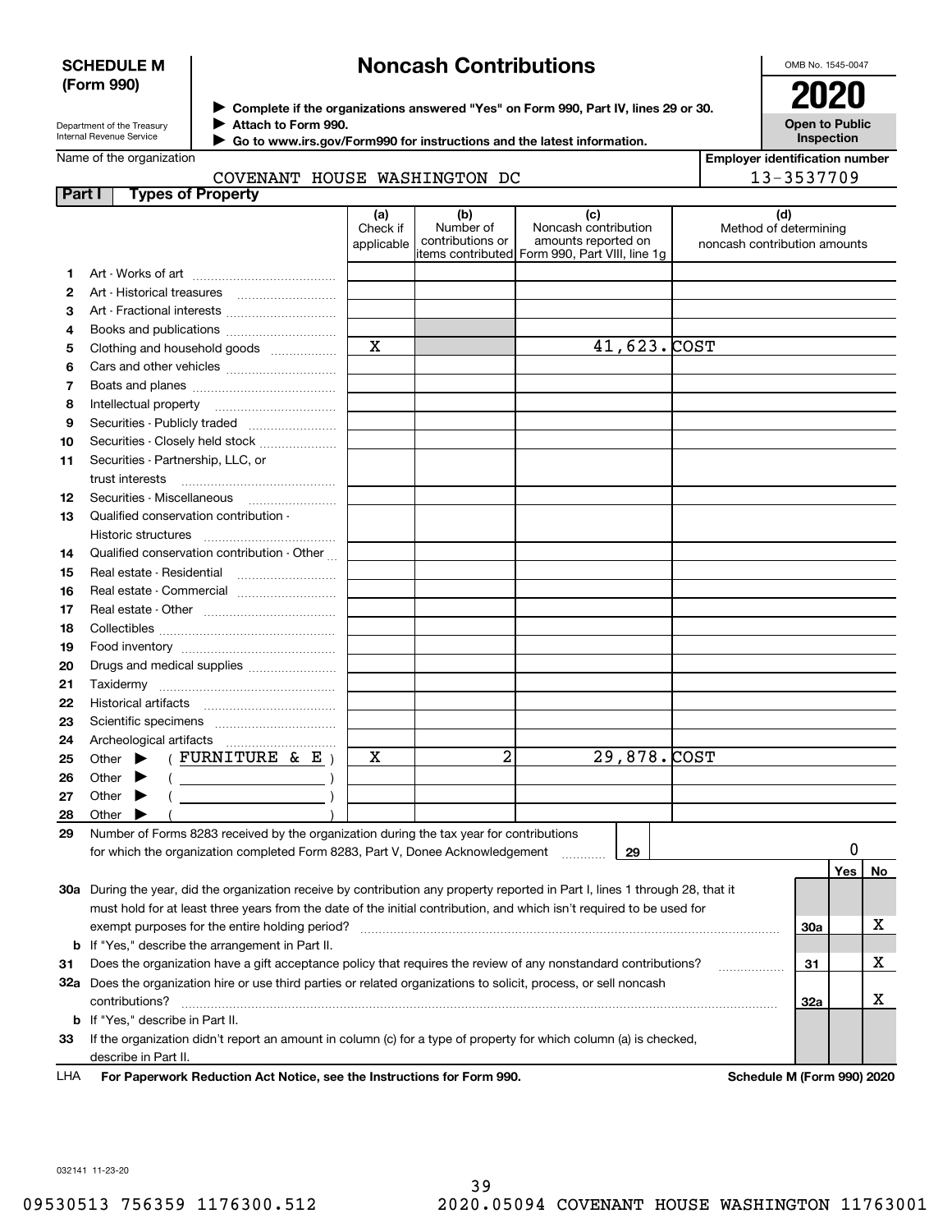**SCHEDULE M (Form 990)**

Department of the Treasury
Internal Revenue Service

# Noncash Contributions

▶ Complete if the organizations answered "Yes" on Form 990, Part IV, lines 29 or 30.
▶ Attach to Form 990.
▶ Go to www.irs.gov/Form990 for instructions and the latest information.

OMB No. 1545-0047

**2020**

**Open to Public Inspection**

Name of the organization: COVENANT HOUSE WASHINGTON DC

Employer identification number: 13-3537709

**Part I Types of Property**

| | | (a) Check if applicable | (b) Number of contributions or items contributed | (c) Noncash contribution amounts reported on Form 990, Part VIII, line 1g | (d) Method of determining noncash contribution amounts |
|---|---|---|---|---|---|
| 1 | Art - Works of art | | | | |
| 2 | Art - Historical treasures | | | | |
| 3 | Art - Fractional interests | | | | |
| 4 | Books and publications | | | | |
| 5 | Clothing and household goods | X | | 41,623. | COST |
| 6 | Cars and other vehicles | | | | |
| 7 | Boats and planes | | | | |
| 8 | Intellectual property | | | | |
| 9 | Securities - Publicly traded | | | | |
| 10 | Securities - Closely held stock | | | | |
| 11 | Securities - Partnership, LLC, or trust interests | | | | |
| 12 | Securities - Miscellaneous | | | | |
| 13 | Qualified conservation contribution - Historic structures | | | | |
| 14 | Qualified conservation contribution - Other | | | | |
| 15 | Real estate - Residential | | | | |
| 16 | Real estate - Commercial | | | | |
| 17 | Real estate - Other | | | | |
| 18 | Collectibles | | | | |
| 19 | Food inventory | | | | |
| 20 | Drugs and medical supplies | | | | |
| 21 | Taxidermy | | | | |
| 22 | Historical artifacts | | | | |
| 23 | Scientific specimens | | | | |
| 24 | Archeological artifacts | | | | |
| 25 | Other ▶ ( FURNITURE & E ) | X | 2 | 29,878. | COST |
| 26 | Other ▶ ( ) | | | | |
| 27 | Other ▶ ( ) | | | | |
| 28 | Other ▶ ( ) | | | | |

**29** Number of Forms 8283 received by the organization during the tax year for contributions for which the organization completed Form 8283, Part V, Donee Acknowledgement ..... **29** 0

| | | | Yes | No |
|---|---|---|---|---|
| **30a** | During the year, did the organization receive by contribution any property reported in Part I, lines 1 through 28, that it must hold for at least three years from the date of the initial contribution, and which isn't required to be used for exempt purposes for the entire holding period? | 30a | | X |
| **b** | If "Yes," describe the arrangement in Part II. | | | |
| **31** | Does the organization have a gift acceptance policy that requires the review of any nonstandard contributions? | 31 | | X |
| **32a** | Does the organization hire or use third parties or related organizations to solicit, process, or sell noncash contributions? | 32a | | X |
| **b** | If "Yes," describe in Part II. | | | |
| **33** | If the organization didn't report an amount in column (c) for a type of property for which column (a) is checked, describe in Part II. | | | |

LHA **For Paperwork Reduction Act Notice, see the Instructions for Form 990.** **Schedule M (Form 990) 2020**

032141 11-23-20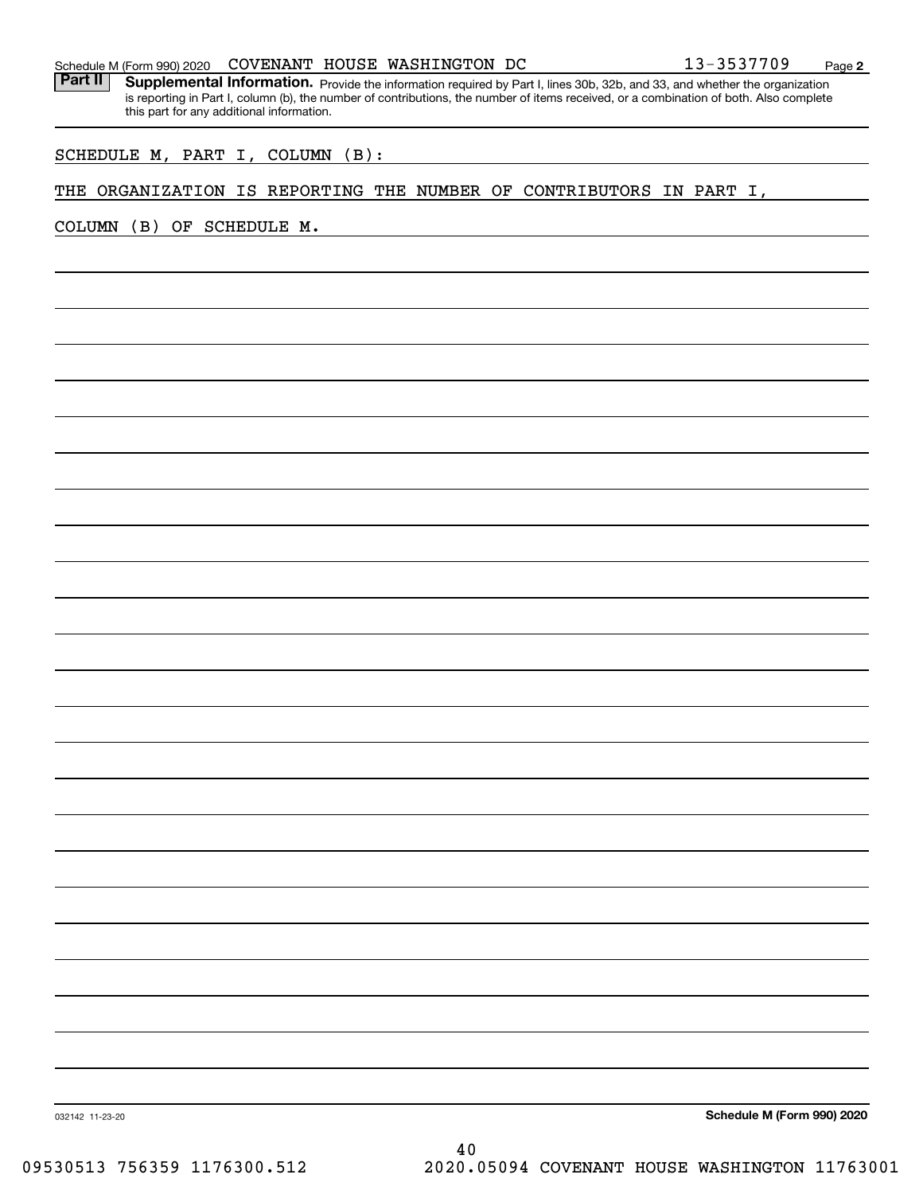Schedule M (Form 990) 2020 COVENANT HOUSE WASHINGTON DC 13-3537709 Page 2

**Part II** **Supplemental Information.** Provide the information required by Part I, lines 30b, 32b, and 33, and whether the organization is reporting in Part I, column (b), the number of contributions, the number of items received, or a combination of both. Also complete this part for any additional information.

SCHEDULE M, PART I, COLUMN (B):

THE ORGANIZATION IS REPORTING THE NUMBER OF CONTRIBUTORS IN PART I, COLUMN (B) OF SCHEDULE M.

032142 11-23-20 **Schedule M (Form 990) 2020**

09530513 756359 1176300.512 2020.05094 COVENANT HOUSE WASHINGTON 11763001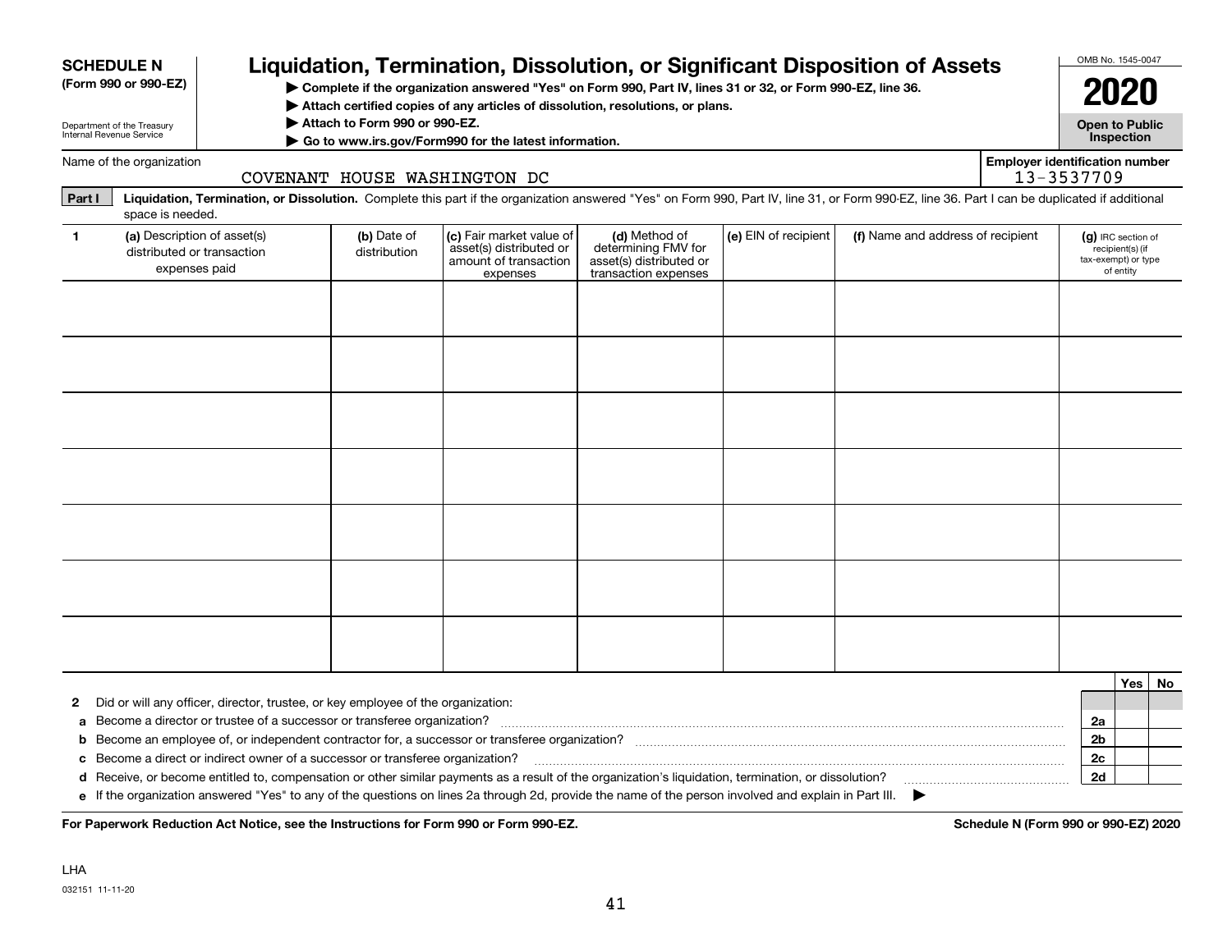**SCHEDULE N**
**(Form 990 or 990-EZ)**

Department of the Treasury
Internal Revenue Service

# Liquidation, Termination, Dissolution, or Significant Disposition of Assets

▶ **Complete if the organization answered "Yes" on Form 990, Part IV, lines 31 or 32, or Form 990-EZ, line 36.**
▶ **Attach certified copies of any articles of dissolution, resolutions, or plans.**
▶ **Attach to Form 990 or 990-EZ.**
▶ **Go to www.irs.gov/Form990 for the latest information.**

OMB No. 1545-0047

**2020**

**Open to Public Inspection**

Name of the organization: COVENANT HOUSE WASHINGTON DC

**Employer identification number** 13-3537709

**Part I** **Liquidation, Termination, or Dissolution.** Complete this part if the organization answered "Yes" on Form 990, Part IV, line 31, or Form 990-EZ, line 36. Part I can be duplicated if additional space is needed.

| 1 (a) Description of asset(s) distributed or transaction expenses paid | (b) Date of distribution | (c) Fair market value of asset(s) distributed or amount of transaction expenses | (d) Method of determining FMV for asset(s) distributed or transaction expenses | (e) EIN of recipient | (f) Name and address of recipient | (g) IRC section of recipient(s) (if tax-exempt) or type of entity |
|---|---|---|---|---|---|---|
| | | | | | | |
| | | | | | | |
| | | | | | | |
| | | | | | | |
| | | | | | | |
| | | | | | | |
| | | | | | | |

| | | | Yes | No |
|---|---|---|---|---|
| **2** | Did or will any officer, director, trustee, or key employee of the organization: | | | |
| **a** | Become a director or trustee of a successor or transferee organization? | 2a | | |
| **b** | Become an employee of, or independent contractor for, a successor or transferee organization? | 2b | | |
| **c** | Become a direct or indirect owner of a successor or transferee organization? | 2c | | |
| **d** | Receive, or become entitled to, compensation or other similar payments as a result of the organization's liquidation, termination, or dissolution? | 2d | | |
| **e** | If the organization answered "Yes" to any of the questions on lines 2a through 2d, provide the name of the person involved and explain in Part III. ▶ | | | |

**For Paperwork Reduction Act Notice, see the Instructions for Form 990 or Form 990-EZ.** **Schedule N (Form 990 or 990-EZ) 2020**

LHA
032151 11-11-20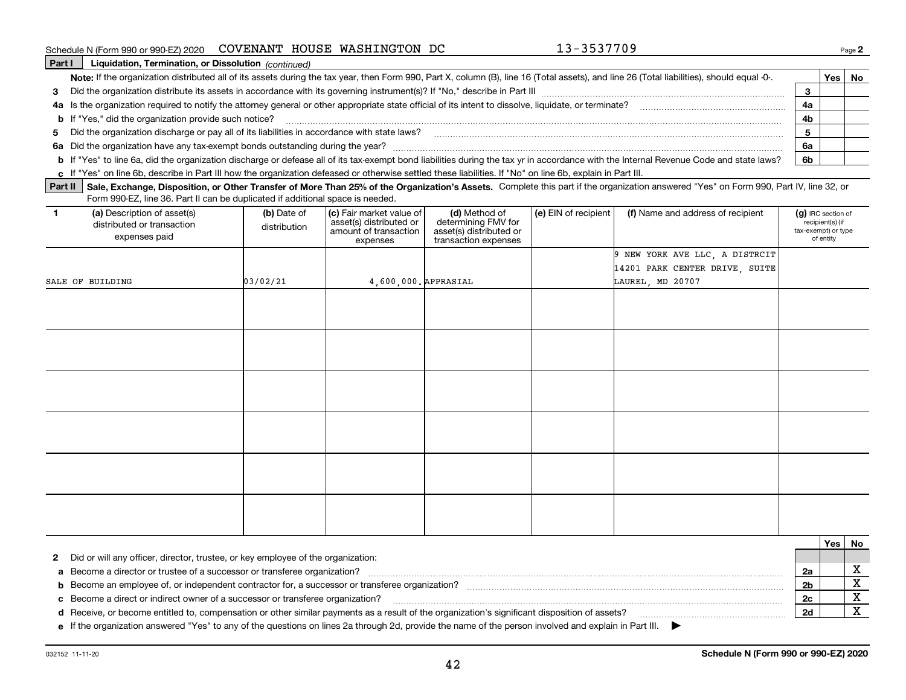Schedule N (Form 990 or 990-EZ) 2020 COVENANT HOUSE WASHINGTON DC 13-3537709

## Part I Liquidation, Termination, or Dissolution *(continued)*

**Note:** If the organization distributed all of its assets during the tax year, then Form 990, Part X, column (B), line 16 (Total assets), and line 26 (Total liabilities), should equal -0-.

| | | | Yes | No |
|---|---|---|---|---|
| 3 | Did the organization distribute its assets in accordance with its governing instrument(s)? If "No," describe in Part III | 3 | | |
| 4a | Is the organization required to notify the attorney general or other appropriate state official of its intent to dissolve, liquidate, or terminate? | 4a | | |
| b | If "Yes," did the organization provide such notice? | 4b | | |
| 5 | Did the organization discharge or pay all of its liabilities in accordance with state laws? | 5 | | |
| 6a | Did the organization have any tax-exempt bonds outstanding during the year? | 6a | | |
| b | If "Yes" to line 6a, did the organization discharge or defease all of its tax-exempt bond liabilities during the tax yr in accordance with the Internal Revenue Code and state laws? | 6b | | |

c If "Yes" on line 6b, describe in Part III how the organization defeased or otherwise settled these liabilities. If "No" on line 6b, explain in Part III.

## Part II Sale, Exchange, Disposition, or Other Transfer of More Than 25% of the Organization's Assets.

Complete this part if the organization answered "Yes" on Form 990, Part IV, line 32, or Form 990-EZ, line 36. Part II can be duplicated if additional space is needed.

| 1 (a) Description of asset(s) distributed or transaction expenses paid | (b) Date of distribution | (c) Fair market value of asset(s) distributed or amount of transaction expenses | (d) Method of determining FMV for asset(s) distributed or transaction expenses | (e) EIN of recipient | (f) Name and address of recipient | (g) IRC section of recipient(s) (if tax-exempt) or type of entity |
|---|---|---|---|---|---|---|
| SALE OF BUILDING | 03/02/21 | 4,600,000. | APPRASIAL | | 9 NEW YORK AVE LLC, A DISTRCIT 14201 PARK CENTER DRIVE, SUITE LAUREL, MD 20707 | |
| | | | | | | |
| | | | | | | |
| | | | | | | |
| | | | | | | |
| | | | | | | |
| | | | | | | |

| | | | Yes | No |
|---|---|---|---|---|
| 2 | Did or will any officer, director, trustee, or key employee of the organization: | | | |
| a | Become a director or trustee of a successor or transferee organization? | 2a | | X |
| b | Become an employee of, or independent contractor for, a successor or transferee organization? | 2b | | X |
| c | Become a direct or indirect owner of a successor or transferee organization? | 2c | | X |
| d | Receive, or become entitled to, compensation or other similar payments as a result of the organization's significant disposition of assets? | 2d | | X |

e If the organization answered "Yes" to any of the questions on lines 2a through 2d, provide the name of the person involved and explain in Part III. ▶

032152 11-11-20 **Schedule N (Form 990 or 990-EZ) 2020**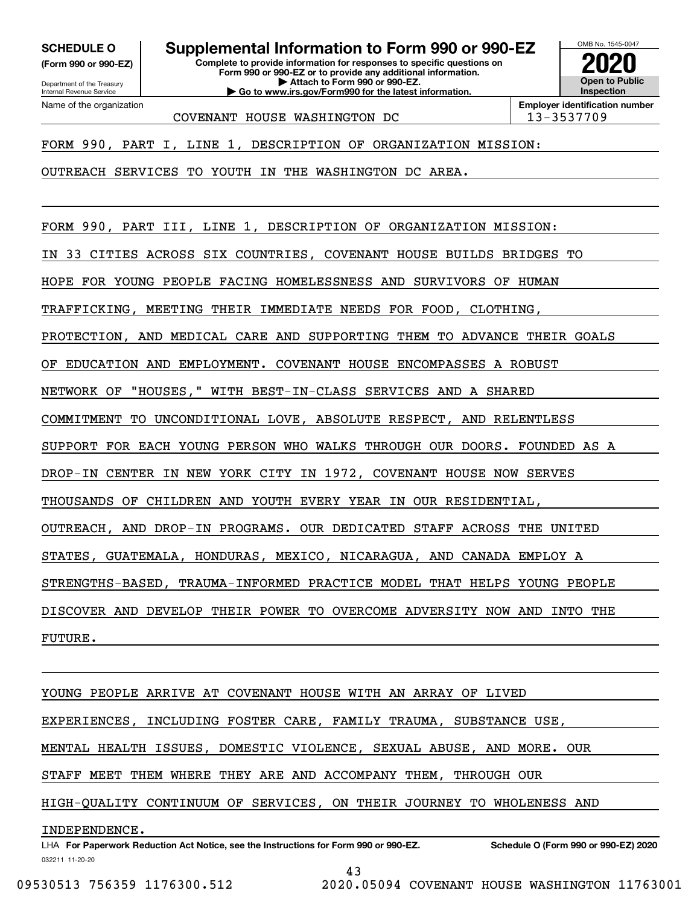**SCHEDULE O** (Form 990 or 990-EZ)

Department of the Treasury
Internal Revenue Service

# Supplemental Information to Form 990 or 990-EZ

**Complete to provide information for responses to specific questions on Form 990 or 990-EZ or to provide any additional information.**
**▶ Attach to Form 990 or 990-EZ.**
**▶ Go to www.irs.gov/Form990 for the latest information.**

OMB No. 1545-0047

**2020**

**Open to Public Inspection**

| Name of the organization | Employer identification number |
|---|---|
| COVENANT HOUSE WASHINGTON DC | 13-3537709 |

FORM 990, PART I, LINE 1, DESCRIPTION OF ORGANIZATION MISSION:

OUTREACH SERVICES TO YOUTH IN THE WASHINGTON DC AREA.

FORM 990, PART III, LINE 1, DESCRIPTION OF ORGANIZATION MISSION:

IN 33 CITIES ACROSS SIX COUNTRIES, COVENANT HOUSE BUILDS BRIDGES TO HOPE FOR YOUNG PEOPLE FACING HOMELESSNESS AND SURVIVORS OF HUMAN TRAFFICKING, MEETING THEIR IMMEDIATE NEEDS FOR FOOD, CLOTHING, PROTECTION, AND MEDICAL CARE AND SUPPORTING THEM TO ADVANCE THEIR GOALS OF EDUCATION AND EMPLOYMENT. COVENANT HOUSE ENCOMPASSES A ROBUST NETWORK OF "HOUSES," WITH BEST-IN-CLASS SERVICES AND A SHARED COMMITMENT TO UNCONDITIONAL LOVE, ABSOLUTE RESPECT, AND RELENTLESS SUPPORT FOR EACH YOUNG PERSON WHO WALKS THROUGH OUR DOORS. FOUNDED AS A DROP-IN CENTER IN NEW YORK CITY IN 1972, COVENANT HOUSE NOW SERVES THOUSANDS OF CHILDREN AND YOUTH EVERY YEAR IN OUR RESIDENTIAL, OUTREACH, AND DROP-IN PROGRAMS. OUR DEDICATED STAFF ACROSS THE UNITED STATES, GUATEMALA, HONDURAS, MEXICO, NICARAGUA, AND CANADA EMPLOY A STRENGTHS-BASED, TRAUMA-INFORMED PRACTICE MODEL THAT HELPS YOUNG PEOPLE DISCOVER AND DEVELOP THEIR POWER TO OVERCOME ADVERSITY NOW AND INTO THE FUTURE.

YOUNG PEOPLE ARRIVE AT COVENANT HOUSE WITH AN ARRAY OF LIVED EXPERIENCES, INCLUDING FOSTER CARE, FAMILY TRAUMA, SUBSTANCE USE, MENTAL HEALTH ISSUES, DOMESTIC VIOLENCE, SEXUAL ABUSE, AND MORE. OUR STAFF MEET THEM WHERE THEY ARE AND ACCOMPANY THEM, THROUGH OUR HIGH-QUALITY CONTINUUM OF SERVICES, ON THEIR JOURNEY TO WHOLENESS AND INDEPENDENCE.

LHA **For Paperwork Reduction Act Notice, see the Instructions for Form 990 or 990-EZ.** **Schedule O (Form 990 or 990-EZ) 2020**

032211 11-20-20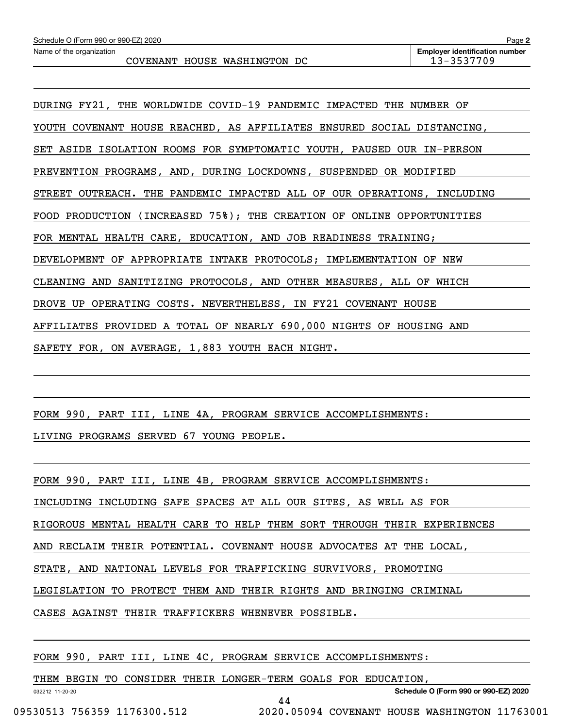Name of the organization: COVENANT HOUSE WASHINGTON DC

Employer identification number: 13-3537709

DURING FY21, THE WORLDWIDE COVID-19 PANDEMIC IMPACTED THE NUMBER OF YOUTH COVENANT HOUSE REACHED, AS AFFILIATES ENSURED SOCIAL DISTANCING, SET ASIDE ISOLATION ROOMS FOR SYMPTOMATIC YOUTH, PAUSED OUR IN-PERSON PREVENTION PROGRAMS, AND, DURING LOCKDOWNS, SUSPENDED OR MODIFIED STREET OUTREACH. THE PANDEMIC IMPACTED ALL OF OUR OPERATIONS, INCLUDING FOOD PRODUCTION (INCREASED 75%); THE CREATION OF ONLINE OPPORTUNITIES FOR MENTAL HEALTH CARE, EDUCATION, AND JOB READINESS TRAINING; DEVELOPMENT OF APPROPRIATE INTAKE PROTOCOLS; IMPLEMENTATION OF NEW CLEANING AND SANITIZING PROTOCOLS, AND OTHER MEASURES, ALL OF WHICH DROVE UP OPERATING COSTS. NEVERTHELESS, IN FY21 COVENANT HOUSE AFFILIATES PROVIDED A TOTAL OF NEARLY 690,000 NIGHTS OF HOUSING AND SAFETY FOR, ON AVERAGE, 1,883 YOUTH EACH NIGHT.

FORM 990, PART III, LINE 4A, PROGRAM SERVICE ACCOMPLISHMENTS:
LIVING PROGRAMS SERVED 67 YOUNG PEOPLE.

FORM 990, PART III, LINE 4B, PROGRAM SERVICE ACCOMPLISHMENTS:
INCLUDING INCLUDING SAFE SPACES AT ALL OUR SITES, AS WELL AS FOR RIGOROUS MENTAL HEALTH CARE TO HELP THEM SORT THROUGH THEIR EXPERIENCES AND RECLAIM THEIR POTENTIAL. COVENANT HOUSE ADVOCATES AT THE LOCAL, STATE, AND NATIONAL LEVELS FOR TRAFFICKING SURVIVORS, PROMOTING LEGISLATION TO PROTECT THEM AND THEIR RIGHTS AND BRINGING CRIMINAL CASES AGAINST THEIR TRAFFICKERS WHENEVER POSSIBLE.

FORM 990, PART III, LINE 4C, PROGRAM SERVICE ACCOMPLISHMENTS:
THEM BEGIN TO CONSIDER THEIR LONGER-TERM GOALS FOR EDUCATION,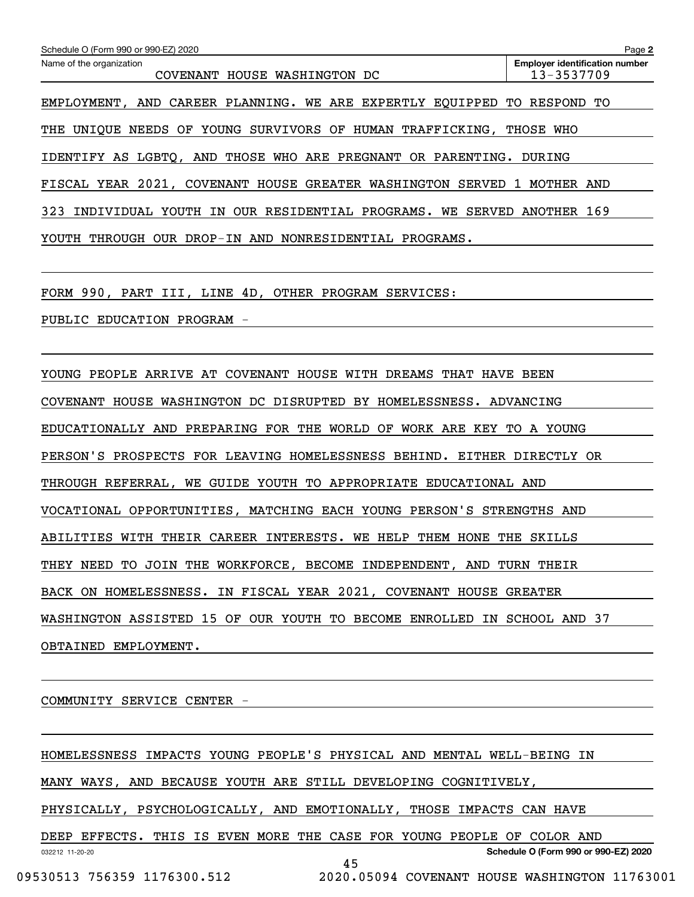Schedule O (Form 990 or 990-EZ) 2020

Name of the organization: COVENANT HOUSE WASHINGTON DC

Employer identification number: 13-3537709

EMPLOYMENT, AND CAREER PLANNING. WE ARE EXPERTLY EQUIPPED TO RESPOND TO THE UNIQUE NEEDS OF YOUNG SURVIVORS OF HUMAN TRAFFICKING, THOSE WHO IDENTIFY AS LGBTQ, AND THOSE WHO ARE PREGNANT OR PARENTING. DURING FISCAL YEAR 2021, COVENANT HOUSE GREATER WASHINGTON SERVED 1 MOTHER AND 323 INDIVIDUAL YOUTH IN OUR RESIDENTIAL PROGRAMS. WE SERVED ANOTHER 169 YOUTH THROUGH OUR DROP-IN AND NONRESIDENTIAL PROGRAMS.

FORM 990, PART III, LINE 4D, OTHER PROGRAM SERVICES:

PUBLIC EDUCATION PROGRAM -

YOUNG PEOPLE ARRIVE AT COVENANT HOUSE WITH DREAMS THAT HAVE BEEN COVENANT HOUSE WASHINGTON DC DISRUPTED BY HOMELESSNESS. ADVANCING EDUCATIONALLY AND PREPARING FOR THE WORLD OF WORK ARE KEY TO A YOUNG PERSON'S PROSPECTS FOR LEAVING HOMELESSNESS BEHIND. EITHER DIRECTLY OR THROUGH REFERRAL, WE GUIDE YOUTH TO APPROPRIATE EDUCATIONAL AND VOCATIONAL OPPORTUNITIES, MATCHING EACH YOUNG PERSON'S STRENGTHS AND ABILITIES WITH THEIR CAREER INTERESTS. WE HELP THEM HONE THE SKILLS THEY NEED TO JOIN THE WORKFORCE, BECOME INDEPENDENT, AND TURN THEIR BACK ON HOMELESSNESS. IN FISCAL YEAR 2021, COVENANT HOUSE GREATER WASHINGTON ASSISTED 15 OF OUR YOUTH TO BECOME ENROLLED IN SCHOOL AND 37 OBTAINED EMPLOYMENT.

COMMUNITY SERVICE CENTER -

HOMELESSNESS IMPACTS YOUNG PEOPLE'S PHYSICAL AND MENTAL WELL-BEING IN MANY WAYS, AND BECAUSE YOUTH ARE STILL DEVELOPING COGNITIVELY, PHYSICALLY, PSYCHOLOGICALLY, AND EMOTIONALLY, THOSE IMPACTS CAN HAVE DEEP EFFECTS. THIS IS EVEN MORE THE CASE FOR YOUNG PEOPLE OF COLOR AND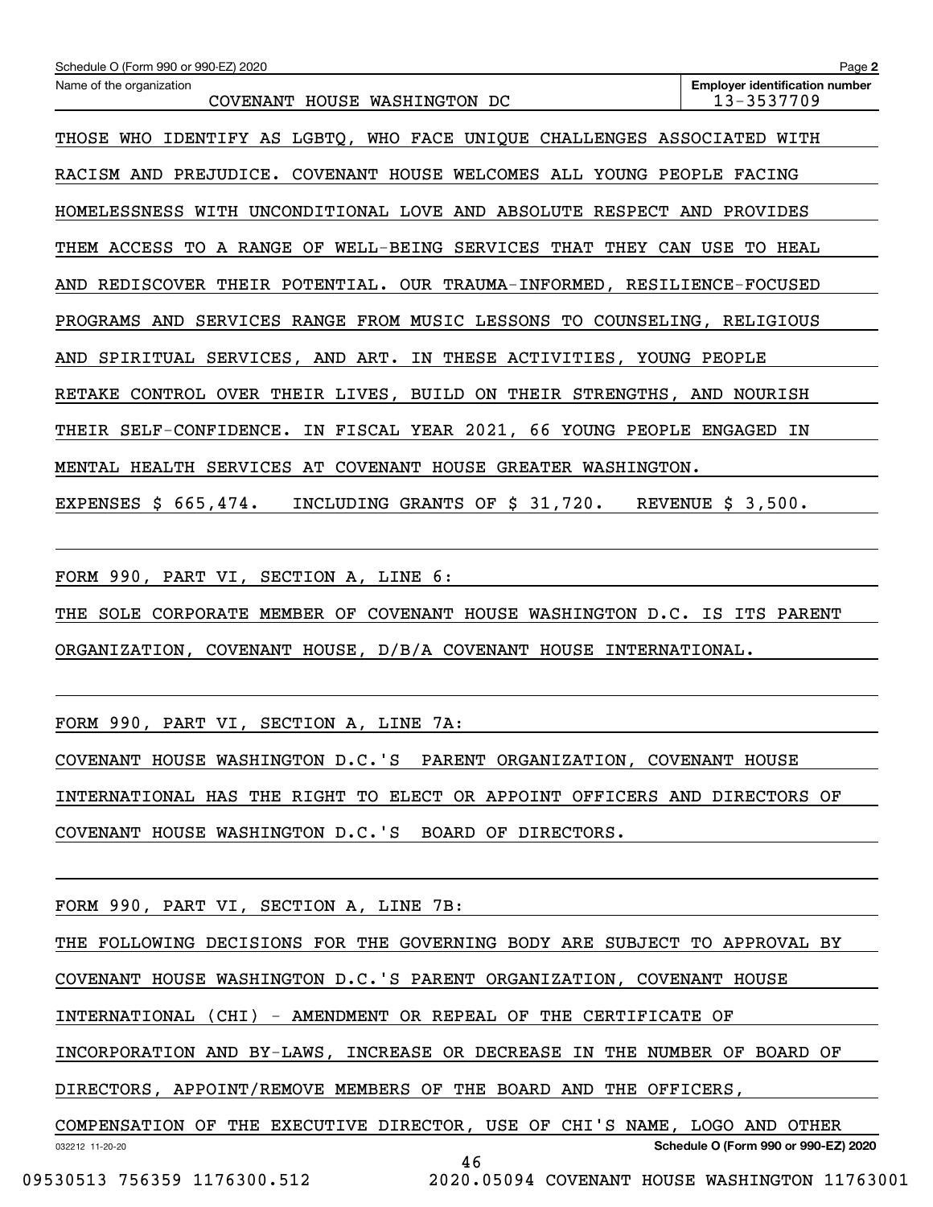Schedule O (Form 990 or 990-EZ) 2020

Name of the organization: COVENANT HOUSE WASHINGTON DC

Employer identification number: 13-3537709

THOSE WHO IDENTIFY AS LGBTQ, WHO FACE UNIQUE CHALLENGES ASSOCIATED WITH RACISM AND PREJUDICE. COVENANT HOUSE WELCOMES ALL YOUNG PEOPLE FACING HOMELESSNESS WITH UNCONDITIONAL LOVE AND ABSOLUTE RESPECT AND PROVIDES THEM ACCESS TO A RANGE OF WELL-BEING SERVICES THAT THEY CAN USE TO HEAL AND REDISCOVER THEIR POTENTIAL. OUR TRAUMA-INFORMED, RESILIENCE-FOCUSED PROGRAMS AND SERVICES RANGE FROM MUSIC LESSONS TO COUNSELING, RELIGIOUS AND SPIRITUAL SERVICES, AND ART. IN THESE ACTIVITIES, YOUNG PEOPLE RETAKE CONTROL OVER THEIR LIVES, BUILD ON THEIR STRENGTHS, AND NOURISH THEIR SELF-CONFIDENCE. IN FISCAL YEAR 2021, 66 YOUNG PEOPLE ENGAGED IN MENTAL HEALTH SERVICES AT COVENANT HOUSE GREATER WASHINGTON.

EXPENSES $ 665,474. INCLUDING GRANTS OF $ 31,720. REVENUE $ 3,500.

FORM 990, PART VI, SECTION A, LINE 6:

THE SOLE CORPORATE MEMBER OF COVENANT HOUSE WASHINGTON D.C. IS ITS PARENT ORGANIZATION, COVENANT HOUSE, D/B/A COVENANT HOUSE INTERNATIONAL.

FORM 990, PART VI, SECTION A, LINE 7A:

COVENANT HOUSE WASHINGTON D.C.'S PARENT ORGANIZATION, COVENANT HOUSE INTERNATIONAL HAS THE RIGHT TO ELECT OR APPOINT OFFICERS AND DIRECTORS OF COVENANT HOUSE WASHINGTON D.C.'S BOARD OF DIRECTORS.

FORM 990, PART VI, SECTION A, LINE 7B:

THE FOLLOWING DECISIONS FOR THE GOVERNING BODY ARE SUBJECT TO APPROVAL BY COVENANT HOUSE WASHINGTON D.C.'S PARENT ORGANIZATION, COVENANT HOUSE INTERNATIONAL (CHI) - AMENDMENT OR REPEAL OF THE CERTIFICATE OF INCORPORATION AND BY-LAWS, INCREASE OR DECREASE IN THE NUMBER OF BOARD OF DIRECTORS, APPOINT/REMOVE MEMBERS OF THE BOARD AND THE OFFICERS, COMPENSATION OF THE EXECUTIVE DIRECTOR, USE OF CHI'S NAME, LOGO AND OTHER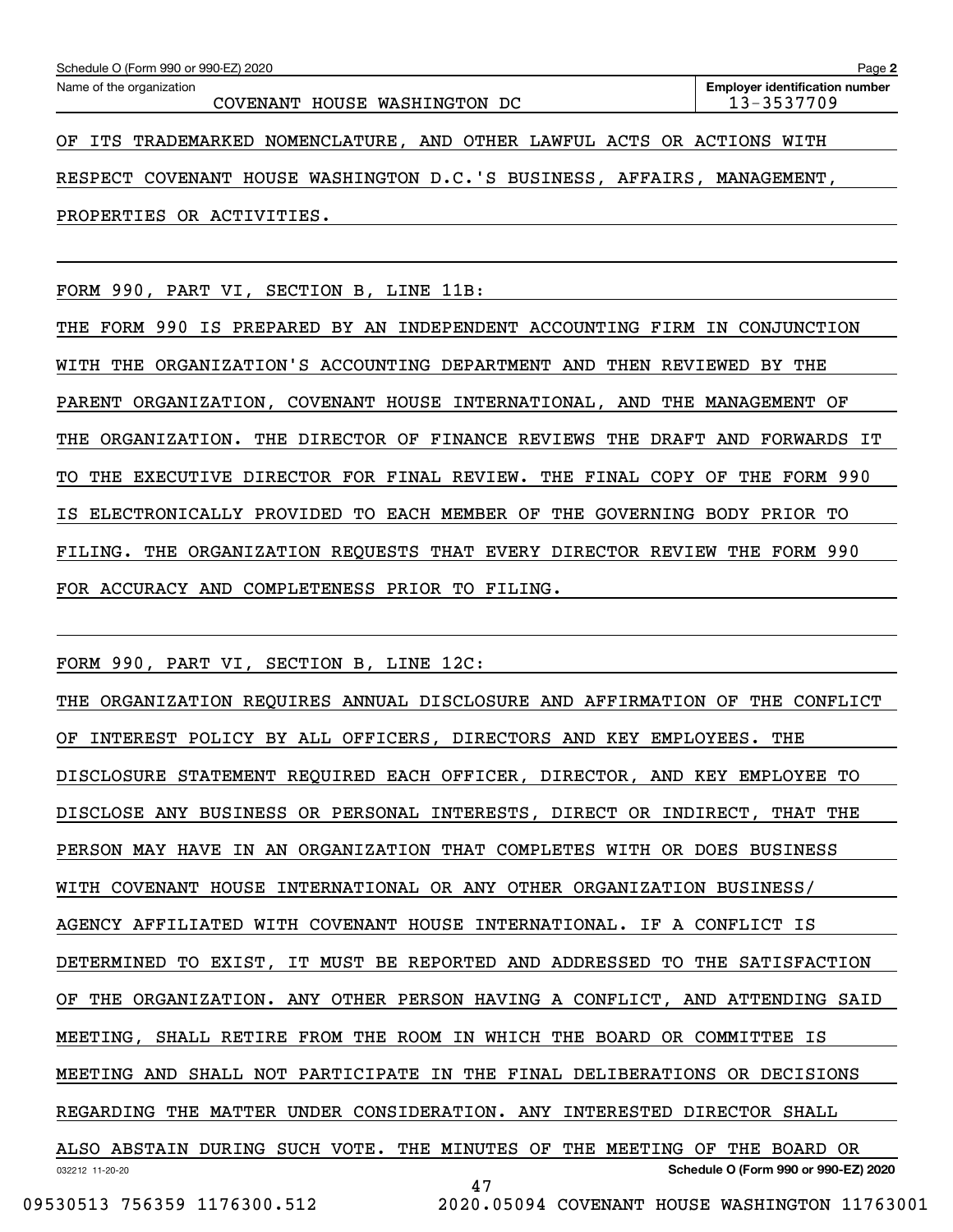Schedule O (Form 990 or 990-EZ) 2020

Name of the organization: COVENANT HOUSE WASHINGTON DC

Employer identification number: 13-3537709

OF ITS TRADEMARKED NOMENCLATURE, AND OTHER LAWFUL ACTS OR ACTIONS WITH RESPECT COVENANT HOUSE WASHINGTON D.C.'S BUSINESS, AFFAIRS, MANAGEMENT, PROPERTIES OR ACTIVITIES.

FORM 990, PART VI, SECTION B, LINE 11B:

THE FORM 990 IS PREPARED BY AN INDEPENDENT ACCOUNTING FIRM IN CONJUNCTION WITH THE ORGANIZATION'S ACCOUNTING DEPARTMENT AND THEN REVIEWED BY THE PARENT ORGANIZATION, COVENANT HOUSE INTERNATIONAL, AND THE MANAGEMENT OF THE ORGANIZATION. THE DIRECTOR OF FINANCE REVIEWS THE DRAFT AND FORWARDS IT TO THE EXECUTIVE DIRECTOR FOR FINAL REVIEW. THE FINAL COPY OF THE FORM 990 IS ELECTRONICALLY PROVIDED TO EACH MEMBER OF THE GOVERNING BODY PRIOR TO FILING. THE ORGANIZATION REQUESTS THAT EVERY DIRECTOR REVIEW THE FORM 990 FOR ACCURACY AND COMPLETENESS PRIOR TO FILING.

FORM 990, PART VI, SECTION B, LINE 12C:

THE ORGANIZATION REQUIRES ANNUAL DISCLOSURE AND AFFIRMATION OF THE CONFLICT OF INTEREST POLICY BY ALL OFFICERS, DIRECTORS AND KEY EMPLOYEES. THE DISCLOSURE STATEMENT REQUIRED EACH OFFICER, DIRECTOR, AND KEY EMPLOYEE TO DISCLOSE ANY BUSINESS OR PERSONAL INTERESTS, DIRECT OR INDIRECT, THAT THE PERSON MAY HAVE IN AN ORGANIZATION THAT COMPLETES WITH OR DOES BUSINESS WITH COVENANT HOUSE INTERNATIONAL OR ANY OTHER ORGANIZATION BUSINESS/ AGENCY AFFILIATED WITH COVENANT HOUSE INTERNATIONAL. IF A CONFLICT IS DETERMINED TO EXIST, IT MUST BE REPORTED AND ADDRESSED TO THE SATISFACTION OF THE ORGANIZATION. ANY OTHER PERSON HAVING A CONFLICT, AND ATTENDING SAID MEETING, SHALL RETIRE FROM THE ROOM IN WHICH THE BOARD OR COMMITTEE IS MEETING AND SHALL NOT PARTICIPATE IN THE FINAL DELIBERATIONS OR DECISIONS REGARDING THE MATTER UNDER CONSIDERATION. ANY INTERESTED DIRECTOR SHALL ALSO ABSTAIN DURING SUCH VOTE. THE MINUTES OF THE MEETING OF THE BOARD OR

032212 11-20-20

Schedule O (Form 990 or 990-EZ) 2020

09530513 756359 1176300.512 2020.05094 COVENANT HOUSE WASHINGTON 11763001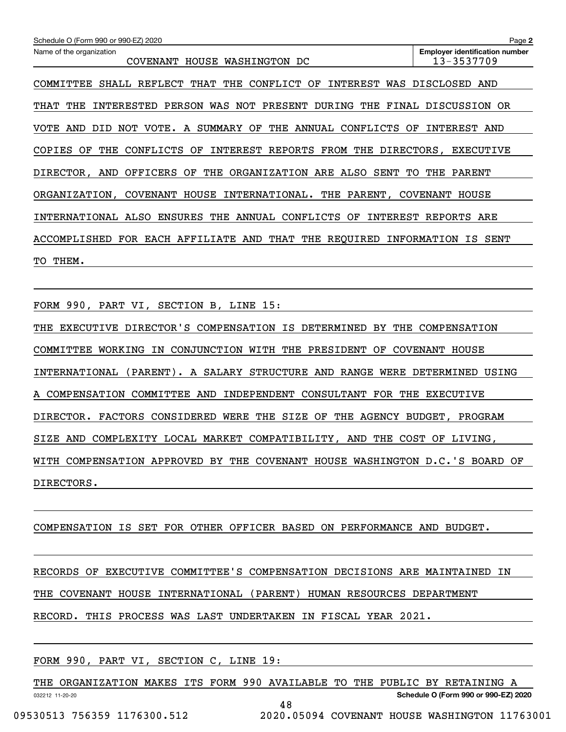Schedule O (Form 990 or 990-EZ) 2020

Name of the organization: COVENANT HOUSE WASHINGTON DC

Employer identification number: 13-3537709

COMMITTEE SHALL REFLECT THAT THE CONFLICT OF INTEREST WAS DISCLOSED AND THAT THE INTERESTED PERSON WAS NOT PRESENT DURING THE FINAL DISCUSSION OR VOTE AND DID NOT VOTE. A SUMMARY OF THE ANNUAL CONFLICTS OF INTEREST AND COPIES OF THE CONFLICTS OF INTEREST REPORTS FROM THE DIRECTORS, EXECUTIVE DIRECTOR, AND OFFICERS OF THE ORGANIZATION ARE ALSO SENT TO THE PARENT ORGANIZATION, COVENANT HOUSE INTERNATIONAL. THE PARENT, COVENANT HOUSE INTERNATIONAL ALSO ENSURES THE ANNUAL CONFLICTS OF INTEREST REPORTS ARE ACCOMPLISHED FOR EACH AFFILIATE AND THAT THE REQUIRED INFORMATION IS SENT TO THEM.

FORM 990, PART VI, SECTION B, LINE 15:

THE EXECUTIVE DIRECTOR'S COMPENSATION IS DETERMINED BY THE COMPENSATION COMMITTEE WORKING IN CONJUNCTION WITH THE PRESIDENT OF COVENANT HOUSE INTERNATIONAL (PARENT). A SALARY STRUCTURE AND RANGE WERE DETERMINED USING A COMPENSATION COMMITTEE AND INDEPENDENT CONSULTANT FOR THE EXECUTIVE DIRECTOR. FACTORS CONSIDERED WERE THE SIZE OF THE AGENCY BUDGET, PROGRAM SIZE AND COMPLEXITY LOCAL MARKET COMPATIBILITY, AND THE COST OF LIVING, WITH COMPENSATION APPROVED BY THE COVENANT HOUSE WASHINGTON D.C.'S BOARD OF DIRECTORS.

COMPENSATION IS SET FOR OTHER OFFICER BASED ON PERFORMANCE AND BUDGET.

RECORDS OF EXECUTIVE COMMITTEE'S COMPENSATION DECISIONS ARE MAINTAINED IN THE COVENANT HOUSE INTERNATIONAL (PARENT) HUMAN RESOURCES DEPARTMENT RECORD. THIS PROCESS WAS LAST UNDERTAKEN IN FISCAL YEAR 2021.

FORM 990, PART VI, SECTION C, LINE 19:

THE ORGANIZATION MAKES ITS FORM 990 AVAILABLE TO THE PUBLIC BY RETAINING A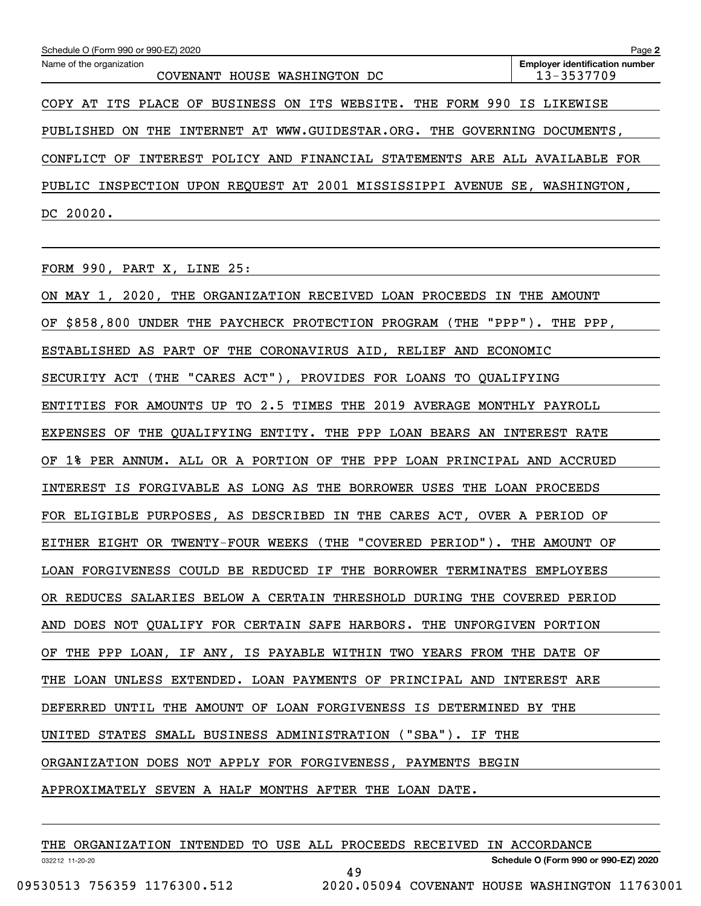Schedule O (Form 990 or 990-EZ) 2020

Name of the organization: COVENANT HOUSE WASHINGTON DC

Employer identification number: 13-3537709

COPY AT ITS PLACE OF BUSINESS ON ITS WEBSITE. THE FORM 990 IS LIKEWISE PUBLISHED ON THE INTERNET AT WWW.GUIDESTAR.ORG. THE GOVERNING DOCUMENTS, CONFLICT OF INTEREST POLICY AND FINANCIAL STATEMENTS ARE ALL AVAILABLE FOR PUBLIC INSPECTION UPON REQUEST AT 2001 MISSISSIPPI AVENUE SE, WASHINGTON, DC 20020.

FORM 990, PART X, LINE 25:

ON MAY 1, 2020, THE ORGANIZATION RECEIVED LOAN PROCEEDS IN THE AMOUNT OF $858,800 UNDER THE PAYCHECK PROTECTION PROGRAM (THE "PPP"). THE PPP, ESTABLISHED AS PART OF THE CORONAVIRUS AID, RELIEF AND ECONOMIC SECURITY ACT (THE "CARES ACT"), PROVIDES FOR LOANS TO QUALIFYING ENTITIES FOR AMOUNTS UP TO 2.5 TIMES THE 2019 AVERAGE MONTHLY PAYROLL EXPENSES OF THE QUALIFYING ENTITY. THE PPP LOAN BEARS AN INTEREST RATE OF 1% PER ANNUM. ALL OR A PORTION OF THE PPP LOAN PRINCIPAL AND ACCRUED INTEREST IS FORGIVABLE AS LONG AS THE BORROWER USES THE LOAN PROCEEDS FOR ELIGIBLE PURPOSES, AS DESCRIBED IN THE CARES ACT, OVER A PERIOD OF EITHER EIGHT OR TWENTY-FOUR WEEKS (THE "COVERED PERIOD"). THE AMOUNT OF LOAN FORGIVENESS COULD BE REDUCED IF THE BORROWER TERMINATES EMPLOYEES OR REDUCES SALARIES BELOW A CERTAIN THRESHOLD DURING THE COVERED PERIOD AND DOES NOT QUALIFY FOR CERTAIN SAFE HARBORS. THE UNFORGIVEN PORTION OF THE PPP LOAN, IF ANY, IS PAYABLE WITHIN TWO YEARS FROM THE DATE OF THE LOAN UNLESS EXTENDED. LOAN PAYMENTS OF PRINCIPAL AND INTEREST ARE DEFERRED UNTIL THE AMOUNT OF LOAN FORGIVENESS IS DETERMINED BY THE UNITED STATES SMALL BUSINESS ADMINISTRATION ("SBA"). IF THE ORGANIZATION DOES NOT APPLY FOR FORGIVENESS, PAYMENTS BEGIN APPROXIMATELY SEVEN A HALF MONTHS AFTER THE LOAN DATE.

THE ORGANIZATION INTENDED TO USE ALL PROCEEDS RECEIVED IN ACCORDANCE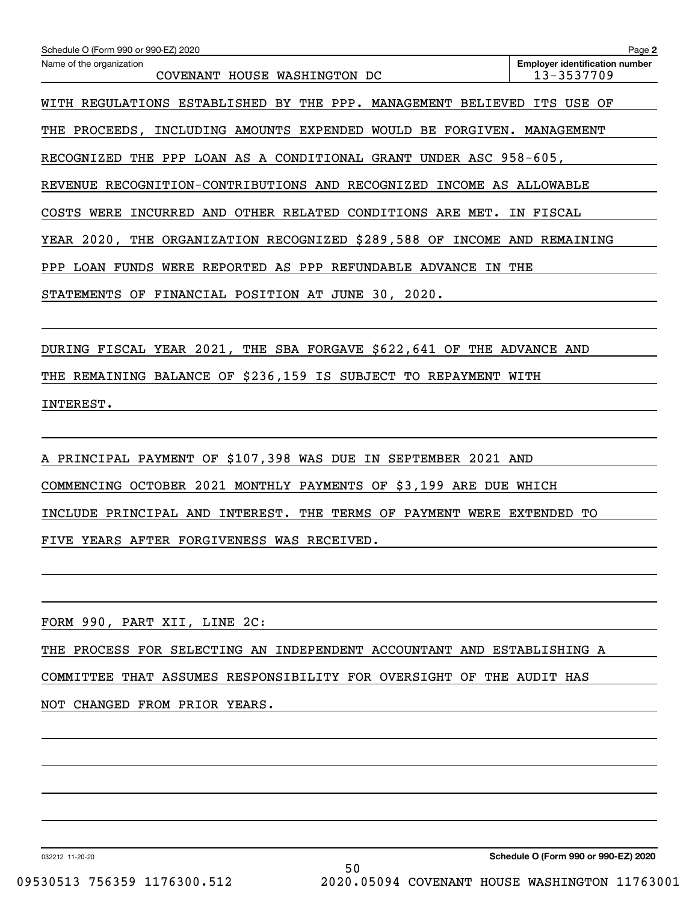Schedule O (Form 990 or 990-EZ) 2020

Name of the organization: COVENANT HOUSE WASHINGTON DC

**Employer identification number** 13-3537709

WITH REGULATIONS ESTABLISHED BY THE PPP. MANAGEMENT BELIEVED ITS USE OF THE PROCEEDS, INCLUDING AMOUNTS EXPENDED WOULD BE FORGIVEN. MANAGEMENT RECOGNIZED THE PPP LOAN AS A CONDITIONAL GRANT UNDER ASC 958-605, REVENUE RECOGNITION-CONTRIBUTIONS AND RECOGNIZED INCOME AS ALLOWABLE COSTS WERE INCURRED AND OTHER RELATED CONDITIONS ARE MET. IN FISCAL YEAR 2020, THE ORGANIZATION RECOGNIZED $289,588 OF INCOME AND REMAINING PPP LOAN FUNDS WERE REPORTED AS PPP REFUNDABLE ADVANCE IN THE STATEMENTS OF FINANCIAL POSITION AT JUNE 30, 2020.

DURING FISCAL YEAR 2021, THE SBA FORGAVE $622,641 OF THE ADVANCE AND THE REMAINING BALANCE OF $236,159 IS SUBJECT TO REPAYMENT WITH INTEREST.

A PRINCIPAL PAYMENT OF $107,398 WAS DUE IN SEPTEMBER 2021 AND COMMENCING OCTOBER 2021 MONTHLY PAYMENTS OF $3,199 ARE DUE WHICH INCLUDE PRINCIPAL AND INTEREST. THE TERMS OF PAYMENT WERE EXTENDED TO FIVE YEARS AFTER FORGIVENESS WAS RECEIVED.

FORM 990, PART XII, LINE 2C:

THE PROCESS FOR SELECTING AN INDEPENDENT ACCOUNTANT AND ESTABLISHING A COMMITTEE THAT ASSUMES RESPONSIBILITY FOR OVERSIGHT OF THE AUDIT HAS NOT CHANGED FROM PRIOR YEARS.

032212 11-20-20 **Schedule O (Form 990 or 990-EZ) 2020**

09530513 756359 1176300.512 2020.05094 COVENANT HOUSE WASHINGTON 11763001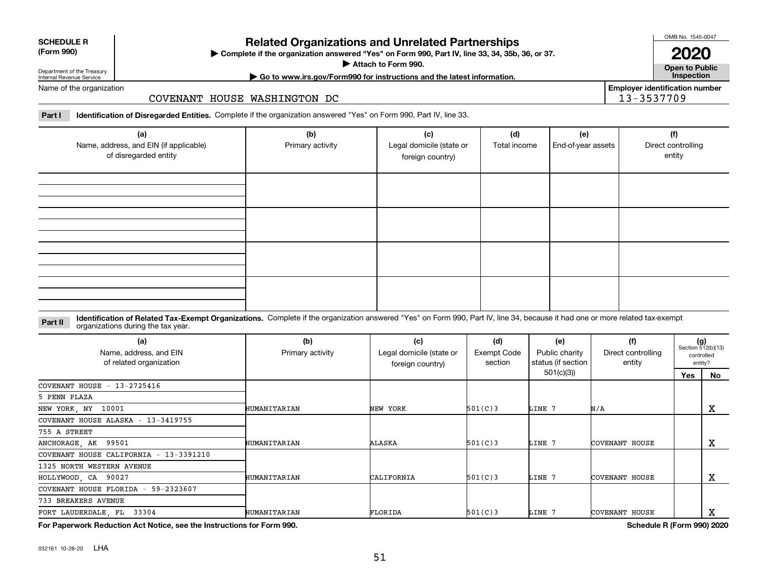**SCHEDULE R**
**(Form 990)**

Department of the Treasury
Internal Revenue Service

# Related Organizations and Unrelated Partnerships

▶ **Complete if the organization answered "Yes" on Form 990, Part IV, line 33, 34, 35b, 36, or 37.**
▶ **Attach to Form 990.**
▶ **Go to www.irs.gov/Form990 for instructions and the latest information.**

OMB No. 1545-0047

**2020**

**Open to Public Inspection**

Name of the organization: COVENANT HOUSE WASHINGTON DC

**Employer identification number** 13-3537709

**Part I** **Identification of Disregarded Entities.** Complete if the organization answered "Yes" on Form 990, Part IV, line 33.

| (a) Name, address, and EIN (if applicable) of disregarded entity | (b) Primary activity | (c) Legal domicile (state or foreign country) | (d) Total income | (e) End-of-year assets | (f) Direct controlling entity |
|---|---|---|---|---|---|
| | | | | | |
| | | | | | |
| | | | | | |
| | | | | | |

**Part II** **Identification of Related Tax-Exempt Organizations.** Complete if the organization answered "Yes" on Form 990, Part IV, line 34, because it had one or more related tax-exempt organizations during the tax year.

| (a) Name, address, and EIN of related organization | (b) Primary activity | (c) Legal domicile (state or foreign country) | (d) Exempt Code section | (e) Public charity status (if section 501(c)(3)) | (f) Direct controlling entity | (g) Section 512(b)(13) controlled entity? Yes | No |
|---|---|---|---|---|---|---|---|
| COVENANT HOUSE - 13-2725416<br>5 PENN PLAZA<br>NEW YORK, NY 10001 | HUMANITARIAN | NEW YORK | 501(C)3 | LINE 7 | N/A | | X |
| COVENANT HOUSE ALASKA - 13-3419755<br>755 A STREET<br>ANCHORAGE, AK 99501 | HUMANITARIAN | ALASKA | 501(C)3 | LINE 7 | COVENANT HOUSE | | X |
| COVENANT HOUSE CALIFORNIA - 13-3391210<br>1325 NORTH WESTERN AVENUE<br>HOLLYWOOD, CA 90027 | HUMANITARIAN | CALIFORNIA | 501(C)3 | LINE 7 | COVENANT HOUSE | | X |
| COVENANT HOUSE FLORIDA - 59-2323607<br>733 BREAKERS AVENUE<br>FORT LAUDERDALE, FL 33304 | HUMANITARIAN | FLORIDA | 501(C)3 | LINE 7 | COVENANT HOUSE | | X |

**For Paperwork Reduction Act Notice, see the Instructions for Form 990.**

**Schedule R (Form 990) 2020**

032161 10-28-20 LHA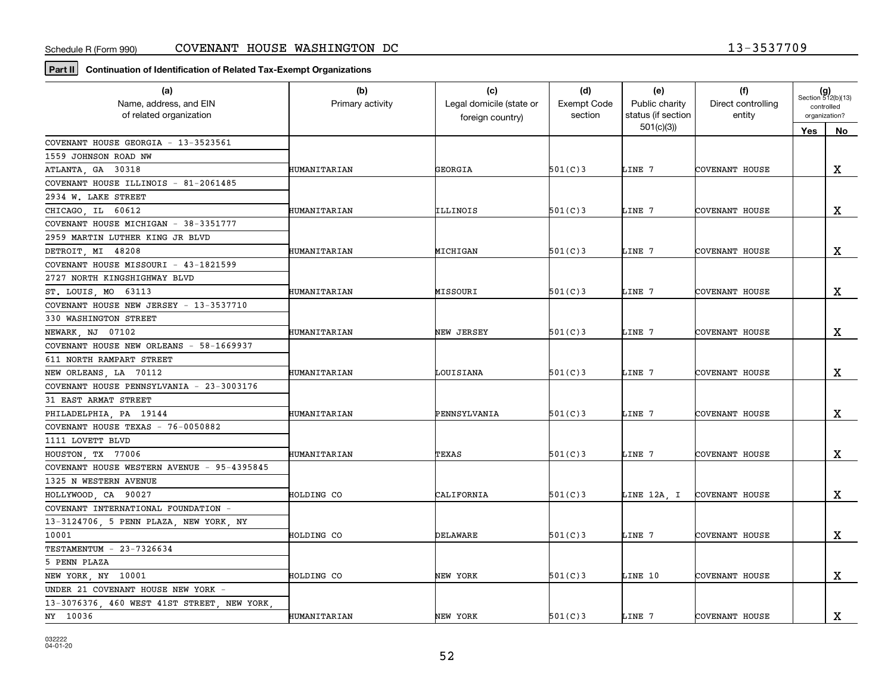Schedule R (Form 990) COVENANT HOUSE WASHINGTON DC 13-3537709

**Part II** **Continuation of Identification of Related Tax-Exempt Organizations**

| (a) Name, address, and EIN of related organization | (b) Primary activity | (c) Legal domicile (state or foreign country) | (d) Exempt Code section | (e) Public charity status (if section 501(c)(3)) | (f) Direct controlling entity | (g) Section 512(b)(13) controlled organization? Yes | No |
|---|---|---|---|---|---|---|---|
| COVENANT HOUSE GEORGIA - 13-3523561<br>1559 JOHNSON ROAD NW<br>ATLANTA, GA 30318 | HUMANITARIAN | GEORGIA | 501(C)3 | LINE 7 | COVENANT HOUSE | | X |
| COVENANT HOUSE ILLINOIS - 81-2061485<br>2934 W. LAKE STREET<br>CHICAGO, IL 60612 | HUMANITARIAN | ILLINOIS | 501(C)3 | LINE 7 | COVENANT HOUSE | | X |
| COVENANT HOUSE MICHIGAN - 38-3351777<br>2959 MARTIN LUTHER KING JR BLVD<br>DETROIT, MI 48208 | HUMANITARIAN | MICHIGAN | 501(C)3 | LINE 7 | COVENANT HOUSE | | X |
| COVENANT HOUSE MISSOURI - 43-1821599<br>2727 NORTH KINGSHIGHWAY BLVD<br>ST. LOUIS, MO 63113 | HUMANITARIAN | MISSOURI | 501(C)3 | LINE 7 | COVENANT HOUSE | | X |
| COVENANT HOUSE NEW JERSEY - 13-3537710<br>330 WASHINGTON STREET<br>NEWARK, NJ 07102 | HUMANITARIAN | NEW JERSEY | 501(C)3 | LINE 7 | COVENANT HOUSE | | X |
| COVENANT HOUSE NEW ORLEANS - 58-1669937<br>611 NORTH RAMPART STREET<br>NEW ORLEANS, LA 70112 | HUMANITARIAN | LOUISIANA | 501(C)3 | LINE 7 | COVENANT HOUSE | | X |
| COVENANT HOUSE PENNSYLVANIA - 23-3003176<br>31 EAST ARMAT STREET<br>PHILADELPHIA, PA 19144 | HUMANITARIAN | PENNSYLVANIA | 501(C)3 | LINE 7 | COVENANT HOUSE | | X |
| COVENANT HOUSE TEXAS - 76-0050882<br>1111 LOVETT BLVD<br>HOUSTON, TX 77006 | HUMANITARIAN | TEXAS | 501(C)3 | LINE 7 | COVENANT HOUSE | | X |
| COVENANT HOUSE WESTERN AVENUE - 95-4395845<br>1325 N WESTERN AVENUE<br>HOLLYWOOD, CA 90027 | HOLDING CO | CALIFORNIA | 501(C)3 | LINE 12A, I | COVENANT HOUSE | | X |
| COVENANT INTERNATIONAL FOUNDATION -<br>13-3124706, 5 PENN PLAZA, NEW YORK, NY<br>10001 | HOLDING CO | DELAWARE | 501(C)3 | LINE 7 | COVENANT HOUSE | | X |
| TESTAMENTUM - 23-7326634<br>5 PENN PLAZA<br>NEW YORK, NY 10001 | HOLDING CO | NEW YORK | 501(C)3 | LINE 10 | COVENANT HOUSE | | X |
| UNDER 21 COVENANT HOUSE NEW YORK -<br>13-3076376, 460 WEST 41ST STREET, NEW YORK,<br>NY 10036 | HUMANITARIAN | NEW YORK | 501(C)3 | LINE 7 | COVENANT HOUSE | | X |

032222
04-01-20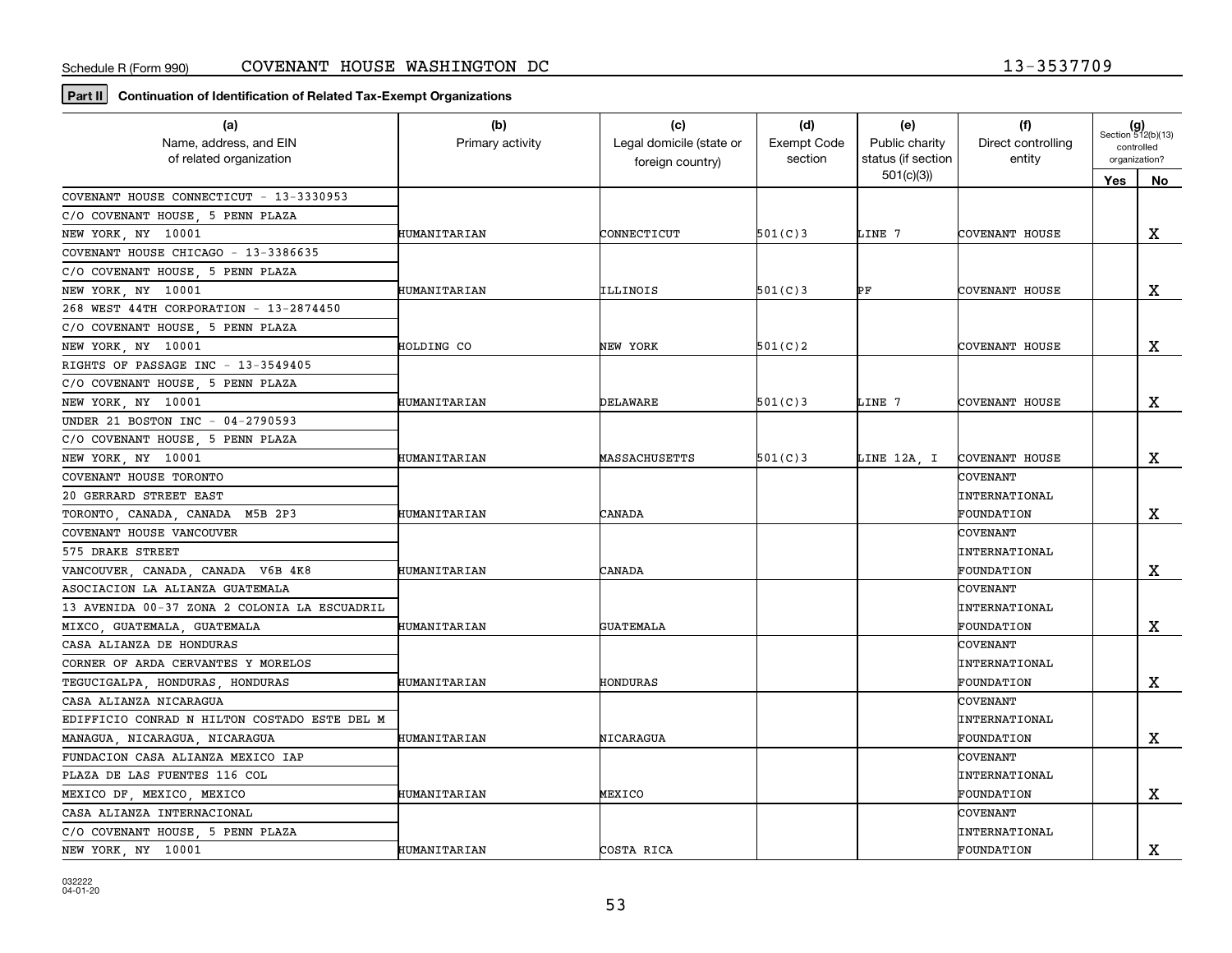Schedule R (Form 990) COVENANT HOUSE WASHINGTON DC 13-3537709

**Part II** **Continuation of Identification of Related Tax-Exempt Organizations**

| (a) Name, address, and EIN of related organization | (b) Primary activity | (c) Legal domicile (state or foreign country) | (d) Exempt Code section | (e) Public charity status (if section 501(c)(3)) | (f) Direct controlling entity | (g) Section 512(b)(13) controlled organization? Yes | No |
|---|---|---|---|---|---|---|---|
| COVENANT HOUSE CONNECTICUT - 13-3330953<br>C/O COVENANT HOUSE, 5 PENN PLAZA<br>NEW YORK, NY 10001 | HUMANITARIAN | CONNECTICUT | 501(C)3 | LINE 7 | COVENANT HOUSE | | X |
| COVENANT HOUSE CHICAGO - 13-3386635<br>C/O COVENANT HOUSE, 5 PENN PLAZA<br>NEW YORK, NY 10001 | HUMANITARIAN | ILLINOIS | 501(C)3 | PF | COVENANT HOUSE | | X |
| 268 WEST 44TH CORPORATION - 13-2874450<br>C/O COVENANT HOUSE, 5 PENN PLAZA<br>NEW YORK, NY 10001 | HOLDING CO | NEW YORK | 501(C)2 | | COVENANT HOUSE | | X |
| RIGHTS OF PASSAGE INC - 13-3549405<br>C/O COVENANT HOUSE, 5 PENN PLAZA<br>NEW YORK, NY 10001 | HUMANITARIAN | DELAWARE | 501(C)3 | LINE 7 | COVENANT HOUSE | | X |
| UNDER 21 BOSTON INC - 04-2790593<br>C/O COVENANT HOUSE, 5 PENN PLAZA<br>NEW YORK, NY 10001 | HUMANITARIAN | MASSACHUSETTS | 501(C)3 | LINE 12A, I | COVENANT HOUSE | | X |
| COVENANT HOUSE TORONTO<br>20 GERRARD STREET EAST<br>TORONTO, CANADA, CANADA M5B 2P3 | HUMANITARIAN | CANADA | | | COVENANT INTERNATIONAL FOUNDATION | | X |
| COVENANT HOUSE VANCOUVER<br>575 DRAKE STREET<br>VANCOUVER, CANADA, CANADA V6B 4K8 | HUMANITARIAN | CANADA | | | COVENANT INTERNATIONAL FOUNDATION | | X |
| ASOCIACION LA ALIANZA GUATEMALA<br>13 AVENIDA 00-37 ZONA 2 COLONIA LA ESCUADRIL<br>MIXCO, GUATEMALA, GUATEMALA | HUMANITARIAN | GUATEMALA | | | COVENANT INTERNATIONAL FOUNDATION | | X |
| CASA ALIANZA DE HONDURAS<br>CORNER OF ARDA CERVANTES Y MORELOS<br>TEGUCIGALPA, HONDURAS, HONDURAS | HUMANITARIAN | HONDURAS | | | COVENANT INTERNATIONAL FOUNDATION | | X |
| CASA ALIANZA NICARAGUA<br>EDIFFICIO CONRAD N HILTON COSTADO ESTE DEL M<br>MANAGUA, NICARAGUA, NICARAGUA | HUMANITARIAN | NICARAGUA | | | COVENANT INTERNATIONAL FOUNDATION | | X |
| FUNDACION CASA ALIANZA MEXICO IAP<br>PLAZA DE LAS FUENTES 116 COL<br>MEXICO DF, MEXICO, MEXICO | HUMANITARIAN | MEXICO | | | COVENANT INTERNATIONAL FOUNDATION | | X |
| CASA ALIANZA INTERNACIONAL<br>C/O COVENANT HOUSE, 5 PENN PLAZA<br>NEW YORK, NY 10001 | HUMANITARIAN | COSTA RICA | | | COVENANT INTERNATIONAL FOUNDATION | | X |

032222 04-01-20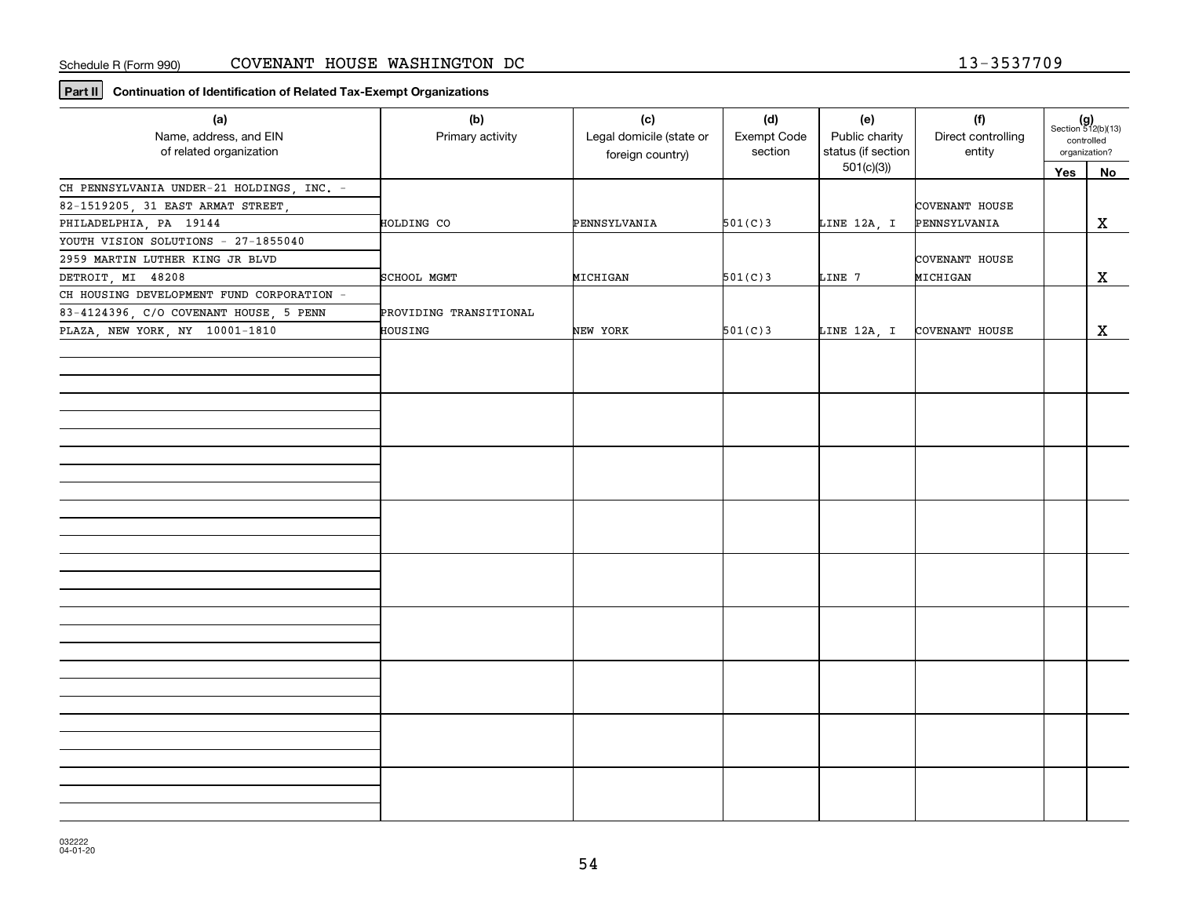Schedule R (Form 990) COVENANT HOUSE WASHINGTON DC 13-3537709

**Part II** **Continuation of Identification of Related Tax-Exempt Organizations**

| (a) Name, address, and EIN of related organization | (b) Primary activity | (c) Legal domicile (state or foreign country) | (d) Exempt Code section | (e) Public charity status (if section 501(c)(3)) | (f) Direct controlling entity | (g) Section 512(b)(13) controlled organization? Yes | No |
|---|---|---|---|---|---|---|---|
| CH PENNSYLVANIA UNDER-21 HOLDINGS, INC. - 82-1519205, 31 EAST ARMAT STREET, PHILADELPHIA, PA 19144 | HOLDING CO | PENNSYLVANIA | 501(C)3 | LINE 12A, I | COVENANT HOUSE PENNSYLVANIA | | X |
| YOUTH VISION SOLUTIONS - 27-1855040 2959 MARTIN LUTHER KING JR BLVD DETROIT, MI 48208 | SCHOOL MGMT | MICHIGAN | 501(C)3 | LINE 7 | COVENANT HOUSE MICHIGAN | | X |
| CH HOUSING DEVELOPMENT FUND CORPORATION - 83-4124396, C/O COVENANT HOUSE, 5 PENN PLAZA, NEW YORK, NY 10001-1810 | PROVIDING TRANSITIONAL HOUSING | NEW YORK | 501(C)3 | LINE 12A, I | COVENANT HOUSE | | X |
| | | | | | | | |
| | | | | | | | |
| | | | | | | | |
| | | | | | | | |
| | | | | | | | |
| | | | | | | | |
| | | | | | | | |
| | | | | | | | |
| | | | | | | | |

032222 04-01-20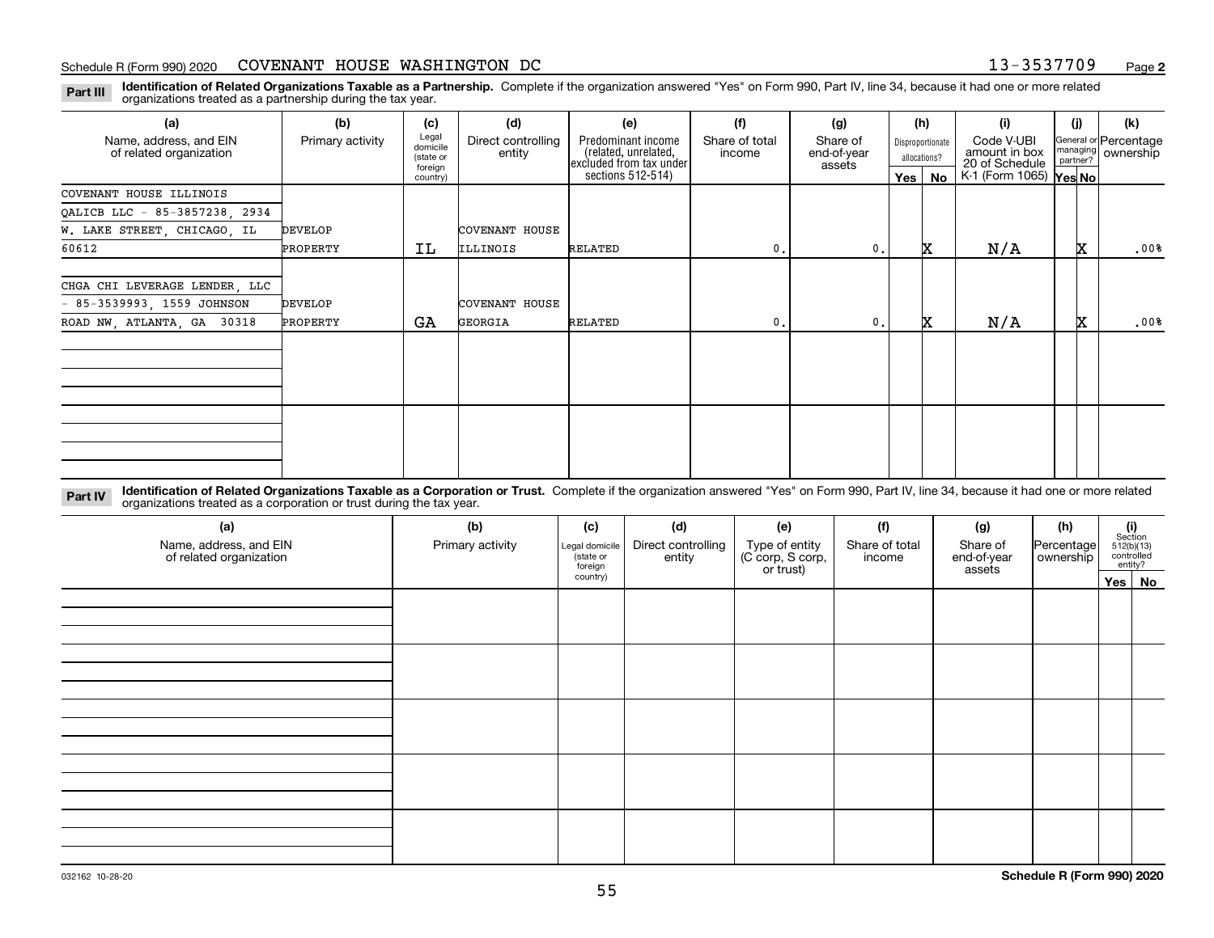Schedule R (Form 990) 2020 COVENANT HOUSE WASHINGTON DC 13-3537709 Page **2**

**Part III** **Identification of Related Organizations Taxable as a Partnership.** Complete if the organization answered "Yes" on Form 990, Part IV, line 34, because it had one or more related organizations treated as a partnership during the tax year.

| (a) Name, address, and EIN of related organization | (b) Primary activity | (c) Legal domicile (state or foreign country) | (d) Direct controlling entity | (e) Predominant income (related, unrelated, excluded from tax under sections 512-514) | (f) Share of total income | (g) Share of end-of-year assets | (h) Disproportionate allocations? Yes | (h) No | (i) Code V-UBI amount in box 20 of Schedule K-1 (Form 1065) | (j) General or managing partner? Yes | (j) No | (k) Percentage ownership |
|---|---|---|---|---|---|---|---|---|---|---|---|---|
| COVENANT HOUSE ILLINOIS QALICB LLC - 85-3857238, 2934 W. LAKE STREET, CHICAGO, IL 60612 | DEVELOP PROPERTY | IL | COVENANT HOUSE ILLINOIS | RELATED | 0. | 0. | | X | N/A | | X | .00% |
| CHGA CHI LEVERAGE LENDER, LLC - 85-3539993, 1559 JOHNSON ROAD NW, ATLANTA, GA 30318 | DEVELOP PROPERTY | GA | COVENANT HOUSE GEORGIA | RELATED | 0. | 0. | | X | N/A | | X | .00% |
| | | | | | | | | | | | | |
| | | | | | | | | | | | | |

**Part IV** **Identification of Related Organizations Taxable as a Corporation or Trust.** Complete if the organization answered "Yes" on Form 990, Part IV, line 34, because it had one or more related organizations treated as a corporation or trust during the tax year.

| (a) Name, address, and EIN of related organization | (b) Primary activity | (c) Legal domicile (state or foreign country) | (d) Direct controlling entity | (e) Type of entity (C corp, S corp, or trust) | (f) Share of total income | (g) Share of end-of-year assets | (h) Percentage ownership | (i) Section 512(b)(13) controlled entity? Yes | (i) No |
|---|---|---|---|---|---|---|---|---|---|
| | | | | | | | | | |
| | | | | | | | | | |
| | | | | | | | | | |
| | | | | | | | | | |
| | | | | | | | | | |

032162 10-28-20 **Schedule R (Form 990) 2020**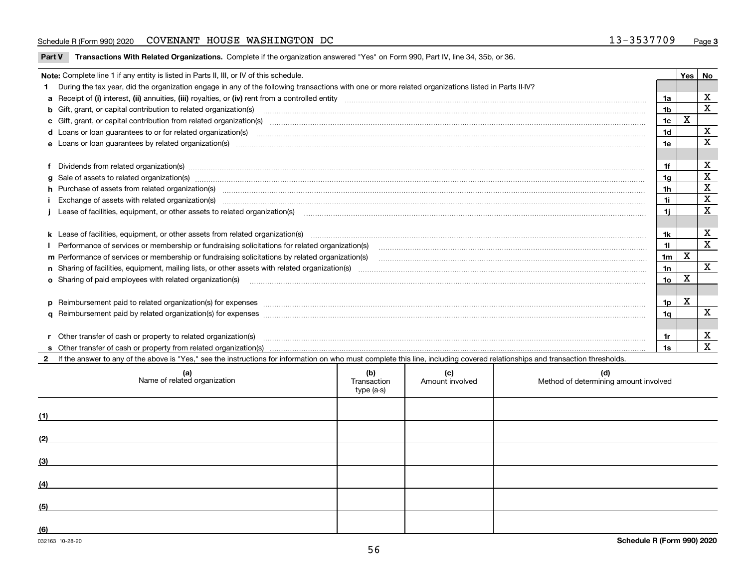Schedule R (Form 990) 2020 COVENANT HOUSE WASHINGTON DC 13-3537709 Page 3

**Part V Transactions With Related Organizations.** Complete if the organization answered "Yes" on Form 990, Part IV, line 34, 35b, or 36.

| Note: Complete line 1 if any entity is listed in Parts II, III, or IV of this schedule. | | Yes | No |
|---|---|---|---|
| **1** During the tax year, did the organization engage in any of the following transactions with one or more related organizations listed in Parts II-IV? | | | |
| **a** Receipt of **(i)** interest, **(ii)** annuities, **(iii)** royalties, or **(iv)** rent from a controlled entity | 1a | | X |
| **b** Gift, grant, or capital contribution to related organization(s) | 1b | | X |
| **c** Gift, grant, or capital contribution from related organization(s) | 1c | X | |
| **d** Loans or loan guarantees to or for related organization(s) | 1d | | X |
| **e** Loans or loan guarantees by related organization(s) | 1e | | X |
| **f** Dividends from related organization(s) | 1f | | X |
| **g** Sale of assets to related organization(s) | 1g | | X |
| **h** Purchase of assets from related organization(s) | 1h | | X |
| **i** Exchange of assets with related organization(s) | 1i | | X |
| **j** Lease of facilities, equipment, or other assets to related organization(s) | 1j | | X |
| **k** Lease of facilities, equipment, or other assets from related organization(s) | 1k | | X |
| **l** Performance of services or membership or fundraising solicitations for related organization(s) | 1l | | X |
| **m** Performance of services or membership or fundraising solicitations by related organization(s) | 1m | X | |
| **n** Sharing of facilities, equipment, mailing lists, or other assets with related organization(s) | 1n | | X |
| **o** Sharing of paid employees with related organization(s) | 1o | X | |
| **p** Reimbursement paid to related organization(s) for expenses | 1p | X | |
| **q** Reimbursement paid by related organization(s) for expenses | 1q | | X |
| **r** Other transfer of cash or property to related organization(s) | 1r | | X |
| **s** Other transfer of cash or property from related organization(s) | 1s | | X |

**2** If the answer to any of the above is "Yes," see the instructions for information on who must complete this line, including covered relationships and transaction thresholds.

| | (a) Name of related organization | (b) Transaction type (a-s) | (c) Amount involved | (d) Method of determining amount involved |
|---|---|---|---|---|
| (1) | | | | |
| (2) | | | | |
| (3) | | | | |
| (4) | | | | |
| (5) | | | | |
| (6) | | | | |

032163 10-28-20 **Schedule R (Form 990) 2020**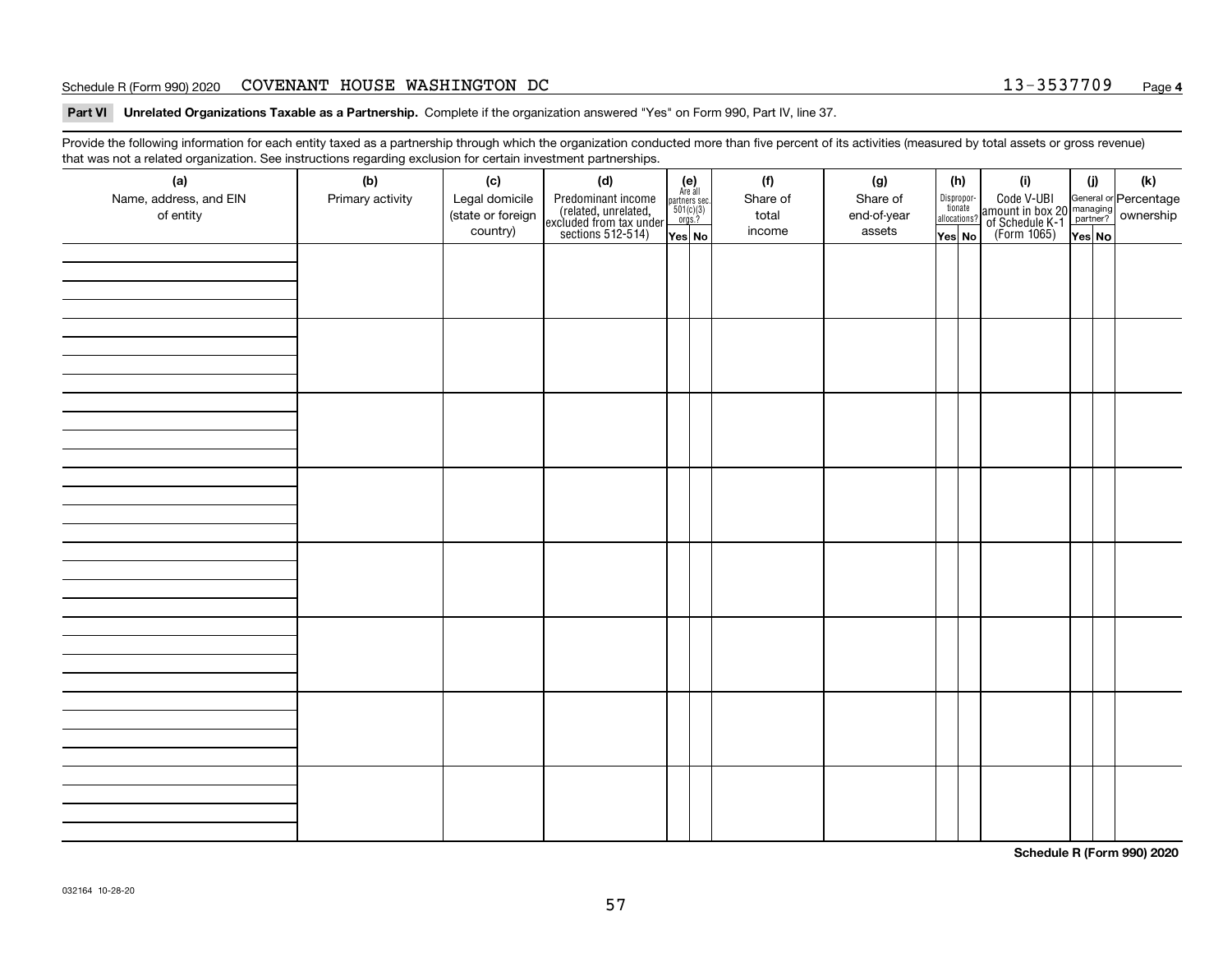Schedule R (Form 990) 2020 COVENANT HOUSE WASHINGTON DC 13-3537709 Page 4

**Part VI Unrelated Organizations Taxable as a Partnership.** Complete if the organization answered "Yes" on Form 990, Part IV, line 37.

Provide the following information for each entity taxed as a partnership through which the organization conducted more than five percent of its activities (measured by total assets or gross revenue) that was not a related organization. See instructions regarding exclusion for certain investment partnerships.

| (a) Name, address, and EIN of entity | (b) Primary activity | (c) Legal domicile (state or foreign country) | (d) Predominant income (related, unrelated, excluded from tax under sections 512-514) | (e) Are all partners sec. 501(c)(3) orgs.? | | (f) Share of total income | (g) Share of end-of-year assets | (h) Disproportionate allocations? | | (i) Code V-UBI amount in box 20 of Schedule K-1 (Form 1065) | (j) General or managing partner? | | (k) Percentage ownership |
|---|---|---|---|---|---|---|---|---|---|---|---|---|---|
| | | | | Yes | No | | | Yes | No | | Yes | No | |
| | | | | | | | | | | | | | |
| | | | | | | | | | | | | | |
| | | | | | | | | | | | | | |
| | | | | | | | | | | | | | |
| | | | | | | | | | | | | | |
| | | | | | | | | | | | | | |
| | | | | | | | | | | | | | |
| | | | | | | | | | | | | | |

**Schedule R (Form 990) 2020**

032164 10-28-20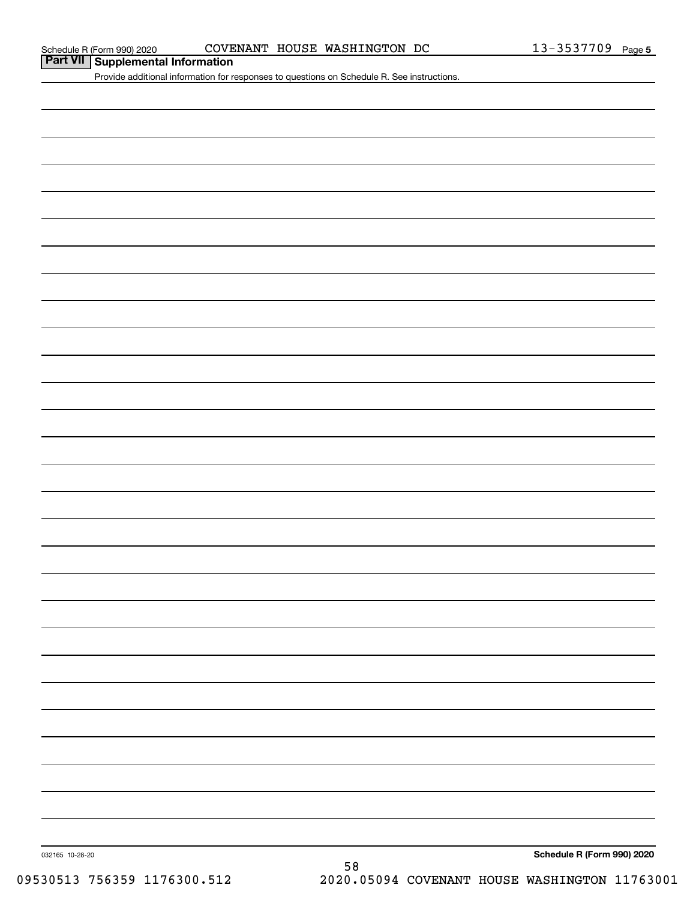## Part VII Supplemental Information

Provide additional information for responses to questions on Schedule R. See instructions.